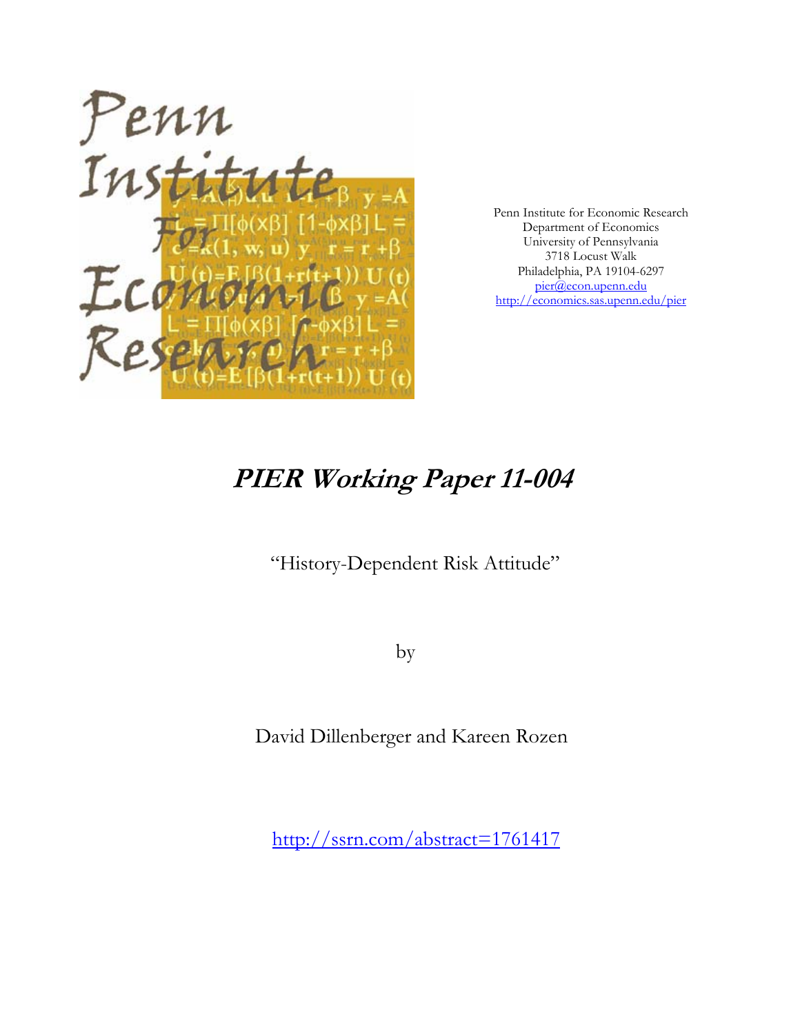Penn Institute for Economic Research
Department of Economics
University of Pennsylvania
3718 Locust Walk
Philadelphia, PA 19104-6297
pier@econ.upenn.edu
http://economics.sas.upenn.edu/pier

# *PIER Working Paper 11-004*

"History-Dependent Risk Attitude"

by

David Dillenberger and Kareen Rozen

http://ssrn.com/abstract=1761417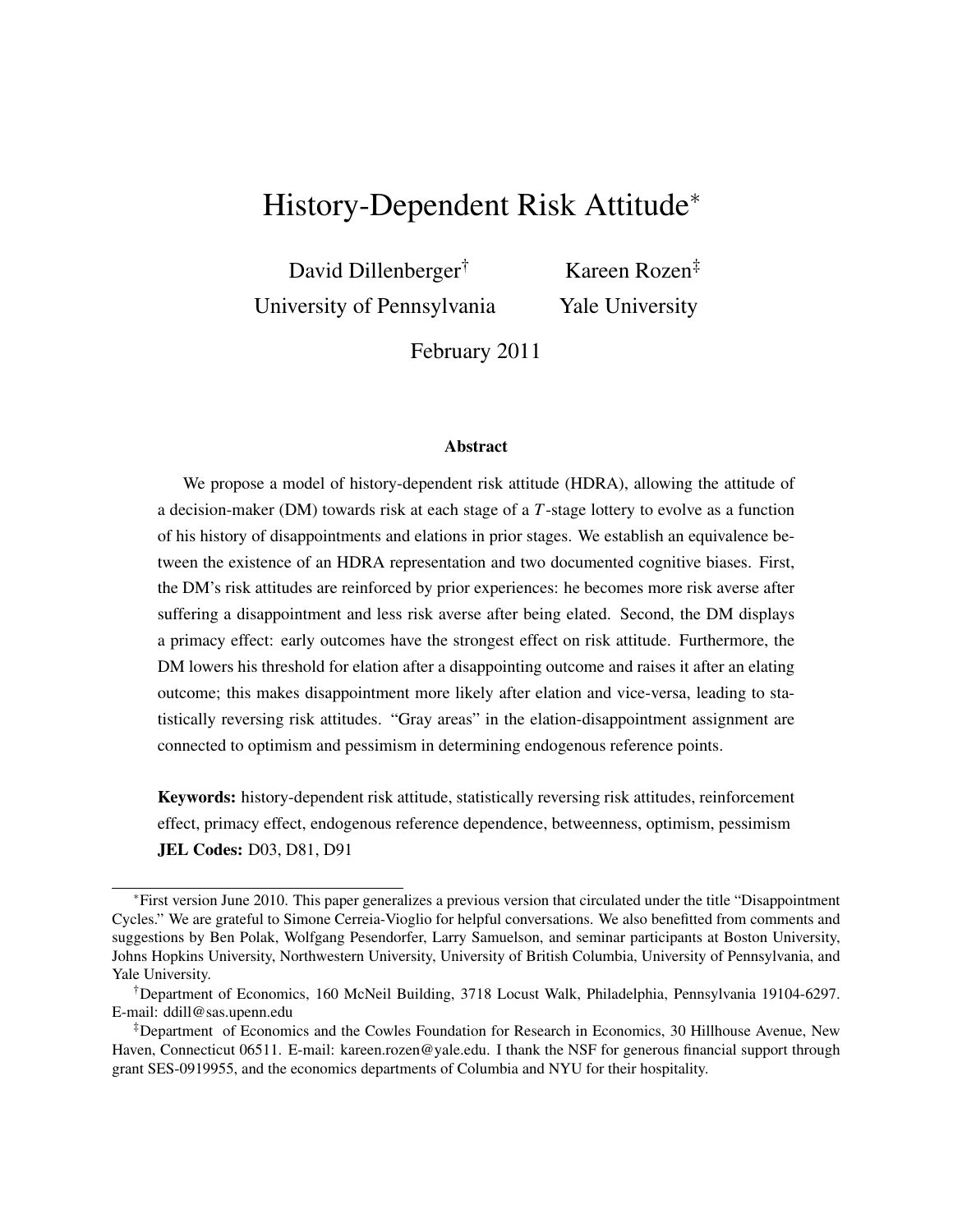# History-Dependent Risk Attitude*

David Dillenberger[†]  
University of Pennsylvania

Kareen Rozen[‡]  
Yale University

February 2011

### Abstract

We propose a model of history-dependent risk attitude (HDRA), allowing the attitude of a decision-maker (DM) towards risk at each stage of a $T$-stage lottery to evolve as a function of his history of disappointments and elations in prior stages. We establish an equivalence between the existence of an HDRA representation and two documented cognitive biases. First, the DM's risk attitudes are reinforced by prior experiences: he becomes more risk averse after suffering a disappointment and less risk averse after being elated. Second, the DM displays a primacy effect: early outcomes have the strongest effect on risk attitude. Furthermore, the DM lowers his threshold for elation after a disappointing outcome and raises it after an elating outcome; this makes disappointment more likely after elation and vice-versa, leading to statistically reversing risk attitudes. "Gray areas" in the elation-disappointment assignment are connected to optimism and pessimism in determining endogenous reference points.

**Keywords:** history-dependent risk attitude, statistically reversing risk attitudes, reinforcement effect, primacy effect, endogenous reference dependence, betweenness, optimism, pessimism  
**JEL Codes:** D03, D81, D91

---

*First version June 2010. This paper generalizes a previous version that circulated under the title "Disappointment Cycles." We are grateful to Simone Cerreia-Vioglio for helpful conversations. We also benefitted from comments and suggestions by Ben Polak, Wolfgang Pesendorfer, Larry Samuelson, and seminar participants at Boston University, Johns Hopkins University, Northwestern University, University of British Columbia, University of Pennsylvania, and Yale University.

[†]Department of Economics, 160 McNeil Building, 3718 Locust Walk, Philadelphia, Pennsylvania 19104-6297. E-mail: ddill@sas.upenn.edu

[‡]Department of Economics and the Cowles Foundation for Research in Economics, 30 Hillhouse Avenue, New Haven, Connecticut 06511. E-mail: kareen.rozen@yale.edu. I thank the NSF for generous financial support through grant SES-0919955, and the economics departments of Columbia and NYU for their hospitality.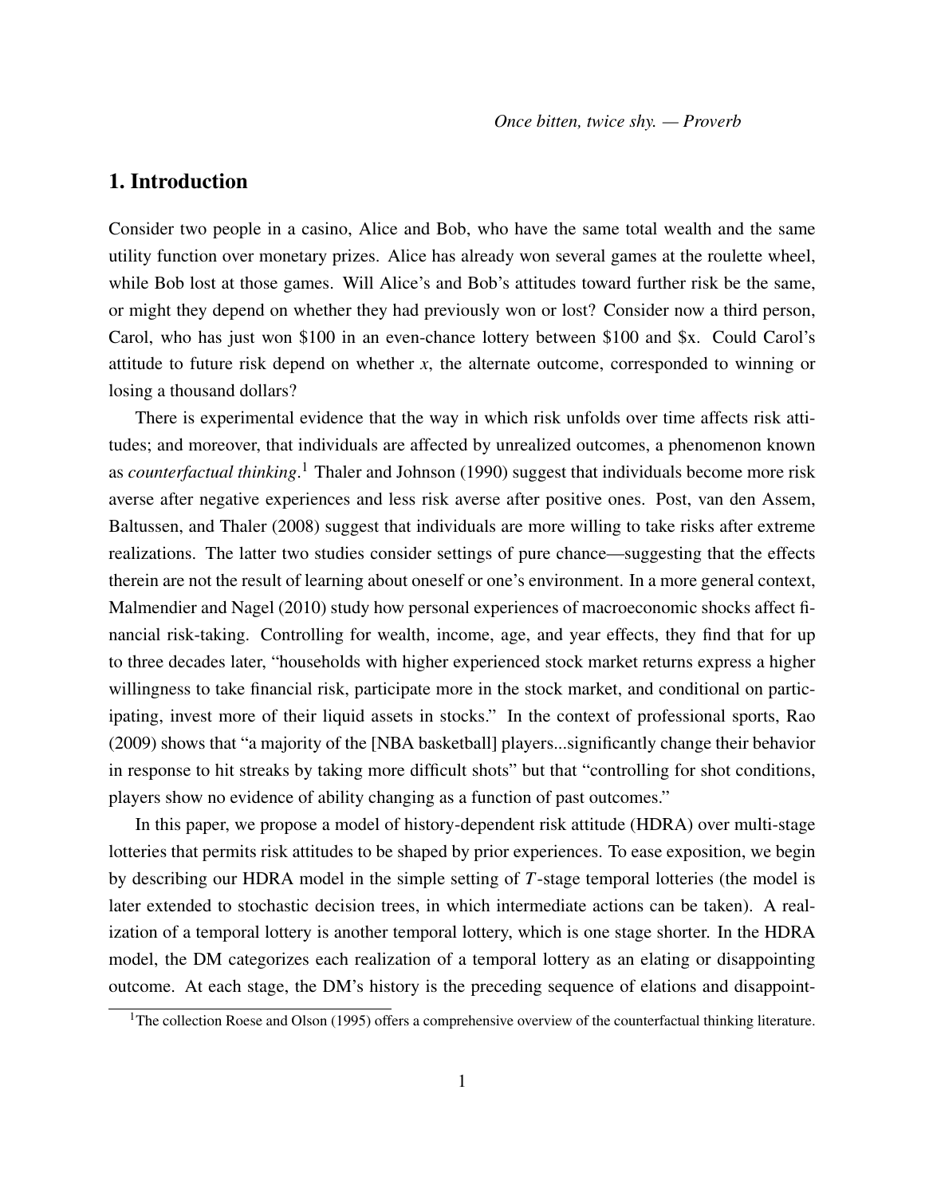*Once bitten, twice shy. — Proverb*

## 1. Introduction

Consider two people in a casino, Alice and Bob, who have the same total wealth and the same utility function over monetary prizes. Alice has already won several games at the roulette wheel, while Bob lost at those games. Will Alice's and Bob's attitudes toward further risk be the same, or might they depend on whether they had previously won or lost? Consider now a third person, Carol, who has just won \$100 in an even-chance lottery between \$100 and \$x. Could Carol's attitude to future risk depend on whether $x$, the alternate outcome, corresponded to winning or losing a thousand dollars?

There is experimental evidence that the way in which risk unfolds over time affects risk attitudes; and moreover, that individuals are affected by unrealized outcomes, a phenomenon known as *counterfactual thinking*.[1] Thaler and Johnson (1990) suggest that individuals become more risk averse after negative experiences and less risk averse after positive ones. Post, van den Assem, Baltussen, and Thaler (2008) suggest that individuals are more willing to take risks after extreme realizations. The latter two studies consider settings of pure chance—suggesting that the effects therein are not the result of learning about oneself or one's environment. In a more general context, Malmendier and Nagel (2010) study how personal experiences of macroeconomic shocks affect financial risk-taking. Controlling for wealth, income, age, and year effects, they find that for up to three decades later, "households with higher experienced stock market returns express a higher willingness to take financial risk, participate more in the stock market, and conditional on participating, invest more of their liquid assets in stocks." In the context of professional sports, Rao (2009) shows that "a majority of the [NBA basketball] players...significantly change their behavior in response to hit streaks by taking more difficult shots" but that "controlling for shot conditions, players show no evidence of ability changing as a function of past outcomes."

In this paper, we propose a model of history-dependent risk attitude (HDRA) over multi-stage lotteries that permits risk attitudes to be shaped by prior experiences. To ease exposition, we begin by describing our HDRA model in the simple setting of $T$-stage temporal lotteries (the model is later extended to stochastic decision trees, in which intermediate actions can be taken). A realization of a temporal lottery is another temporal lottery, which is one stage shorter. In the HDRA model, the DM categorizes each realization of a temporal lottery as an elating or disappointing outcome. At each stage, the DM's history is the preceding sequence of elations and disappoint-

[1] The collection Roese and Olson (1995) offers a comprehensive overview of the counterfactual thinking literature.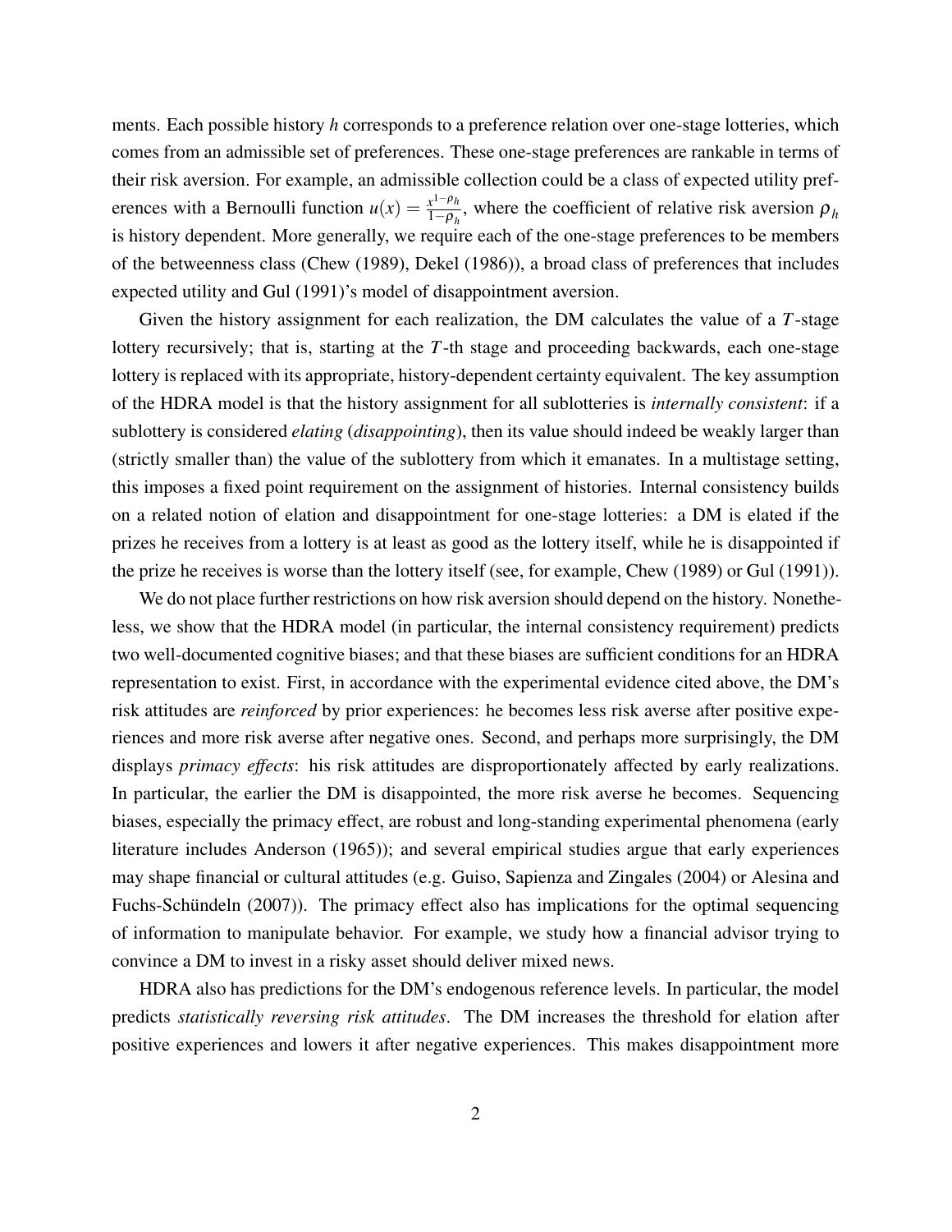ments. Each possible history $h$ corresponds to a preference relation over one-stage lotteries, which comes from an admissible set of preferences. These one-stage preferences are rankable in terms of their risk aversion. For example, an admissible collection could be a class of expected utility preferences with a Bernoulli function $u(x) = \frac{x^{1-\rho_h}}{1-\rho_h}$, where the coefficient of relative risk aversion $\rho_h$ is history dependent. More generally, we require each of the one-stage preferences to be members of the betweenness class (Chew (1989), Dekel (1986)), a broad class of preferences that includes expected utility and Gul (1991)'s model of disappointment aversion.

Given the history assignment for each realization, the DM calculates the value of a $T$-stage lottery recursively; that is, starting at the $T$-th stage and proceeding backwards, each one-stage lottery is replaced with its appropriate, history-dependent certainty equivalent. The key assumption of the HDRA model is that the history assignment for all sublotteries is *internally consistent*: if a sublottery is considered *elating* (*disappointing*), then its value should indeed be weakly larger than (strictly smaller than) the value of the sublottery from which it emanates. In a multistage setting, this imposes a fixed point requirement on the assignment of histories. Internal consistency builds on a related notion of elation and disappointment for one-stage lotteries: a DM is elated if the prizes he receives from a lottery is at least as good as the lottery itself, while he is disappointed if the prize he receives is worse than the lottery itself (see, for example, Chew (1989) or Gul (1991)).

We do not place further restrictions on how risk aversion should depend on the history. Nonetheless, we show that the HDRA model (in particular, the internal consistency requirement) predicts two well-documented cognitive biases; and that these biases are sufficient conditions for an HDRA representation to exist. First, in accordance with the experimental evidence cited above, the DM's risk attitudes are *reinforced* by prior experiences: he becomes less risk averse after positive experiences and more risk averse after negative ones. Second, and perhaps more surprisingly, the DM displays *primacy effects*: his risk attitudes are disproportionately affected by early realizations. In particular, the earlier the DM is disappointed, the more risk averse he becomes. Sequencing biases, especially the primacy effect, are robust and long-standing experimental phenomena (early literature includes Anderson (1965)); and several empirical studies argue that early experiences may shape financial or cultural attitudes (e.g. Guiso, Sapienza and Zingales (2004) or Alesina and Fuchs-Schündeln (2007)). The primacy effect also has implications for the optimal sequencing of information to manipulate behavior. For example, we study how a financial advisor trying to convince a DM to invest in a risky asset should deliver mixed news.

HDRA also has predictions for the DM's endogenous reference levels. In particular, the model predicts *statistically reversing risk attitudes*. The DM increases the threshold for elation after positive experiences and lowers it after negative experiences. This makes disappointment more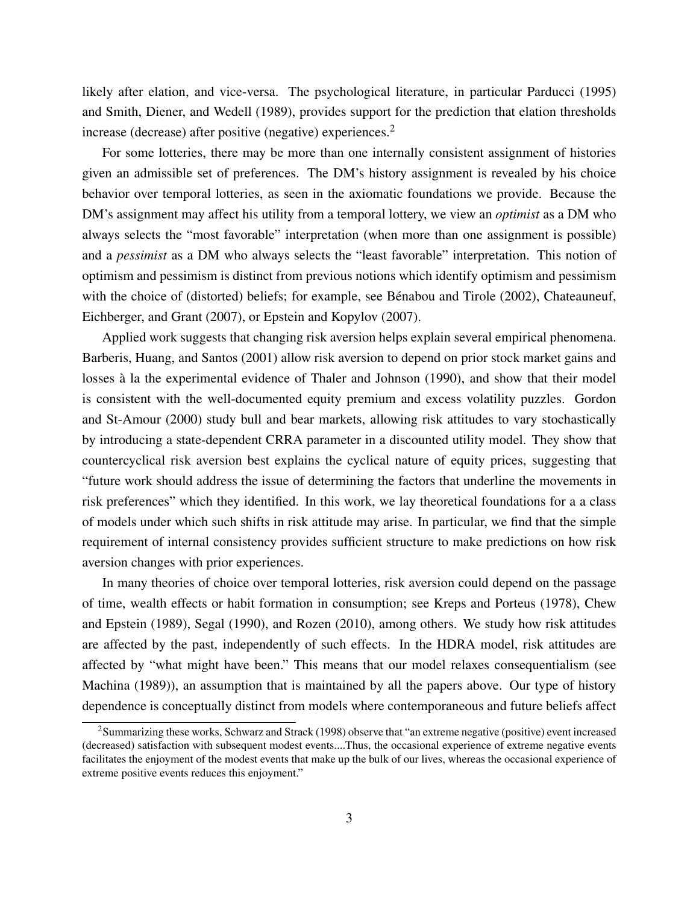likely after elation, and vice-versa. The psychological literature, in particular Parducci (1995) and Smith, Diener, and Wedell (1989), provides support for the prediction that elation thresholds increase (decrease) after positive (negative) experiences.[2]

For some lotteries, there may be more than one internally consistent assignment of histories given an admissible set of preferences. The DM's history assignment is revealed by his choice behavior over temporal lotteries, as seen in the axiomatic foundations we provide. Because the DM's assignment may affect his utility from a temporal lottery, we view an *optimist* as a DM who always selects the "most favorable" interpretation (when more than one assignment is possible) and a *pessimist* as a DM who always selects the "least favorable" interpretation. This notion of optimism and pessimism is distinct from previous notions which identify optimism and pessimism with the choice of (distorted) beliefs; for example, see Bénabou and Tirole (2002), Chateauneuf, Eichberger, and Grant (2007), or Epstein and Kopylov (2007).

Applied work suggests that changing risk aversion helps explain several empirical phenomena. Barberis, Huang, and Santos (2001) allow risk aversion to depend on prior stock market gains and losses à la the experimental evidence of Thaler and Johnson (1990), and show that their model is consistent with the well-documented equity premium and excess volatility puzzles. Gordon and St-Amour (2000) study bull and bear markets, allowing risk attitudes to vary stochastically by introducing a state-dependent CRRA parameter in a discounted utility model. They show that countercyclical risk aversion best explains the cyclical nature of equity prices, suggesting that "future work should address the issue of determining the factors that underline the movements in risk preferences" which they identified. In this work, we lay theoretical foundations for a a class of models under which such shifts in risk attitude may arise. In particular, we find that the simple requirement of internal consistency provides sufficient structure to make predictions on how risk aversion changes with prior experiences.

In many theories of choice over temporal lotteries, risk aversion could depend on the passage of time, wealth effects or habit formation in consumption; see Kreps and Porteus (1978), Chew and Epstein (1989), Segal (1990), and Rozen (2010), among others. We study how risk attitudes are affected by the past, independently of such effects. In the HDRA model, risk attitudes are affected by "what might have been." This means that our model relaxes consequentialism (see Machina (1989)), an assumption that is maintained by all the papers above. Our type of history dependence is conceptually distinct from models where contemporaneous and future beliefs affect

[2] Summarizing these works, Schwarz and Strack (1998) observe that "an extreme negative (positive) event increased (decreased) satisfaction with subsequent modest events....Thus, the occasional experience of extreme negative events facilitates the enjoyment of the modest events that make up the bulk of our lives, whereas the occasional experience of extreme positive events reduces this enjoyment."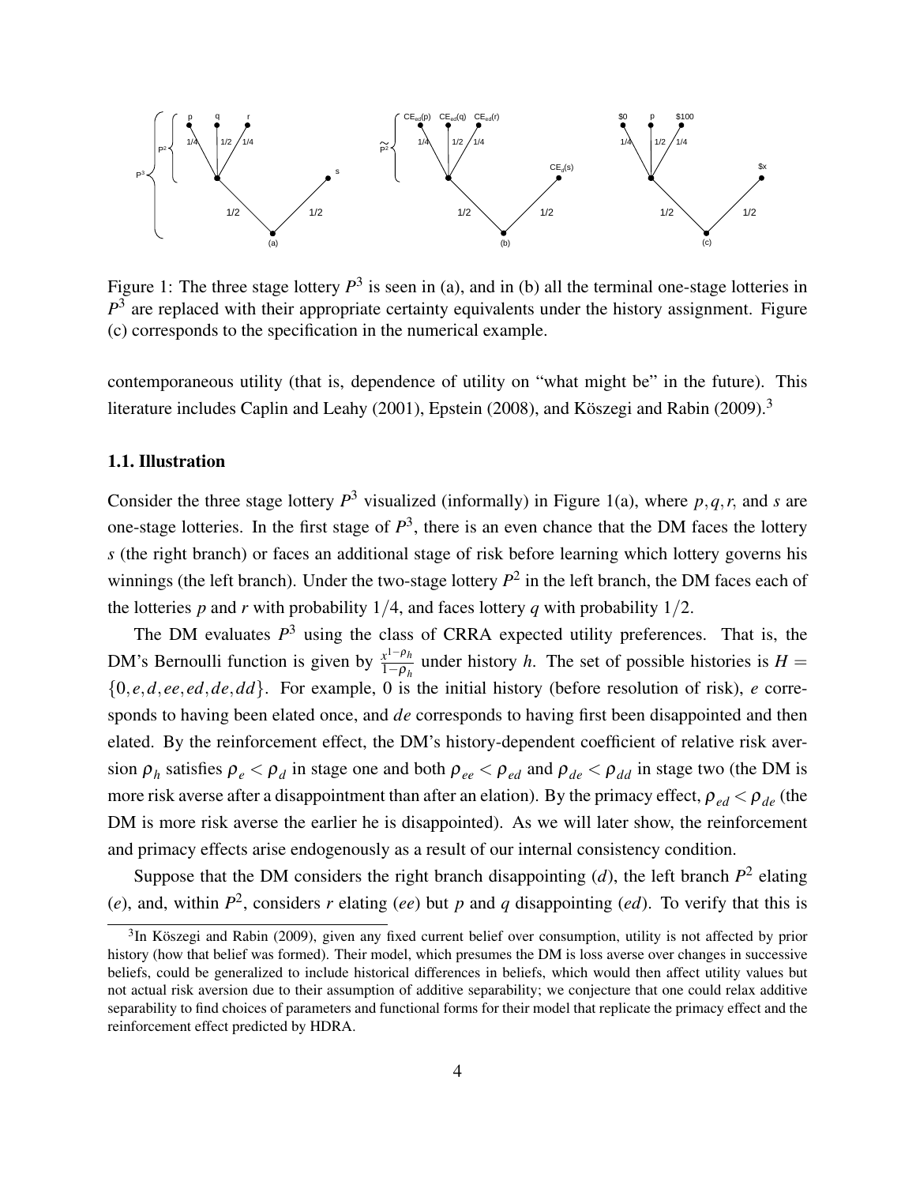Figure 1: The three stage lottery $P^3$ is seen in (a), and in (b) all the terminal one-stage lotteries in $P^3$ are replaced with their appropriate certainty equivalents under the history assignment. Figure (c) corresponds to the specification in the numerical example.

contemporaneous utility (that is, dependence of utility on "what might be" in the future). This literature includes Caplin and Leahy (2001), Epstein (2008), and Köszegi and Rabin (2009).[3]

### 1.1. Illustration

Consider the three stage lottery $P^3$ visualized (informally) in Figure 1(a), where $p, q, r$, and $s$ are one-stage lotteries. In the first stage of $P^3$, there is an even chance that the DM faces the lottery $s$ (the right branch) or faces an additional stage of risk before learning which lottery governs his winnings (the left branch). Under the two-stage lottery $P^2$ in the left branch, the DM faces each of the lotteries $p$ and $r$ with probability $1/4$, and faces lottery $q$ with probability $1/2$.

The DM evaluates $P^3$ using the class of CRRA expected utility preferences. That is, the DM's Bernoulli function is given by $\frac{x^{1-\rho_h}}{1-\rho_h}$ under history $h$. The set of possible histories is $H = \{0, e, d, ee, ed, de, dd\}$. For example, 0 is the initial history (before resolution of risk), $e$ corresponds to having been elated once, and $de$ corresponds to having first been disappointed and then elated. By the reinforcement effect, the DM's history-dependent coefficient of relative risk aversion $\rho_h$ satisfies $\rho_e < \rho_d$ in stage one and both $\rho_{ee} < \rho_{ed}$ and $\rho_{de} < \rho_{dd}$ in stage two (the DM is more risk averse after a disappointment than after an elation). By the primacy effect, $\rho_{ed} < \rho_{de}$ (the DM is more risk averse the earlier he is disappointed). As we will later show, the reinforcement and primacy effects arise endogenously as a result of our internal consistency condition.

Suppose that the DM considers the right branch disappointing ($d$), the left branch $P^2$ elating ($e$), and, within $P^2$, considers $r$ elating ($ee$) but $p$ and $q$ disappointing ($ed$). To verify that this is

[3] In Köszegi and Rabin (2009), given any fixed current belief over consumption, utility is not affected by prior history (how that belief was formed). Their model, which presumes the DM is loss averse over changes in successive beliefs, could be generalized to include historical differences in beliefs, which would then affect utility values but not actual risk aversion due to their assumption of additive separability; we conjecture that one could relax additive separability to find choices of parameters and functional forms for their model that replicate the primacy effect and the reinforcement effect predicted by HDRA.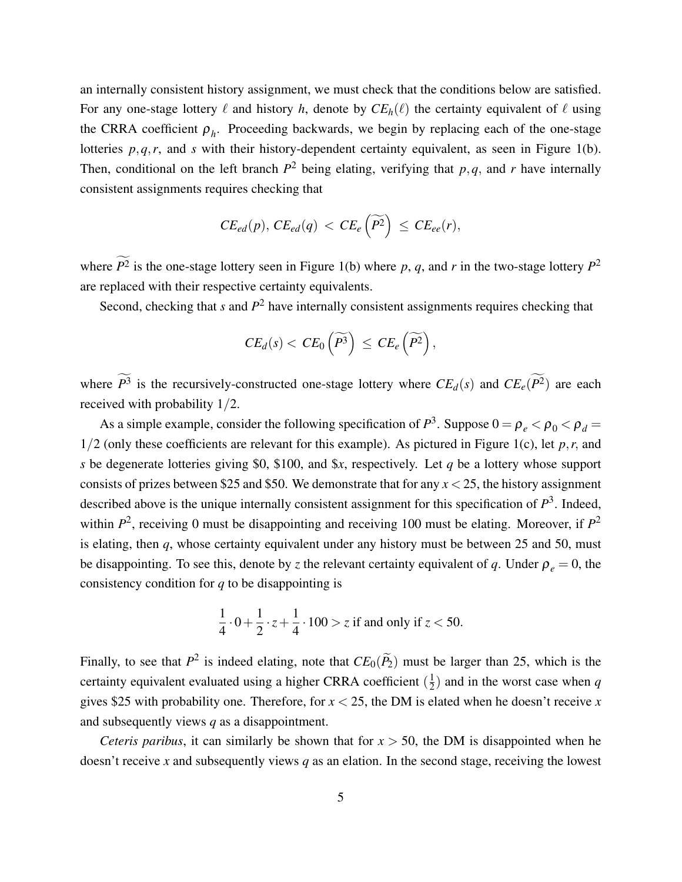an internally consistent history assignment, we must check that the conditions below are satisfied. For any one-stage lottery $\ell$ and history $h$, denote by $CE_h(\ell)$ the certainty equivalent of $\ell$ using the CRRA coefficient $\rho_h$. Proceeding backwards, we begin by replacing each of the one-stage lotteries $p, q, r$, and $s$ with their history-dependent certainty equivalent, as seen in Figure 1(b). Then, conditional on the left branch $P^2$ being elating, verifying that $p, q$, and $r$ have internally consistent assignments requires checking that

$$CE_{ed}(p),\, CE_{ed}(q) \;<\; CE_e\left(\widetilde{P^2}\right) \;\leq\; CE_{ee}(r),$$

where $\widetilde{P^2}$ is the one-stage lottery seen in Figure 1(b) where $p$, $q$, and $r$ in the two-stage lottery $P^2$ are replaced with their respective certainty equivalents.

Second, checking that $s$ and $P^2$ have internally consistent assignments requires checking that

$$CE_d(s) <\; CE_0\left(\widetilde{P^3}\right) \;\leq\; CE_e\left(\widetilde{P^2}\right),$$

where $\widetilde{P^3}$ is the recursively-constructed one-stage lottery where $CE_d(s)$ and $CE_e(\widetilde{P^2})$ are each received with probability $1/2$.

As a simple example, consider the following specification of $P^3$. Suppose $0 = \rho_e < \rho_0 < \rho_d = 1/2$ (only these coefficients are relevant for this example). As pictured in Figure 1(c), let $p, r$, and $s$ be degenerate lotteries giving \$0, \$100, and \$$x$, respectively. Let $q$ be a lottery whose support consists of prizes between \$25 and \$50. We demonstrate that for any $x < 25$, the history assignment described above is the unique internally consistent assignment for this specification of $P^3$. Indeed, within $P^2$, receiving 0 must be disappointing and receiving 100 must be elating. Moreover, if $P^2$ is elating, then $q$, whose certainty equivalent under any history must be between 25 and 50, must be disappointing. To see this, denote by $z$ the relevant certainty equivalent of $q$. Under $\rho_e = 0$, the consistency condition for $q$ to be disappointing is

$$\frac{1}{4}\cdot 0 + \frac{1}{2}\cdot z + \frac{1}{4}\cdot 100 > z \text{ if and only if } z < 50.$$

Finally, to see that $P^2$ is indeed elating, note that $CE_0(\widetilde{P}_2)$ must be larger than 25, which is the certainty equivalent evaluated using a higher CRRA coefficient $(\frac{1}{2})$ and in the worst case when $q$ gives \$25 with probability one. Therefore, for $x < 25$, the DM is elated when he doesn't receive $x$ and subsequently views $q$ as a disappointment.

*Ceteris paribus*, it can similarly be shown that for $x > 50$, the DM is disappointed when he doesn't receive $x$ and subsequently views $q$ as an elation. In the second stage, receiving the lowest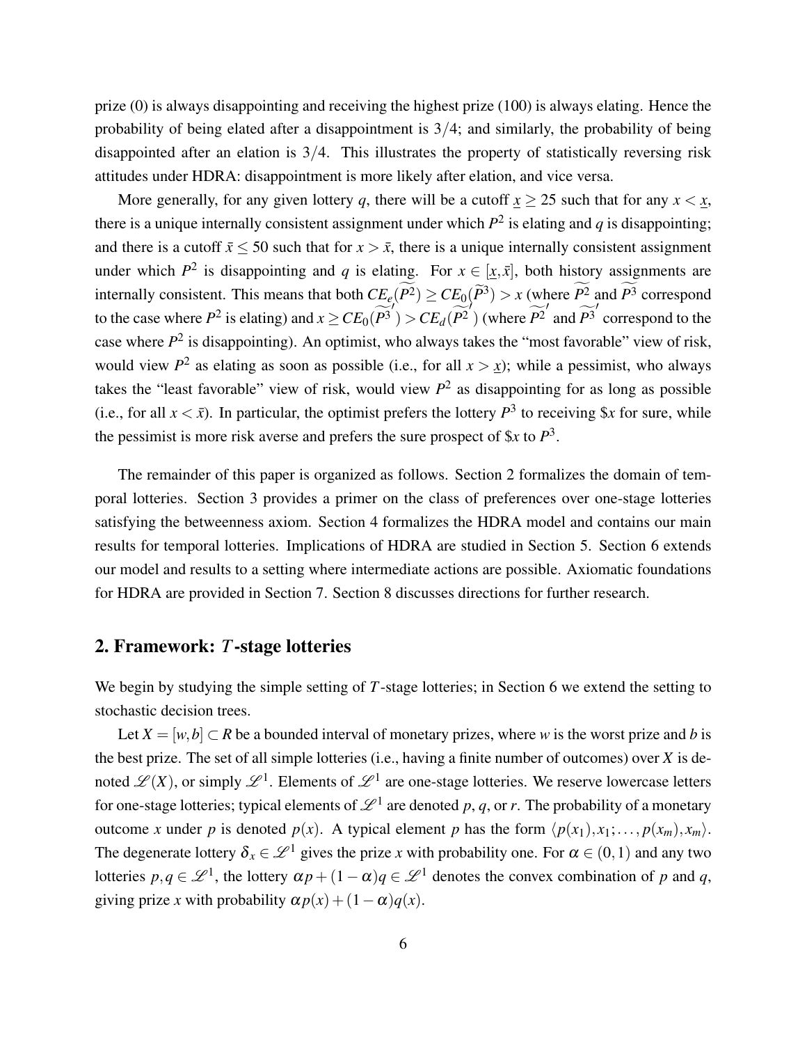prize (0) is always disappointing and receiving the highest prize (100) is always elating. Hence the probability of being elated after a disappointment is $3/4$; and similarly, the probability of being disappointed after an elation is $3/4$. This illustrates the property of statistically reversing risk attitudes under HDRA: disappointment is more likely after elation, and vice versa.

More generally, for any given lottery $q$, there will be a cutoff $\underline{x} \geq 25$ such that for any $x < \underline{x}$, there is a unique internally consistent assignment under which $P^2$ is elating and $q$ is disappointing; and there is a cutoff $\bar{x} \leq 50$ such that for $x > \bar{x}$, there is a unique internally consistent assignment under which $P^2$ is disappointing and $q$ is elating. For $x \in [\underline{x}, \bar{x}]$, both history assignments are internally consistent. This means that both $CE_e(\widetilde{P^2}) \geq CE_0(\widetilde{P^3}) > x$ (where $\widetilde{P^2}$ and $\widetilde{P^3}$ correspond to the case where $P^2$ is elating) and $x \geq CE_0(\widetilde{P^3}') > CE_d(\widetilde{P^2}')$ (where $\widetilde{P^2}'$ and $\widetilde{P^3}'$ correspond to the case where $P^2$ is disappointing). An optimist, who always takes the "most favorable" view of risk, would view $P^2$ as elating as soon as possible (i.e., for all $x > \underline{x}$); while a pessimist, who always takes the "least favorable" view of risk, would view $P^2$ as disappointing for as long as possible (i.e., for all $x < \bar{x}$). In particular, the optimist prefers the lottery $P^3$ to receiving \$$x$ for sure, while the pessimist is more risk averse and prefers the sure prospect of \$$x$ to $P^3$.

The remainder of this paper is organized as follows. Section 2 formalizes the domain of temporal lotteries. Section 3 provides a primer on the class of preferences over one-stage lotteries satisfying the betweenness axiom. Section 4 formalizes the HDRA model and contains our main results for temporal lotteries. Implications of HDRA are studied in Section 5. Section 6 extends our model and results to a setting where intermediate actions are possible. Axiomatic foundations for HDRA are provided in Section 7. Section 8 discusses directions for further research.

## 2. Framework: $T$-stage lotteries

We begin by studying the simple setting of $T$-stage lotteries; in Section 6 we extend the setting to stochastic decision trees.

Let $X = [w,b] \subset R$ be a bounded interval of monetary prizes, where $w$ is the worst prize and $b$ is the best prize. The set of all simple lotteries (i.e., having a finite number of outcomes) over $X$ is denoted $\mathscr{L}(X)$, or simply $\mathscr{L}^1$. Elements of $\mathscr{L}^1$ are one-stage lotteries. We reserve lowercase letters for one-stage lotteries; typical elements of $\mathscr{L}^1$ are denoted $p$, $q$, or $r$. The probability of a monetary outcome $x$ under $p$ is denoted $p(x)$. A typical element $p$ has the form $\langle p(x_1), x_1; \ldots, p(x_m), x_m \rangle$. The degenerate lottery $\delta_x \in \mathscr{L}^1$ gives the prize $x$ with probability one. For $\alpha \in (0,1)$ and any two lotteries $p, q \in \mathscr{L}^1$, the lottery $\alpha p + (1-\alpha) q \in \mathscr{L}^1$ denotes the convex combination of $p$ and $q$, giving prize $x$ with probability $\alpha p(x) + (1-\alpha) q(x)$.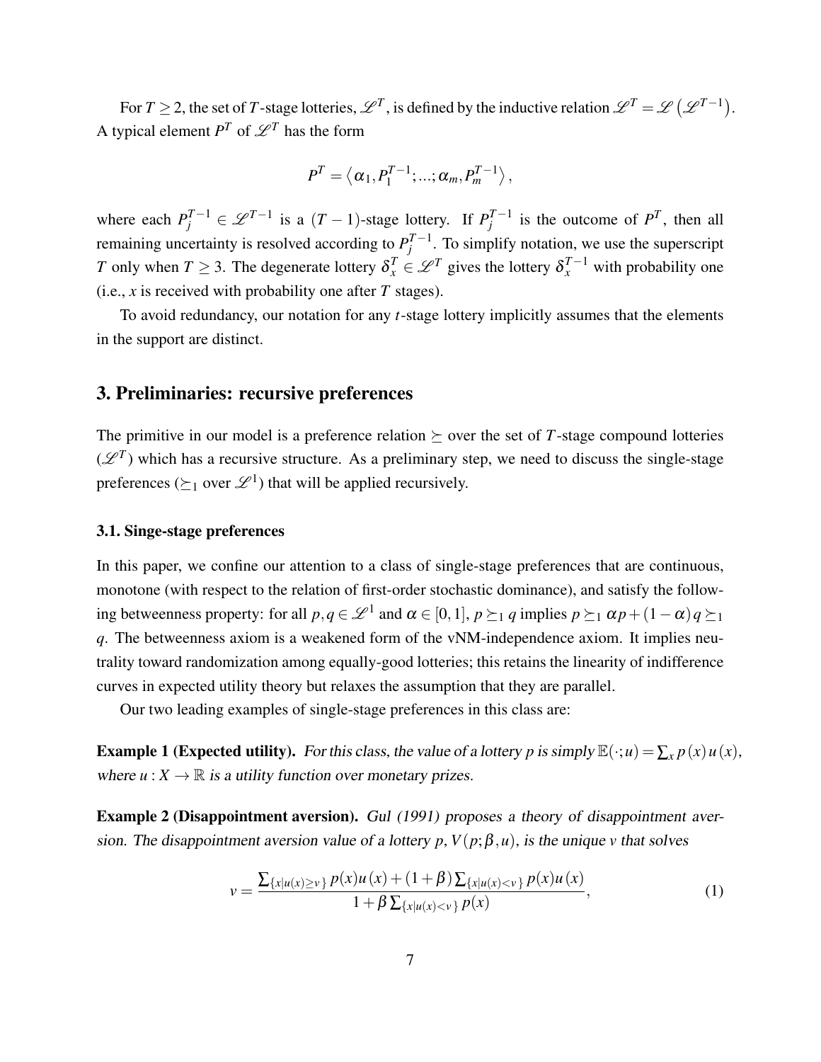For $T \geq 2$, the set of $T$-stage lotteries, $\mathscr{L}^T$, is defined by the inductive relation $\mathscr{L}^T = \mathscr{L}\left(\mathscr{L}^{T-1}\right)$. A typical element $P^T$ of $\mathscr{L}^T$ has the form

$$P^T = \left\langle \alpha_1, P_1^{T-1}; ...; \alpha_m, P_m^{T-1} \right\rangle,$$

where each $P_j^{T-1} \in \mathscr{L}^{T-1}$ is a $(T-1)$-stage lottery. If $P_j^{T-1}$ is the outcome of $P^T$, then all remaining uncertainty is resolved according to $P_j^{T-1}$. To simplify notation, we use the superscript $T$ only when $T \geq 3$. The degenerate lottery $\delta_x^T \in \mathscr{L}^T$ gives the lottery $\delta_x^{T-1}$ with probability one (i.e., $x$ is received with probability one after $T$ stages).

To avoid redundancy, our notation for any $t$-stage lottery implicitly assumes that the elements in the support are distinct.

## 3. Preliminaries: recursive preferences

The primitive in our model is a preference relation $\succeq$ over the set of $T$-stage compound lotteries ($\mathscr{L}^T$) which has a recursive structure. As a preliminary step, we need to discuss the single-stage preferences ($\succeq_1$ over $\mathscr{L}^1$) that will be applied recursively.

### 3.1. Singe-stage preferences

In this paper, we confine our attention to a class of single-stage preferences that are continuous, monotone (with respect to the relation of first-order stochastic dominance), and satisfy the following betweenness property: for all $p, q \in \mathscr{L}^1$ and $\alpha \in [0,1]$, $p \succeq_1 q$ implies $p \succeq_1 \alpha p + (1-\alpha) q \succeq_1 q$. The betweenness axiom is a weakened form of the vNM-independence axiom. It implies neutrality toward randomization among equally-good lotteries; this retains the linearity of indifference curves in expected utility theory but relaxes the assumption that they are parallel.

Our two leading examples of single-stage preferences in this class are:

**Example 1 (Expected utility).** *For this class, the value of a lottery $p$ is simply $\mathbb{E}(\cdot; u) = \sum_x p(x) u(x)$, where $u : X \to \mathbb{R}$ is a utility function over monetary prizes.*

**Example 2 (Disappointment aversion).** *Gul (1991) proposes a theory of disappointment aversion. The disappointment aversion value of a lottery $p$, $V(p; \beta, u)$, is the unique $v$ that solves*

$$v = \frac{\sum_{\{x|u(x) \geq v\}} p(x) u(x) + (1+\beta) \sum_{\{x|u(x)<v\}} p(x) u(x)}{1 + \beta \sum_{\{x|u(x)<v\}} p(x)}, \tag{1}$$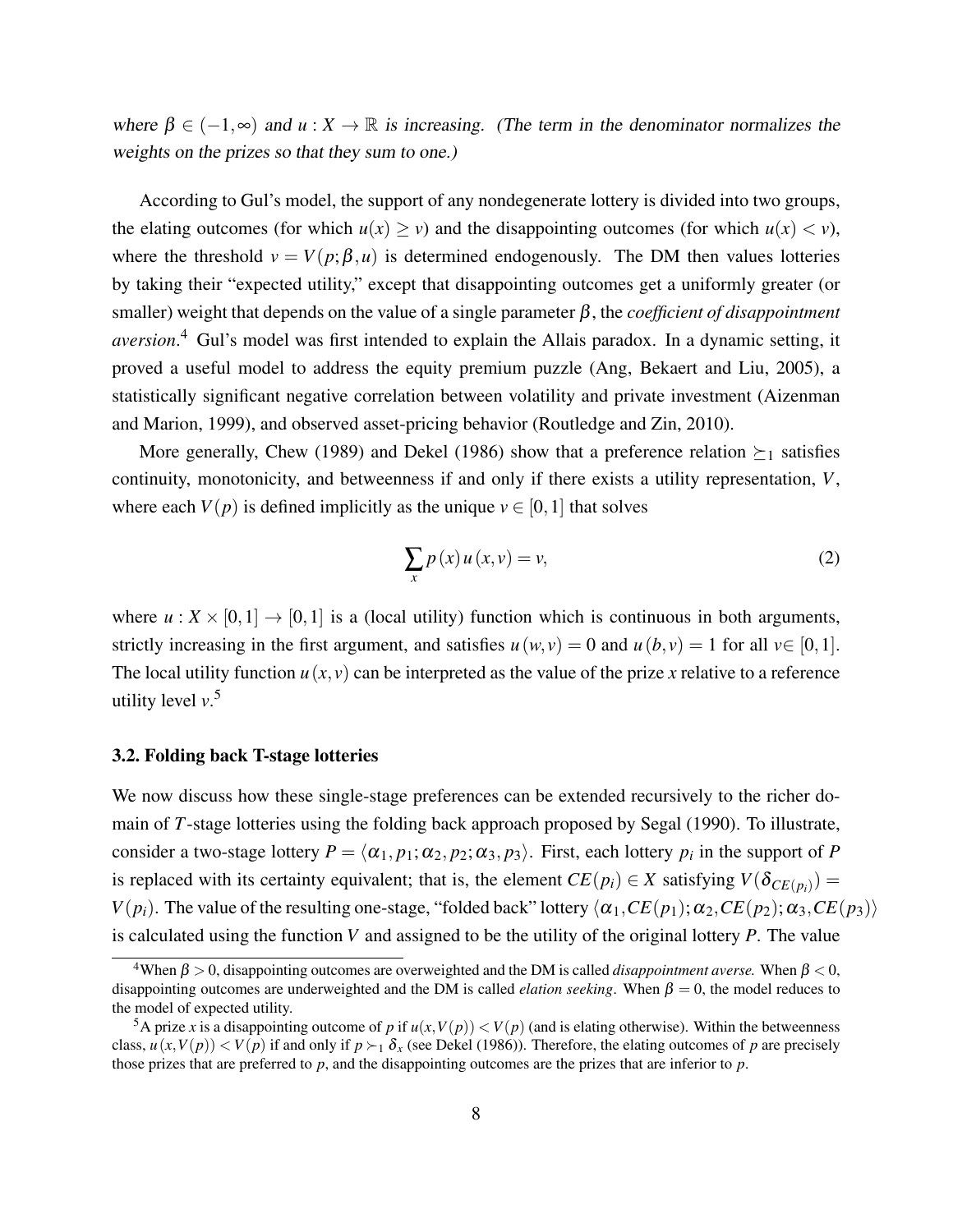*where $\beta \in (-1, \infty)$ and $u : X \to \mathbb{R}$ is increasing. (The term in the denominator normalizes the weights on the prizes so that they sum to one.)*

According to Gul's model, the support of any nondegenerate lottery is divided into two groups, the elating outcomes (for which $u(x) \geq v$) and the disappointing outcomes (for which $u(x) < v$), where the threshold $v = V(p; \beta, u)$ is determined endogenously. The DM then values lotteries by taking their "expected utility," except that disappointing outcomes get a uniformly greater (or smaller) weight that depends on the value of a single parameter $\beta$, the *coefficient of disappointment aversion*.[4] Gul's model was first intended to explain the Allais paradox. In a dynamic setting, it proved a useful model to address the equity premium puzzle (Ang, Bekaert and Liu, 2005), a statistically significant negative correlation between volatility and private investment (Aizenman and Marion, 1999), and observed asset-pricing behavior (Routledge and Zin, 2010).

More generally, Chew (1989) and Dekel (1986) show that a preference relation $\succeq_1$ satisfies continuity, monotonicity, and betweenness if and only if there exists a utility representation, $V$, where each $V(p)$ is defined implicitly as the unique $v \in [0, 1]$ that solves

$$\sum_x p(x) u(x, v) = v, \tag{2}$$

where $u : X \times [0, 1] \to [0, 1]$ is a (local utility) function which is continuous in both arguments, strictly increasing in the first argument, and satisfies $u(w, v) = 0$ and $u(b, v) = 1$ for all $v \in [0, 1]$. The local utility function $u(x, v)$ can be interpreted as the value of the prize $x$ relative to a reference utility level $v$.[5]

### 3.2. Folding back T-stage lotteries

We now discuss how these single-stage preferences can be extended recursively to the richer domain of $T$-stage lotteries using the folding back approach proposed by Segal (1990). To illustrate, consider a two-stage lottery $P = \langle \alpha_1, p_1; \alpha_2, p_2; \alpha_3, p_3 \rangle$. First, each lottery $p_i$ in the support of $P$ is replaced with its certainty equivalent; that is, the element $CE(p_i) \in X$ satisfying $V(\delta_{CE(p_i)}) = V(p_i)$. The value of the resulting one-stage, "folded back" lottery $\langle \alpha_1, CE(p_1); \alpha_2, CE(p_2); \alpha_3, CE(p_3) \rangle$ is calculated using the function $V$ and assigned to be the utility of the original lottery $P$. The value

---

[4] When $\beta > 0$, disappointing outcomes are overweighted and the DM is called *disappointment averse.* When $\beta < 0$, disappointing outcomes are underweighted and the DM is called *elation seeking*. When $\beta = 0$, the model reduces to the model of expected utility.

[5] A prize $x$ is a disappointing outcome of $p$ if $u(x, V(p)) < V(p)$ (and is elating otherwise). Within the betweenness class, $u(x, V(p)) < V(p)$ if and only if $p \succ_1 \delta_x$ (see Dekel (1986)). Therefore, the elating outcomes of $p$ are precisely those prizes that are preferred to $p$, and the disappointing outcomes are the prizes that are inferior to $p$.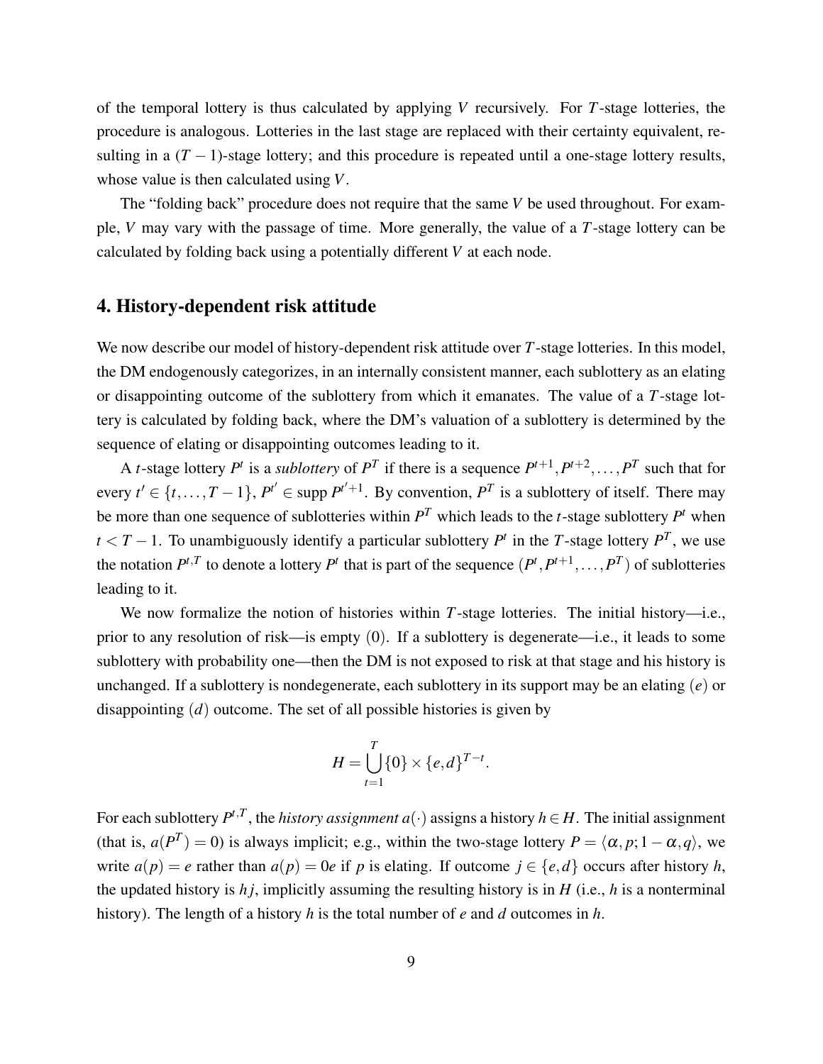of the temporal lottery is thus calculated by applying $V$ recursively. For $T$-stage lotteries, the procedure is analogous. Lotteries in the last stage are replaced with their certainty equivalent, resulting in a $(T-1)$-stage lottery; and this procedure is repeated until a one-stage lottery results, whose value is then calculated using $V$.

The "folding back" procedure does not require that the same $V$ be used throughout. For example, $V$ may vary with the passage of time. More generally, the value of a $T$-stage lottery can be calculated by folding back using a potentially different $V$ at each node.

## 4. History-dependent risk attitude

We now describe our model of history-dependent risk attitude over $T$-stage lotteries. In this model, the DM endogenously categorizes, in an internally consistent manner, each sublottery as an elating or disappointing outcome of the sublottery from which it emanates. The value of a $T$-stage lottery is calculated by folding back, where the DM's valuation of a sublottery is determined by the sequence of elating or disappointing outcomes leading to it.

A $t$-stage lottery $P^t$ is a *sublottery* of $P^T$ if there is a sequence $P^{t+1}, P^{t+2}, \ldots, P^T$ such that for every $t' \in \{t, \ldots, T-1\}$, $P^{t'} \in \text{supp } P^{t'+1}$. By convention, $P^T$ is a sublottery of itself. There may be more than one sequence of sublotteries within $P^T$ which leads to the $t$-stage sublottery $P^t$ when $t < T-1$. To unambiguously identify a particular sublottery $P^t$ in the $T$-stage lottery $P^T$, we use the notation $P^{t,T}$ to denote a lottery $P^t$ that is part of the sequence $(P^t, P^{t+1}, \ldots, P^T)$ of sublotteries leading to it.

We now formalize the notion of histories within $T$-stage lotteries. The initial history—i.e., prior to any resolution of risk—is empty $(0)$. If a sublottery is degenerate—i.e., it leads to some sublottery with probability one—then the DM is not exposed to risk at that stage and his history is unchanged. If a sublottery is nondegenerate, each sublottery in its support may be an elating $(e)$ or disappointing $(d)$ outcome. The set of all possible histories is given by

$$H = \bigcup_{t=1}^{T} \{0\} \times \{e, d\}^{T-t}.$$

For each sublottery $P^{t,T}$, the *history assignment* $a(\cdot)$ assigns a history $h \in H$. The initial assignment (that is, $a(P^T) = 0$) is always implicit; e.g., within the two-stage lottery $P = \langle \alpha, p; 1-\alpha, q \rangle$, we write $a(p) = e$ rather than $a(p) = 0e$ if $p$ is elating. If outcome $j \in \{e, d\}$ occurs after history $h$, the updated history is $hj$, implicitly assuming the resulting history is in $H$ (i.e., $h$ is a nonterminal history). The length of a history $h$ is the total number of $e$ and $d$ outcomes in $h$.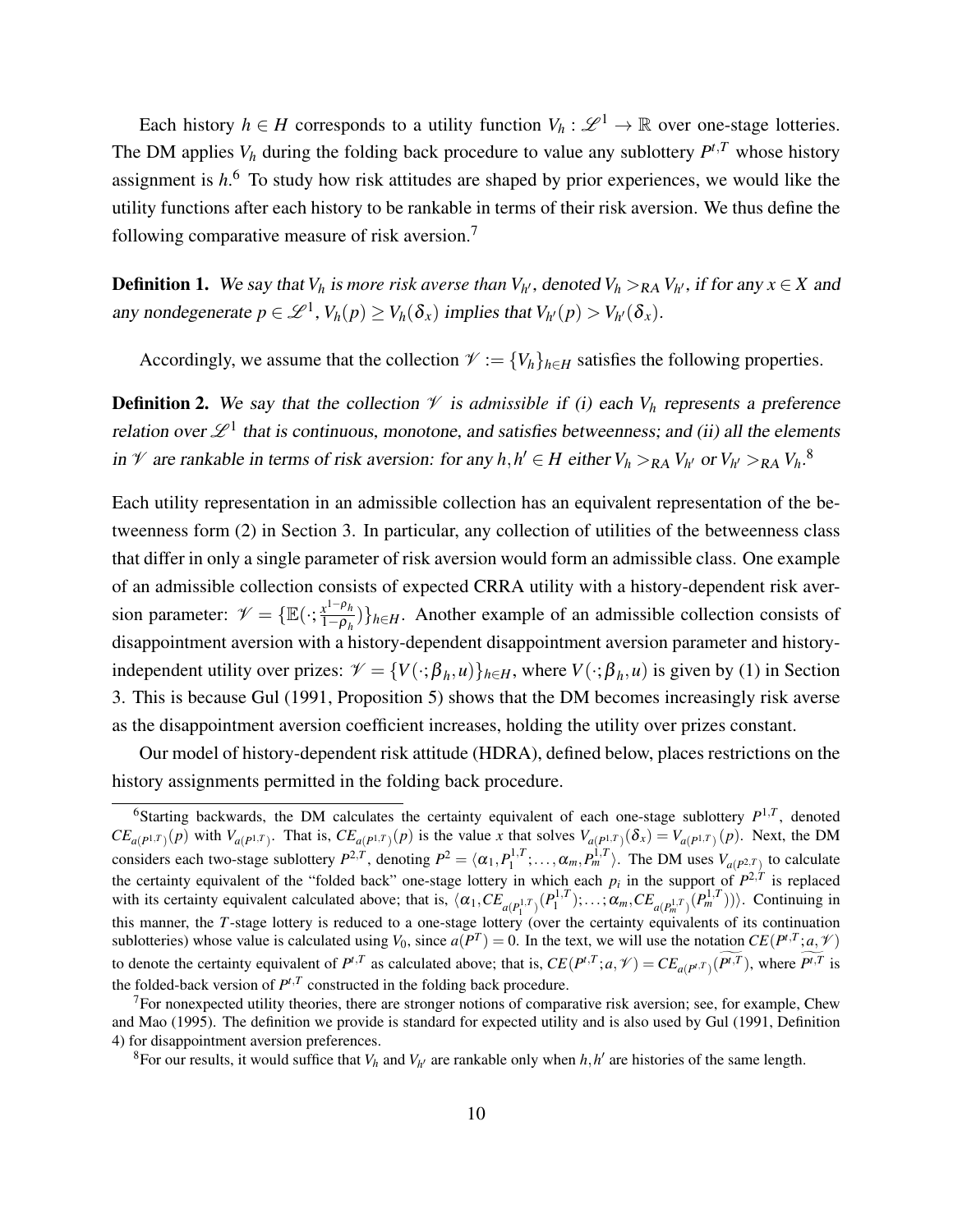Each history $h \in H$ corresponds to a utility function $V_h : \mathscr{L}^1 \to \mathbb{R}$ over one-stage lotteries. The DM applies $V_h$ during the folding back procedure to value any sublottery $P^{t,T}$ whose history assignment is $h$.[6] To study how risk attitudes are shaped by prior experiences, we would like the utility functions after each history to be rankable in terms of their risk aversion. We thus define the following comparative measure of risk aversion.[7]

**Definition 1.** *We say that $V_h$ is more risk averse than $V_{h'}$, denoted $V_h >_{RA} V_{h'}$, if for any $x \in X$ and any nondegenerate $p \in \mathscr{L}^1$, $V_h(p) \geq V_h(\delta_x)$ implies that $V_{h'}(p) > V_{h'}(\delta_x)$.*

Accordingly, we assume that the collection $\mathscr{V} := \{V_h\}_{h \in H}$ satisfies the following properties.

**Definition 2.** *We say that the collection $\mathscr{V}$ is admissible if (i) each $V_h$ represents a preference relation over $\mathscr{L}^1$ that is continuous, monotone, and satisfies betweenness; and (ii) all the elements in $\mathscr{V}$ are rankable in terms of risk aversion: for any $h, h' \in H$ either $V_h >_{RA} V_{h'}$ or $V_{h'} >_{RA} V_h$.*[8]

Each utility representation in an admissible collection has an equivalent representation of the betweenness form (2) in Section 3. In particular, any collection of utilities of the betweenness class that differ in only a single parameter of risk aversion would form an admissible class. One example of an admissible collection consists of expected CRRA utility with a history-dependent risk aversion parameter: $\mathscr{V} = \{\mathbb{E}(\cdot; \frac{x^{1-\rho_h}}{1-\rho_h})\}_{h \in H}$. Another example of an admissible collection consists of disappointment aversion with a history-dependent disappointment aversion parameter and history-independent utility over prizes: $\mathscr{V} = \{V(\cdot; \beta_h, u)\}_{h \in H}$, where $V(\cdot; \beta_h, u)$ is given by (1) in Section 3. This is because Gul (1991, Proposition 5) shows that the DM becomes increasingly risk averse as the disappointment aversion coefficient increases, holding the utility over prizes constant.

Our model of history-dependent risk attitude (HDRA), defined below, places restrictions on the history assignments permitted in the folding back procedure.

---

[6] Starting backwards, the DM calculates the certainty equivalent of each one-stage sublottery $P^{1,T}$, denoted $CE_{a(P^{1,T})}(p)$ with $V_{a(P^{1,T})}$. That is, $CE_{a(P^{1,T})}(p)$ is the value $x$ that solves $V_{a(P^{1,T})}(\delta_x) = V_{a(P^{1,T})}(p)$. Next, the DM considers each two-stage sublottery $P^{2,T}$, denoting $P^2 = \langle \alpha_1, P_1^{1,T}; \ldots, \alpha_m, P_m^{1,T} \rangle$. The DM uses $V_{a(P^{2,T})}$ to calculate the certainty equivalent of the "folded back" one-stage lottery in which each $p_i$ in the support of $P^{2,T}$ is replaced with its certainty equivalent calculated above; that is, $\langle \alpha_1, CE_{a(P_1^{1,T})}(P_1^{1,T}); \ldots; \alpha_m, CE_{a(P_m^{1,T})}(P_m^{1,T})) \rangle$. Continuing in this manner, the $T$-stage lottery is reduced to a one-stage lottery (over the certainty equivalents of its continuation sublotteries) whose value is calculated using $V_0$, since $a(P^T) = 0$. In the text, we will use the notation $CE(P^{t,T}; a, \mathscr{V})$ to denote the certainty equivalent of $P^{t,T}$ as calculated above; that is, $CE(P^{t,T}; a, \mathscr{V}) = CE_{a(P^{t,T})}(\widetilde{P^{t,T}})$, where $\widetilde{P^{t,T}}$ is the folded-back version of $P^{t,T}$ constructed in the folding back procedure.

[7] For nonexpected utility theories, there are stronger notions of comparative risk aversion; see, for example, Chew and Mao (1995). The definition we provide is standard for expected utility and is also used by Gul (1991, Definition 4) for disappointment aversion preferences.

[8] For our results, it would suffice that $V_h$ and $V_{h'}$ are rankable only when $h, h'$ are histories of the same length.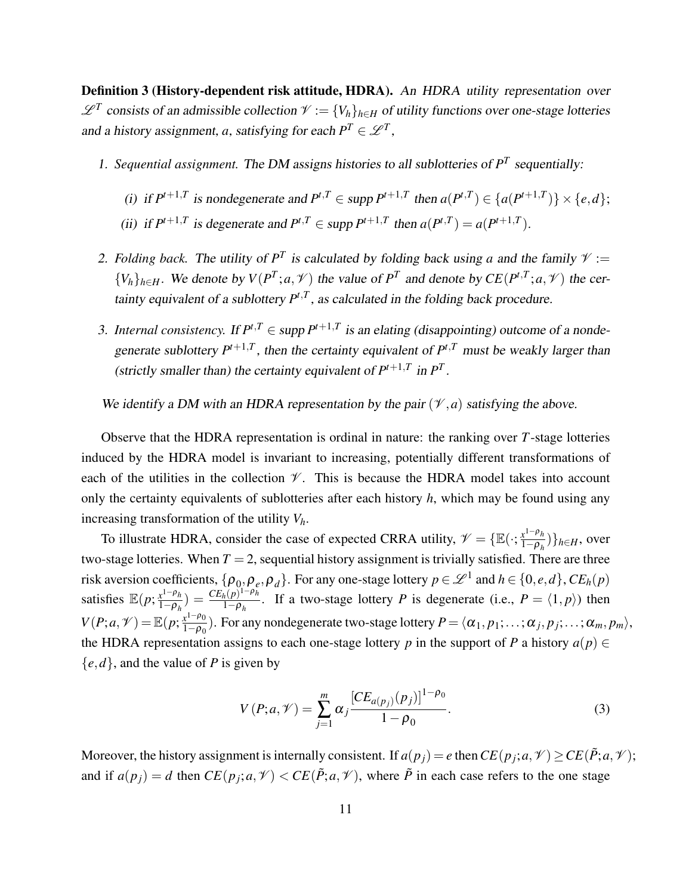**Definition 3 (History-dependent risk attitude, HDRA).** *An HDRA utility representation over $\mathscr{L}^T$ consists of an admissible collection $\mathscr{V} := \{V_h\}_{h \in H}$ of utility functions over one-stage lotteries and a history assignment, $a$, satisfying for each $P^T \in \mathscr{L}^T$,*

1. *Sequential assignment. The DM assigns histories to all sublotteries of $P^T$ sequentially:*
   - *(i) if $P^{t+1,T}$ is nondegenerate and $P^{t,T} \in \text{supp}\, P^{t+1,T}$ then $a(P^{t,T}) \in \{a(P^{t+1,T})\} \times \{e,d\}$;*
   - *(ii) if $P^{t+1,T}$ is degenerate and $P^{t,T} \in \text{supp}\, P^{t+1,T}$ then $a(P^{t,T}) = a(P^{t+1,T})$.*
2. *Folding back. The utility of $P^T$ is calculated by folding back using $a$ and the family $\mathscr{V} := \{V_h\}_{h \in H}$. We denote by $V(P^T; a, \mathscr{V})$ the value of $P^T$ and denote by $CE(P^{t,T}; a, \mathscr{V})$ the certainty equivalent of a sublottery $P^{t,T}$, as calculated in the folding back procedure.*
3. *Internal consistency. If $P^{t,T} \in \text{supp}\, P^{t+1,T}$ is an elating (disappointing) outcome of a nondegenerate sublottery $P^{t+1,T}$, then the certainty equivalent of $P^{t,T}$ must be weakly larger than (strictly smaller than) the certainty equivalent of $P^{t+1,T}$ in $P^T$.*

*We identify a DM with an HDRA representation by the pair $(\mathscr{V}, a)$ satisfying the above.*

Observe that the HDRA representation is ordinal in nature: the ranking over $T$-stage lotteries induced by the HDRA model is invariant to increasing, potentially different transformations of each of the utilities in the collection $\mathscr{V}$. This is because the HDRA model takes into account only the certainty equivalents of sublotteries after each history $h$, which may be found using any increasing transformation of the utility $V_h$.

To illustrate HDRA, consider the case of expected CRRA utility, $\mathscr{V} = \{\mathbb{E}(\cdot; \frac{x^{1-\rho_h}}{1-\rho_h})\}_{h \in H}$, over two-stage lotteries. When $T = 2$, sequential history assignment is trivially satisfied. There are three risk aversion coefficients, $\{\rho_0, \rho_e, \rho_d\}$. For any one-stage lottery $p \in \mathscr{L}^1$ and $h \in \{0, e, d\}$, $CE_h(p)$ satisfies $\mathbb{E}(p; \frac{x^{1-\rho_h}}{1-\rho_h}) = \frac{CE_h(p)^{1-\rho_h}}{1-\rho_h}$. If a two-stage lottery $P$ is degenerate (i.e., $P = \langle 1, p \rangle$) then $V(P; a, \mathscr{V}) = \mathbb{E}(p; \frac{x^{1-\rho_0}}{1-\rho_0})$. For any nondegenerate two-stage lottery $P = \langle \alpha_1, p_1; \ldots; \alpha_j, p_j; \ldots; \alpha_m, p_m \rangle$, the HDRA representation assigns to each one-stage lottery $p$ in the support of $P$ a history $a(p) \in \{e, d\}$, and the value of $P$ is given by

$$V(P; a, \mathscr{V}) = \sum_{j=1}^{m} \alpha_j \frac{\left[CE_{a(p_j)}(p_j)\right]^{1-\rho_0}}{1-\rho_0}. \tag{3}$$

Moreover, the history assignment is internally consistent. If $a(p_j) = e$ then $CE(p_j; a, \mathscr{V}) \geq CE(\tilde{P}; a, \mathscr{V})$; and if $a(p_j) = d$ then $CE(p_j; a, \mathscr{V}) < CE(\tilde{P}; a, \mathscr{V})$, where $\tilde{P}$ in each case refers to the one stage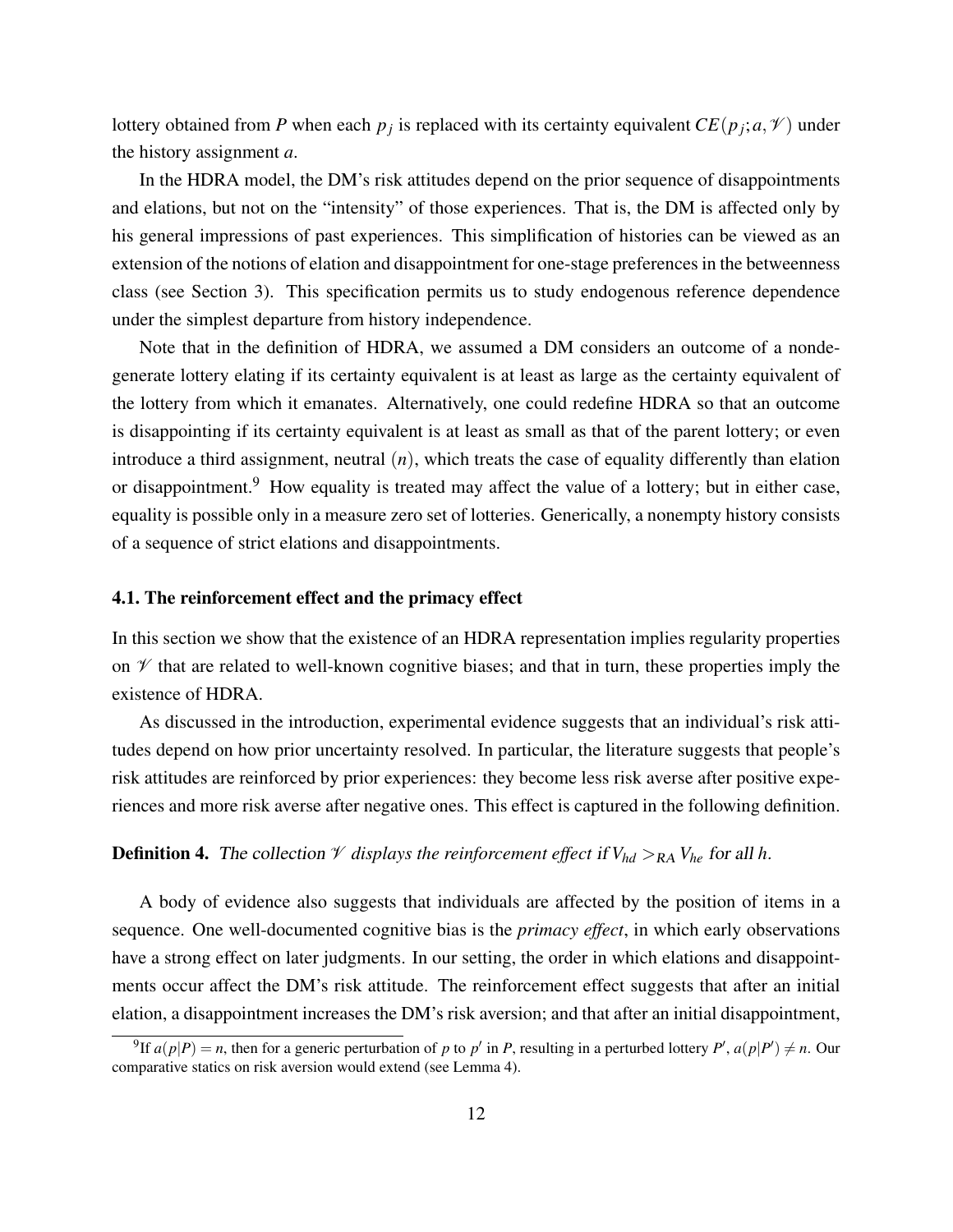lottery obtained from $P$ when each $p_j$ is replaced with its certainty equivalent $CE(p_j; a, \mathscr{V})$ under the history assignment $a$.

In the HDRA model, the DM's risk attitudes depend on the prior sequence of disappointments and elations, but not on the "intensity" of those experiences. That is, the DM is affected only by his general impressions of past experiences. This simplification of histories can be viewed as an extension of the notions of elation and disappointment for one-stage preferences in the betweenness class (see Section 3). This specification permits us to study endogenous reference dependence under the simplest departure from history independence.

Note that in the definition of HDRA, we assumed a DM considers an outcome of a nondegenerate lottery elating if its certainty equivalent is at least as large as the certainty equivalent of the lottery from which it emanates. Alternatively, one could redefine HDRA so that an outcome is disappointing if its certainty equivalent is at least as small as that of the parent lottery; or even introduce a third assignment, neutral $(n)$, which treats the case of equality differently than elation or disappointment.[9] How equality is treated may affect the value of a lottery; but in either case, equality is possible only in a measure zero set of lotteries. Generically, a nonempty history consists of a sequence of strict elations and disappointments.

### 4.1. The reinforcement effect and the primacy effect

In this section we show that the existence of an HDRA representation implies regularity properties on $\mathscr{V}$ that are related to well-known cognitive biases; and that in turn, these properties imply the existence of HDRA.

As discussed in the introduction, experimental evidence suggests that an individual's risk attitudes depend on how prior uncertainty resolved. In particular, the literature suggests that people's risk attitudes are reinforced by prior experiences: they become less risk averse after positive experiences and more risk averse after negative ones. This effect is captured in the following definition.

**Definition 4.** *The collection $\mathscr{V}$ displays the reinforcement effect if $V_{hd} >_{RA} V_{he}$ for all $h$.*

A body of evidence also suggests that individuals are affected by the position of items in a sequence. One well-documented cognitive bias is the *primacy effect*, in which early observations have a strong effect on later judgments. In our setting, the order in which elations and disappointments occur affect the DM's risk attitude. The reinforcement effect suggests that after an initial elation, a disappointment increases the DM's risk aversion; and that after an initial disappointment,

[9] If $a(p|P) = n$, then for a generic perturbation of $p$ to $p'$ in $P$, resulting in a perturbed lottery $P'$, $a(p|P') \neq n$. Our comparative statics on risk aversion would extend (see Lemma 4).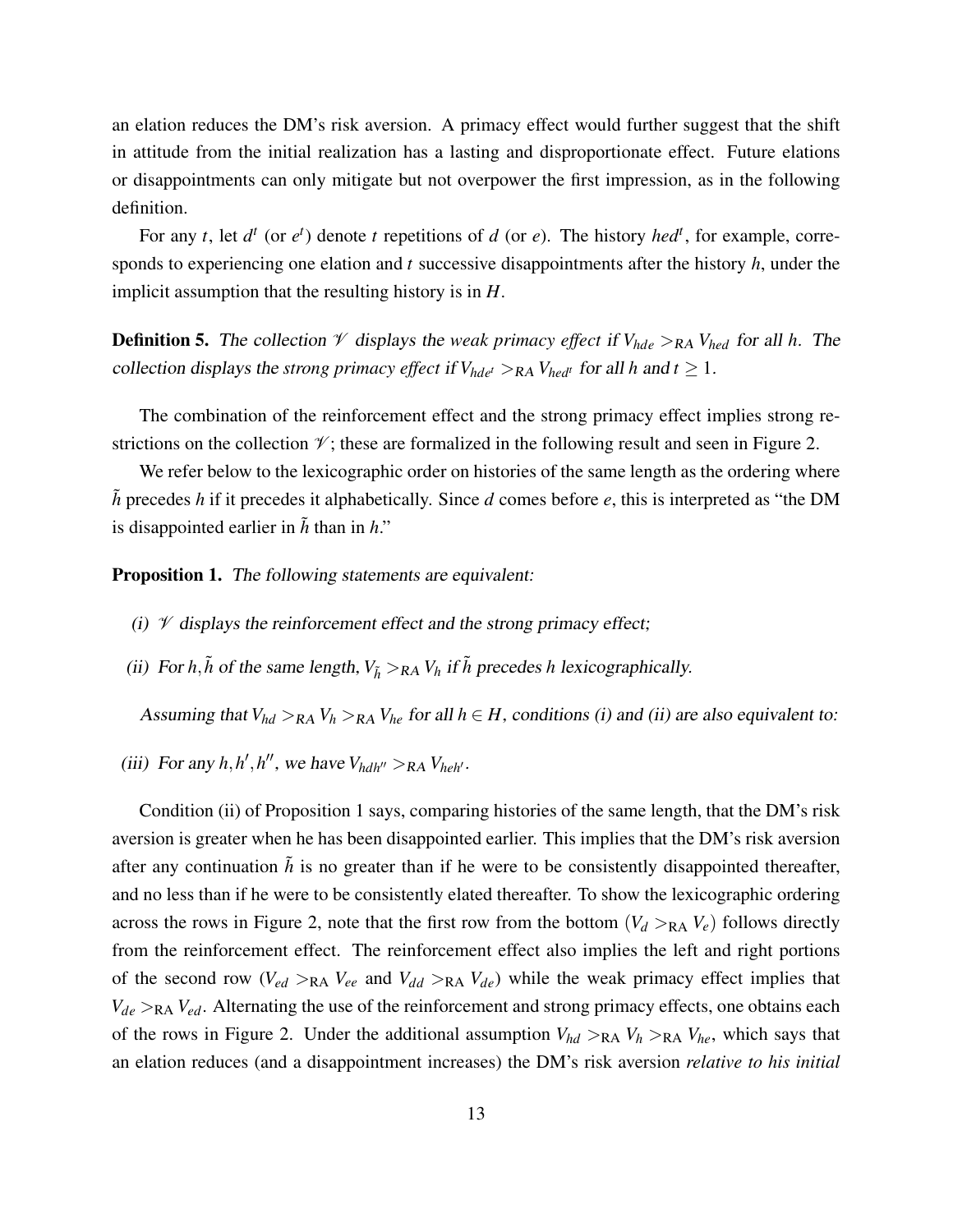an elation reduces the DM's risk aversion. A primacy effect would further suggest that the shift in attitude from the initial realization has a lasting and disproportionate effect. Future elations or disappointments can only mitigate but not overpower the first impression, as in the following definition.

For any $t$, let $d^t$ (or $e^t$) denote $t$ repetitions of $d$ (or $e$). The history $hed^t$, for example, corresponds to experiencing one elation and $t$ successive disappointments after the history $h$, under the implicit assumption that the resulting history is in $H$.

**Definition 5.** *The collection $\mathscr{V}$ displays the weak primacy effect if $V_{hde} >_{RA} V_{hed}$ for all $h$. The collection displays the strong primacy effect if $V_{hde^t} >_{RA} V_{hed^t}$ for all $h$ and $t \geq 1$.*

The combination of the reinforcement effect and the strong primacy effect implies strong restrictions on the collection $\mathscr{V}$; these are formalized in the following result and seen in Figure 2.

We refer below to the lexicographic order on histories of the same length as the ordering where $\tilde{h}$ precedes $h$ if it precedes it alphabetically. Since $d$ comes before $e$, this is interpreted as "the DM is disappointed earlier in $\tilde{h}$ than in $h$."

**Proposition 1.** *The following statements are equivalent:*

*(i) $\mathscr{V}$ displays the reinforcement effect and the strong primacy effect;*

*(ii) For $h, \tilde{h}$ of the same length, $V_{\tilde{h}} >_{RA} V_h$ if $\tilde{h}$ precedes $h$ lexicographically.*

*Assuming that $V_{hd} >_{RA} V_h >_{RA} V_{he}$ for all $h \in H$, conditions (i) and (ii) are also equivalent to:*

*(iii) For any $h, h', h''$, we have $V_{hdh''} >_{RA} V_{heh'}$.*

Condition (ii) of Proposition 1 says, comparing histories of the same length, that the DM's risk aversion is greater when he has been disappointed earlier. This implies that the DM's risk aversion after any continuation $\tilde{h}$ is no greater than if he were to be consistently disappointed thereafter, and no less than if he were to be consistently elated thereafter. To show the lexicographic ordering across the rows in Figure 2, note that the first row from the bottom ($V_d >_{\text{RA}} V_e$) follows directly from the reinforcement effect. The reinforcement effect also implies the left and right portions of the second row ($V_{ed} >_{\text{RA}} V_{ee}$ and $V_{dd} >_{\text{RA}} V_{de}$) while the weak primacy effect implies that $V_{de} >_{\text{RA}} V_{ed}$. Alternating the use of the reinforcement and strong primacy effects, one obtains each of the rows in Figure 2. Under the additional assumption $V_{hd} >_{\text{RA}} V_h >_{\text{RA}} V_{he}$, which says that an elation reduces (and a disappointment increases) the DM's risk aversion *relative to his initial*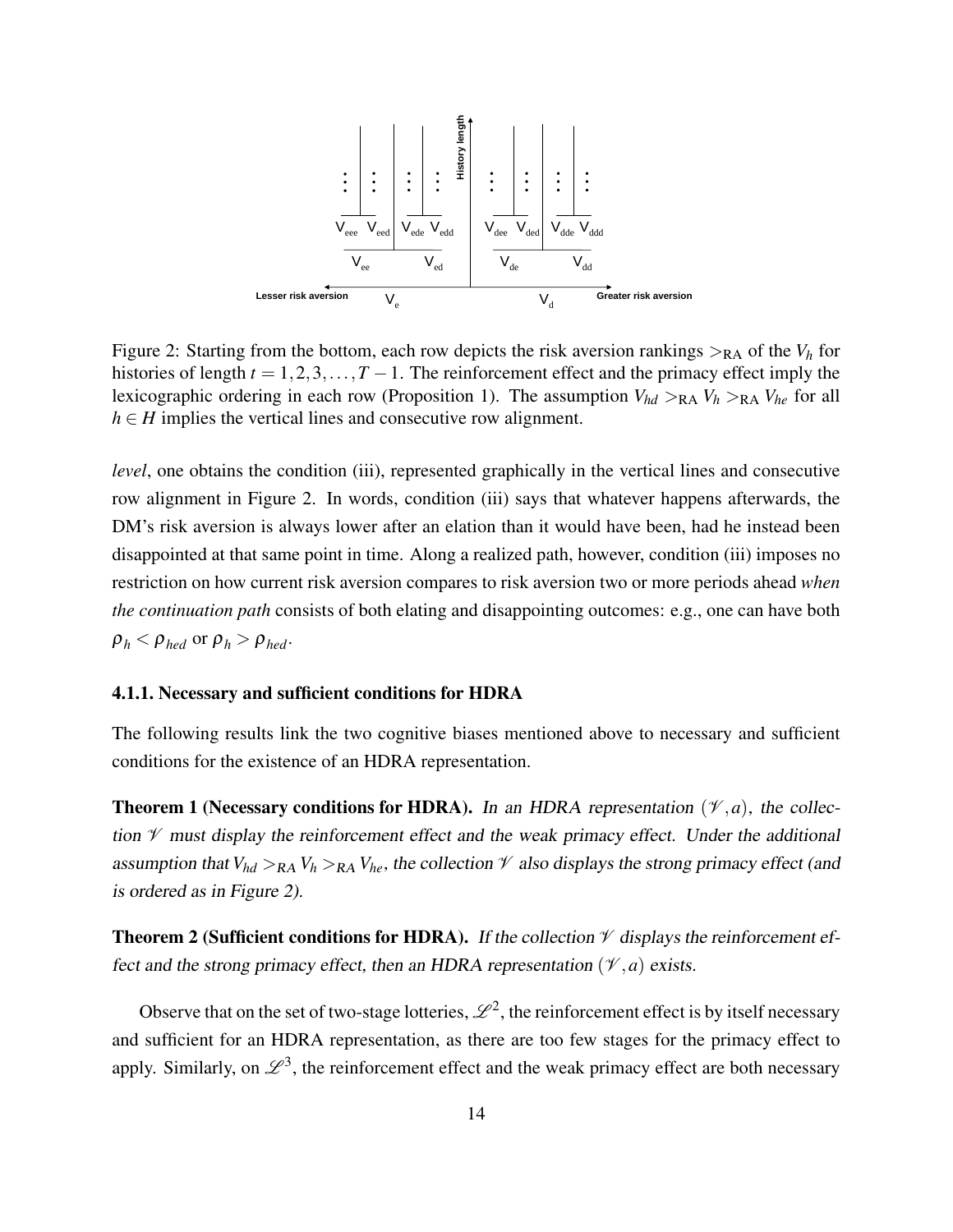Figure 2: Starting from the bottom, each row depicts the risk aversion rankings $>_{\text{RA}}$ of the $V_h$ for histories of length $t = 1, 2, 3, \ldots, T-1$. The reinforcement effect and the primacy effect imply the lexicographic ordering in each row (Proposition 1). The assumption $V_{hd} >_{\text{RA}} V_h >_{\text{RA}} V_{he}$ for all $h \in H$ implies the vertical lines and consecutive row alignment.

*level*, one obtains the condition (iii), represented graphically in the vertical lines and consecutive row alignment in Figure 2. In words, condition (iii) says that whatever happens afterwards, the DM's risk aversion is always lower after an elation than it would have been, had he instead been disappointed at that same point in time. Along a realized path, however, condition (iii) imposes no restriction on how current risk aversion compares to risk aversion two or more periods ahead *when the continuation path* consists of both elating and disappointing outcomes: e.g., one can have both $\rho_h < \rho_{hed}$ or $\rho_h > \rho_{hed}$.

#### 4.1.1. Necessary and sufficient conditions for HDRA

The following results link the two cognitive biases mentioned above to necessary and sufficient conditions for the existence of an HDRA representation.

**Theorem 1 (Necessary conditions for HDRA).** *In an HDRA representation $(\mathscr{V}, a)$, the collection $\mathscr{V}$ must display the reinforcement effect and the weak primacy effect. Under the additional assumption that $V_{hd} >_{RA} V_h >_{RA} V_{he}$, the collection $\mathscr{V}$ also displays the strong primacy effect (and is ordered as in Figure 2).*

**Theorem 2 (Sufficient conditions for HDRA).** *If the collection $\mathscr{V}$ displays the reinforcement effect and the strong primacy effect, then an HDRA representation $(\mathscr{V}, a)$ exists.*

Observe that on the set of two-stage lotteries, $\mathscr{L}^2$, the reinforcement effect is by itself necessary and sufficient for an HDRA representation, as there are too few stages for the primacy effect to apply. Similarly, on $\mathscr{L}^3$, the reinforcement effect and the weak primacy effect are both necessary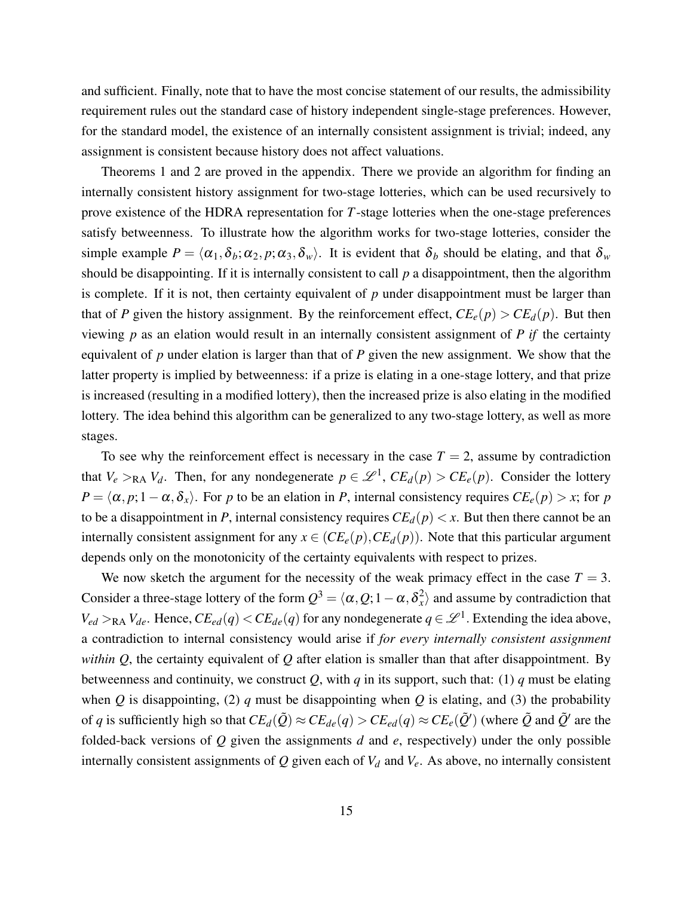and sufficient. Finally, note that to have the most concise statement of our results, the admissibility requirement rules out the standard case of history independent single-stage preferences. However, for the standard model, the existence of an internally consistent assignment is trivial; indeed, any assignment is consistent because history does not affect valuations.

Theorems 1 and 2 are proved in the appendix. There we provide an algorithm for finding an internally consistent history assignment for two-stage lotteries, which can be used recursively to prove existence of the HDRA representation for $T$-stage lotteries when the one-stage preferences satisfy betweenness. To illustrate how the algorithm works for two-stage lotteries, consider the simple example $P = \langle \alpha_1, \delta_b; \alpha_2, p; \alpha_3, \delta_w \rangle$. It is evident that $\delta_b$ should be elating, and that $\delta_w$ should be disappointing. If it is internally consistent to call $p$ a disappointment, then the algorithm is complete. If it is not, then certainty equivalent of $p$ under disappointment must be larger than that of $P$ given the history assignment. By the reinforcement effect, $CE_e(p) > CE_d(p)$. But then viewing $p$ as an elation would result in an internally consistent assignment of $P$ *if* the certainty equivalent of $p$ under elation is larger than that of $P$ given the new assignment. We show that the latter property is implied by betweenness: if a prize is elating in a one-stage lottery, and that prize is increased (resulting in a modified lottery), then the increased prize is also elating in the modified lottery. The idea behind this algorithm can be generalized to any two-stage lottery, as well as more stages.

To see why the reinforcement effect is necessary in the case $T = 2$, assume by contradiction that $V_e >_{\text{RA}} V_d$. Then, for any nondegenerate $p \in \mathscr{L}^1$, $CE_d(p) > CE_e(p)$. Consider the lottery $P = \langle \alpha, p; 1-\alpha, \delta_x \rangle$. For $p$ to be an elation in $P$, internal consistency requires $CE_e(p) > x$; for $p$ to be a disappointment in $P$, internal consistency requires $CE_d(p) < x$. But then there cannot be an internally consistent assignment for any $x \in (CE_e(p), CE_d(p))$. Note that this particular argument depends only on the monotonicity of the certainty equivalents with respect to prizes.

We now sketch the argument for the necessity of the weak primacy effect in the case $T = 3$. Consider a three-stage lottery of the form $Q^3 = \langle \alpha, Q; 1-\alpha, \delta_x^2 \rangle$ and assume by contradiction that $V_{ed} >_{\text{RA}} V_{de}$. Hence, $CE_{ed}(q) < CE_{de}(q)$ for any nondegenerate $q \in \mathscr{L}^1$. Extending the idea above, a contradiction to internal consistency would arise if *for every internally consistent assignment within $Q$*, the certainty equivalent of $Q$ after elation is smaller than that after disappointment. By betweenness and continuity, we construct $Q$, with $q$ in its support, such that: (1) $q$ must be elating when $Q$ is disappointing, (2) $q$ must be disappointing when $Q$ is elating, and (3) the probability of $q$ is sufficiently high so that $CE_d(\tilde{Q}) \approx CE_{de}(q) > CE_{ed}(q) \approx CE_e(\tilde{Q}')$ (where $\tilde{Q}$ and $\tilde{Q}'$ are the folded-back versions of $Q$ given the assignments $d$ and $e$, respectively) under the only possible internally consistent assignments of $Q$ given each of $V_d$ and $V_e$. As above, no internally consistent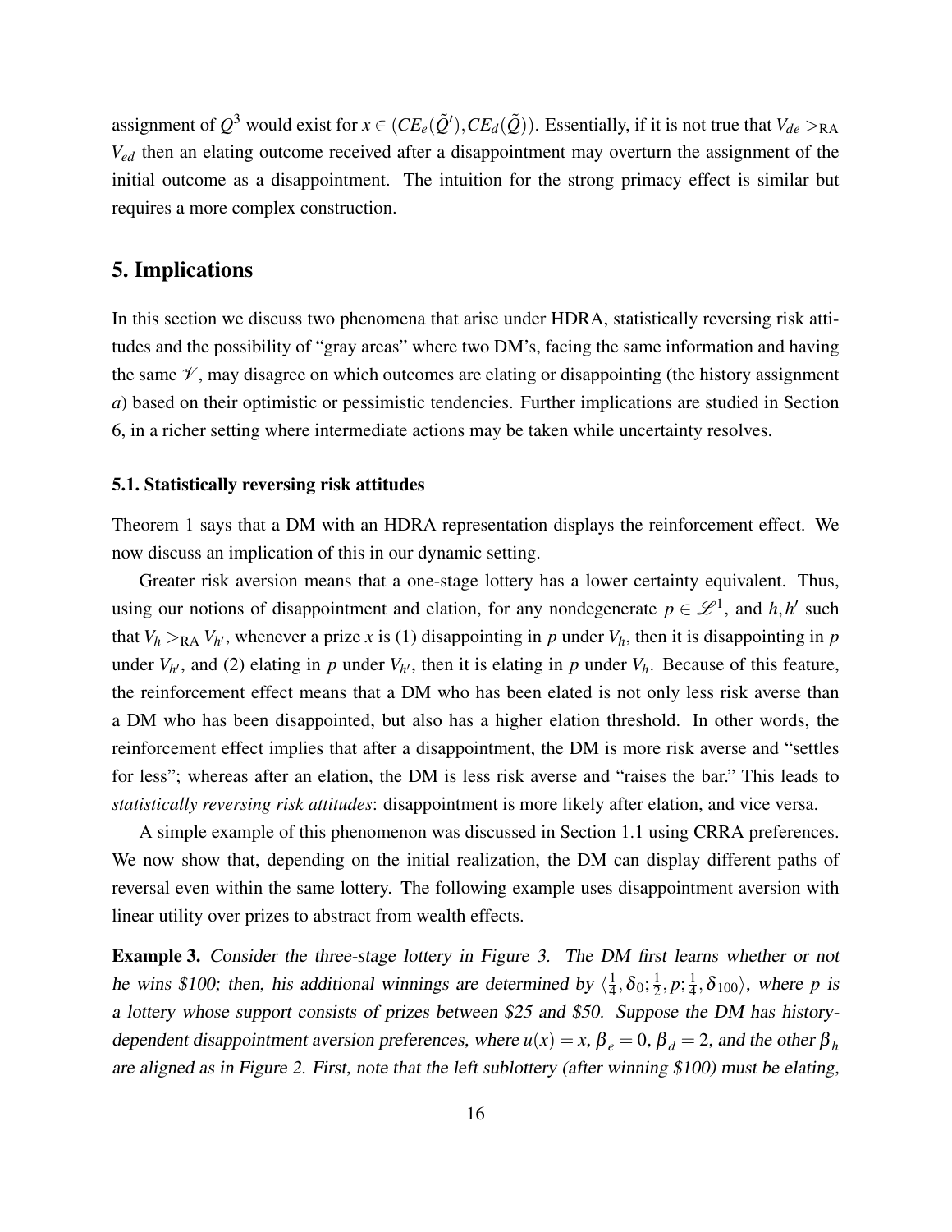assignment of $Q^3$ would exist for $x \in (CE_e(\tilde{Q}'), CE_d(\tilde{Q}))$. Essentially, if it is not true that $V_{de} >_{\text{RA}} V_{ed}$ then an elating outcome received after a disappointment may overturn the assignment of the initial outcome as a disappointment. The intuition for the strong primacy effect is similar but requires a more complex construction.

## 5. Implications

In this section we discuss two phenomena that arise under HDRA, statistically reversing risk attitudes and the possibility of "gray areas" where two DM's, facing the same information and having the same $\mathscr{V}$, may disagree on which outcomes are elating or disappointing (the history assignment $a$) based on their optimistic or pessimistic tendencies. Further implications are studied in Section 6, in a richer setting where intermediate actions may be taken while uncertainty resolves.

### 5.1. Statistically reversing risk attitudes

Theorem 1 says that a DM with an HDRA representation displays the reinforcement effect. We now discuss an implication of this in our dynamic setting.

Greater risk aversion means that a one-stage lottery has a lower certainty equivalent. Thus, using our notions of disappointment and elation, for any nondegenerate $p \in \mathscr{L}^1$, and $h, h'$ such that $V_h >_{\text{RA}} V_{h'}$, whenever a prize $x$ is (1) disappointing in $p$ under $V_h$, then it is disappointing in $p$ under $V_{h'}$, and (2) elating in $p$ under $V_{h'}$, then it is elating in $p$ under $V_h$. Because of this feature, the reinforcement effect means that a DM who has been elated is not only less risk averse than a DM who has been disappointed, but also has a higher elation threshold. In other words, the reinforcement effect implies that after a disappointment, the DM is more risk averse and "settles for less"; whereas after an elation, the DM is less risk averse and "raises the bar." This leads to *statistically reversing risk attitudes*: disappointment is more likely after elation, and vice versa.

A simple example of this phenomenon was discussed in Section 1.1 using CRRA preferences. We now show that, depending on the initial realization, the DM can display different paths of reversal even within the same lottery. The following example uses disappointment aversion with linear utility over prizes to abstract from wealth effects.

**Example 3.** *Consider the three-stage lottery in Figure 3. The DM first learns whether or not he wins \$100; then, his additional winnings are determined by $\langle \frac{1}{4}, \delta_0; \frac{1}{2}, p; \frac{1}{4}, \delta_{100} \rangle$, where $p$ is a lottery whose support consists of prizes between \$25 and \$50. Suppose the DM has history-dependent disappointment aversion preferences, where $u(x) = x$, $\beta_e = 0$, $\beta_d = 2$, and the other $\beta_h$ are aligned as in Figure 2. First, note that the left sublottery (after winning \$100) must be elating,*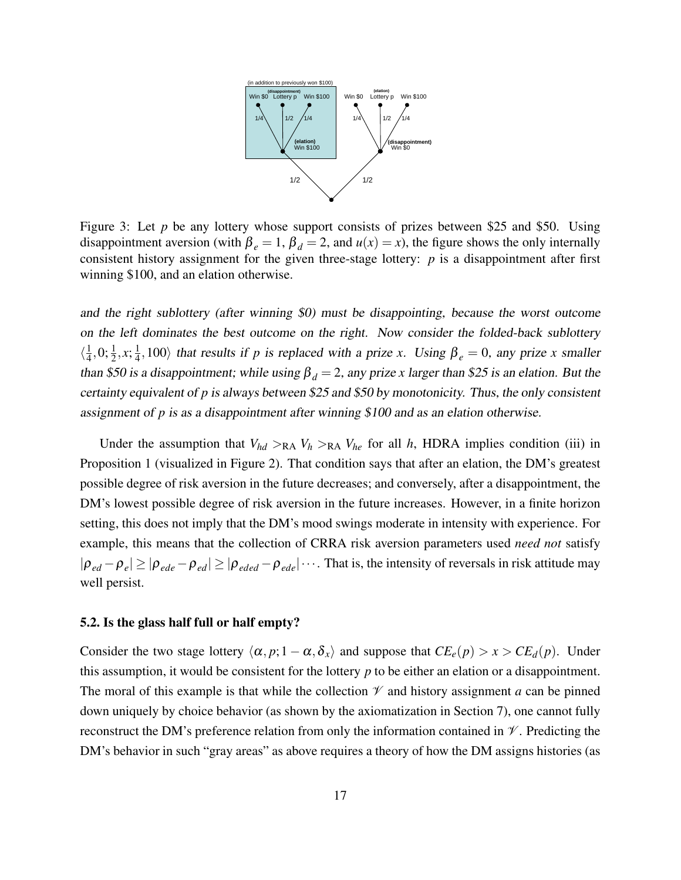Figure 3: Let $p$ be any lottery whose support consists of prizes between \$25 and \$50. Using disappointment aversion (with $\beta_e = 1$, $\beta_d = 2$, and $u(x) = x$), the figure shows the only internally consistent history assignment for the given three-stage lottery: $p$ is a disappointment after first winning \$100, and an elation otherwise.

*and the right sublottery (after winning \$0) must be disappointing, because the worst outcome on the left dominates the best outcome on the right. Now consider the folded-back sublottery $\langle \frac{1}{4}, 0; \frac{1}{2}, x; \frac{1}{4}, 100 \rangle$ that results if $p$ is replaced with a prize $x$. Using $\beta_e = 0$, any prize $x$ smaller than \$50 is a disappointment; while using $\beta_d = 2$, any prize $x$ larger than \$25 is an elation. But the certainty equivalent of $p$ is always between \$25 and \$50 by monotonicity. Thus, the only consistent assignment of $p$ is as a disappointment after winning \$100 and as an elation otherwise.*

Under the assumption that $V_{hd} >_{\text{RA}} V_h >_{\text{RA}} V_{he}$ for all $h$, HDRA implies condition (iii) in Proposition 1 (visualized in Figure 2). That condition says that after an elation, the DM's greatest possible degree of risk aversion in the future decreases; and conversely, after a disappointment, the DM's lowest possible degree of risk aversion in the future increases. However, in a finite horizon setting, this does not imply that the DM's mood swings moderate in intensity with experience. For example, this means that the collection of CRRA risk aversion parameters used *need not* satisfy $|\rho_{ed} - \rho_e| \geq |\rho_{ede} - \rho_{ed}| \geq |\rho_{eded} - \rho_{ede}| \cdots$. That is, the intensity of reversals in risk attitude may well persist.

### 5.2. Is the glass half full or half empty?

Consider the two stage lottery $\langle \alpha, p; 1 - \alpha, \delta_x \rangle$ and suppose that $CE_e(p) > x > CE_d(p)$. Under this assumption, it would be consistent for the lottery $p$ to be either an elation or a disappointment. The moral of this example is that while the collection $\mathscr{V}$ and history assignment $a$ can be pinned down uniquely by choice behavior (as shown by the axiomatization in Section 7), one cannot fully reconstruct the DM's preference relation from only the information contained in $\mathscr{V}$. Predicting the DM's behavior in such "gray areas" as above requires a theory of how the DM assigns histories (as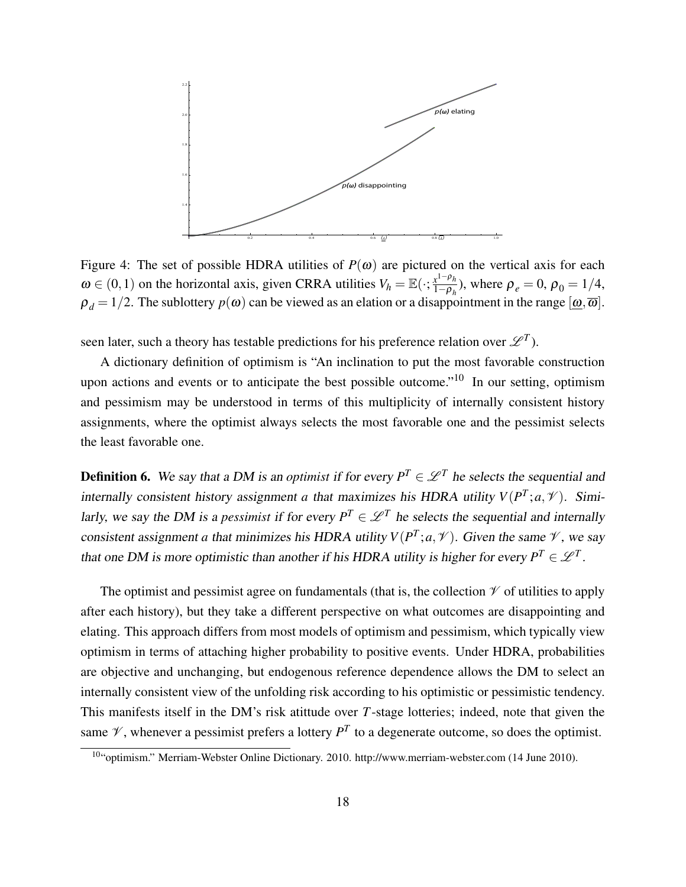Figure 4: The set of possible HDRA utilities of $P(\omega)$ are pictured on the vertical axis for each $\omega \in (0,1)$ on the horizontal axis, given CRRA utilities $V_h = \mathbb{E}(\cdot; \frac{x^{1-\rho_h}}{1-\rho_h})$, where $\rho_e = 0$, $\rho_0 = 1/4$, $\rho_d = 1/2$. The sublottery $p(\omega)$ can be viewed as an elation or a disappointment in the range $[\underline{\omega}, \overline{\omega}]$.

seen later, such a theory has testable predictions for his preference relation over $\mathscr{L}^T$).

A dictionary definition of optimism is "An inclination to put the most favorable construction upon actions and events or to anticipate the best possible outcome."[10] In our setting, optimism and pessimism may be understood in terms of this multiplicity of internally consistent history assignments, where the optimist always selects the most favorable one and the pessimist selects the least favorable one.

**Definition 6.** *We say that a DM is an optimist if for every $P^T \in \mathscr{L}^T$ he selects the sequential and internally consistent history assignment $a$ that maximizes his HDRA utility $V(P^T; a, \mathscr{V})$. Similarly, we say the DM is a pessimist if for every $P^T \in \mathscr{L}^T$ he selects the sequential and internally consistent assignment $a$ that minimizes his HDRA utility $V(P^T; a, \mathscr{V})$. Given the same $\mathscr{V}$, we say that one DM is more optimistic than another if his HDRA utility is higher for every $P^T \in \mathscr{L}^T$.*

The optimist and pessimist agree on fundamentals (that is, the collection $\mathscr{V}$ of utilities to apply after each history), but they take a different perspective on what outcomes are disappointing and elating. This approach differs from most models of optimism and pessimism, which typically view optimism in terms of attaching higher probability to positive events. Under HDRA, probabilities are objective and unchanging, but endogenous reference dependence allows the DM to select an internally consistent view of the unfolding risk according to his optimistic or pessimistic tendency. This manifests itself in the DM's risk atittude over $T$-stage lotteries; indeed, note that given the same $\mathscr{V}$, whenever a pessimist prefers a lottery $P^T$ to a degenerate outcome, so does the optimist.

[10] "optimism." Merriam-Webster Online Dictionary. 2010. http://www.merriam-webster.com (14 June 2010).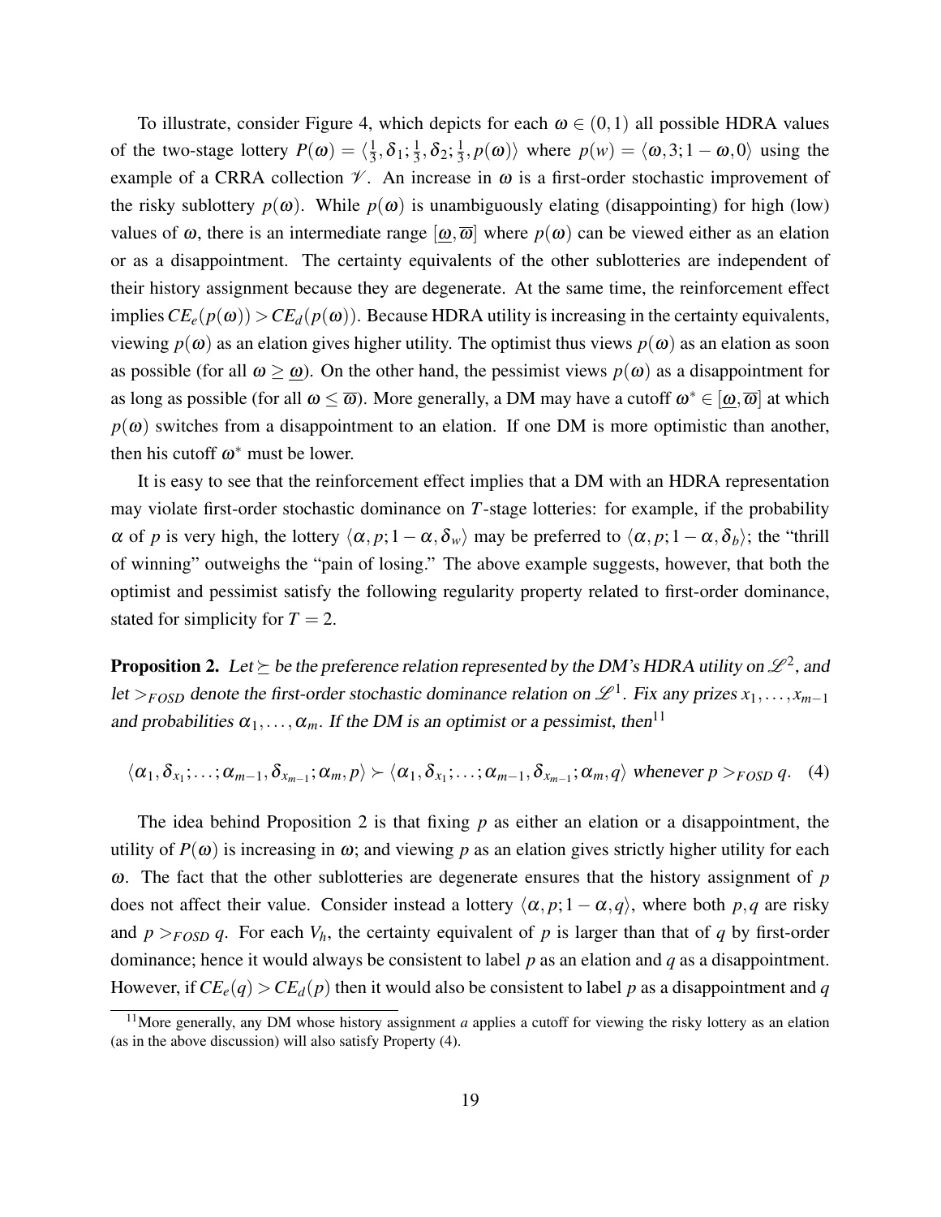To illustrate, consider Figure 4, which depicts for each $\omega \in (0,1)$ all possible HDRA values of the two-stage lottery $P(\omega) = \langle \frac{1}{3}, \delta_1; \frac{1}{3}, \delta_2; \frac{1}{3}, p(\omega) \rangle$ where $p(w) = \langle \omega, 3; 1-\omega, 0 \rangle$ using the example of a CRRA collection $\mathscr{V}$. An increase in $\omega$ is a first-order stochastic improvement of the risky sublottery $p(\omega)$. While $p(\omega)$ is unambiguously elating (disappointing) for high (low) values of $\omega$, there is an intermediate range $[\underline{\omega}, \overline{\omega}]$ where $p(\omega)$ can be viewed either as an elation or as a disappointment. The certainty equivalents of the other sublotteries are independent of their history assignment because they are degenerate. At the same time, the reinforcement effect implies $CE_e(p(\omega)) > CE_d(p(\omega))$. Because HDRA utility is increasing in the certainty equivalents, viewing $p(\omega)$ as an elation gives higher utility. The optimist thus views $p(\omega)$ as an elation as soon as possible (for all $\omega \geq \underline{\omega}$). On the other hand, the pessimist views $p(\omega)$ as a disappointment for as long as possible (for all $\omega \leq \overline{\omega}$). More generally, a DM may have a cutoff $\omega^* \in [\underline{\omega}, \overline{\omega}]$ at which $p(\omega)$ switches from a disappointment to an elation. If one DM is more optimistic than another, then his cutoff $\omega^*$ must be lower.

It is easy to see that the reinforcement effect implies that a DM with an HDRA representation may violate first-order stochastic dominance on $T$-stage lotteries: for example, if the probability $\alpha$ of $p$ is very high, the lottery $\langle \alpha, p; 1-\alpha, \delta_w \rangle$ may be preferred to $\langle \alpha, p; 1-\alpha, \delta_b \rangle$; the "thrill of winning" outweighs the "pain of losing." The above example suggests, however, that both the optimist and pessimist satisfy the following regularity property related to first-order dominance, stated for simplicity for $T = 2$.

**Proposition 2.** *Let $\succeq$ be the preference relation represented by the DM's HDRA utility on $\mathscr{L}^2$, and let $>_{FOSD}$ denote the first-order stochastic dominance relation on $\mathscr{L}^1$. Fix any prizes $x_1, \ldots, x_{m-1}$ and probabilities $\alpha_1, \ldots, \alpha_m$. If the DM is an optimist or a pessimist, then*[11]

$$\langle \alpha_1, \delta_{x_1}; \ldots; \alpha_{m-1}, \delta_{x_{m-1}}; \alpha_m, p \rangle \succ \langle \alpha_1, \delta_{x_1}; \ldots; \alpha_{m-1}, \delta_{x_{m-1}}; \alpha_m, q \rangle \text{ whenever } p >_{FOSD} q. \quad (4)$$

The idea behind Proposition 2 is that fixing $p$ as either an elation or a disappointment, the utility of $P(\omega)$ is increasing in $\omega$; and viewing $p$ as an elation gives strictly higher utility for each $\omega$. The fact that the other sublotteries are degenerate ensures that the history assignment of $p$ does not affect their value. Consider instead a lottery $\langle \alpha, p; 1-\alpha, q \rangle$, where both $p, q$ are risky and $p >_{FOSD} q$. For each $V_h$, the certainty equivalent of $p$ is larger than that of $q$ by first-order dominance; hence it would always be consistent to label $p$ as an elation and $q$ as a disappointment. However, if $CE_e(q) > CE_d(p)$ then it would also be consistent to label $p$ as a disappointment and $q$

[11] More generally, any DM whose history assignment $a$ applies a cutoff for viewing the risky lottery as an elation (as in the above discussion) will also satisfy Property (4).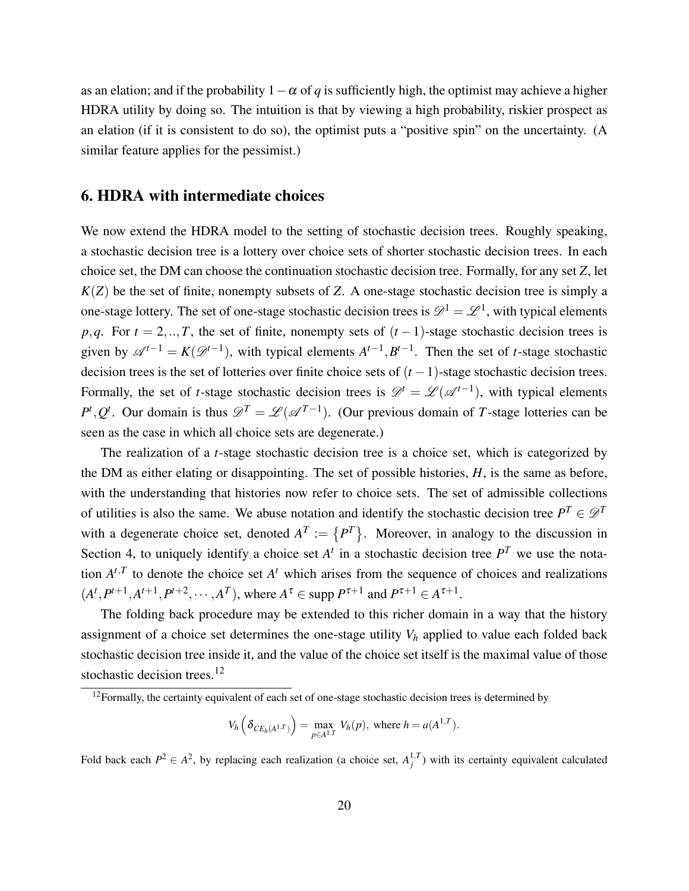as an elation; and if the probability $1-\alpha$ of $q$ is sufficiently high, the optimist may achieve a higher HDRA utility by doing so. The intuition is that by viewing a high probability, riskier prospect as an elation (if it is consistent to do so), the optimist puts a "positive spin" on the uncertainty. (A similar feature applies for the pessimist.)

## 6. HDRA with intermediate choices

We now extend the HDRA model to the setting of stochastic decision trees. Roughly speaking, a stochastic decision tree is a lottery over choice sets of shorter stochastic decision trees. In each choice set, the DM can choose the continuation stochastic decision tree. Formally, for any set $Z$, let $K(Z)$ be the set of finite, nonempty subsets of $Z$. A one-stage stochastic decision tree is simply a one-stage lottery. The set of one-stage stochastic decision trees is $\mathscr{D}^1 = \mathscr{L}^1$, with typical elements $p,q$. For $t = 2,..,T$, the set of finite, nonempty sets of $(t-1)$-stage stochastic decision trees is given by $\mathscr{A}^{t-1} = K(\mathscr{D}^{t-1})$, with typical elements $A^{t-1}, B^{t-1}$. Then the set of $t$-stage stochastic decision trees is the set of lotteries over finite choice sets of $(t-1)$-stage stochastic decision trees. Formally, the set of $t$-stage stochastic decision trees is $\mathscr{D}^t = \mathscr{L}(\mathscr{A}^{t-1})$, with typical elements $P^t, Q^t$. Our domain is thus $\mathscr{D}^T = \mathscr{L}(\mathscr{A}^{T-1})$. (Our previous domain of $T$-stage lotteries can be seen as the case in which all choice sets are degenerate.)

The realization of a $t$-stage stochastic decision tree is a choice set, which is categorized by the DM as either elating or disappointing. The set of possible histories, $H$, is the same as before, with the understanding that histories now refer to choice sets. The set of admissible collections of utilities is also the same. We abuse notation and identify the stochastic decision tree $P^T \in \mathscr{D}^T$ with a degenerate choice set, denoted $A^T := \{P^T\}$. Moreover, in analogy to the discussion in Section 4, to uniquely identify a choice set $A^t$ in a stochastic decision tree $P^T$ we use the notation $A^{t,T}$ to denote the choice set $A^t$ which arises from the sequence of choices and realizations $(A^t, P^{t+1}, A^{t+1}, P^{t+2}, \cdots, A^T)$, where $A^\tau \in \text{supp}\, P^{\tau+1}$ and $P^{\tau+1} \in A^{\tau+1}$.

The folding back procedure may be extended to this richer domain in a way that the history assignment of a choice set determines the one-stage utility $V_h$ applied to value each folded back stochastic decision tree inside it, and the value of the choice set itself is the maximal value of those stochastic decision trees.[12]

[12] Formally, the certainty equivalent of each set of one-stage stochastic decision trees is determined by

$$V_h\left(\delta_{CE_h(A^{1,T})}\right) = \max_{p \in A^{1,T}} V_h(p), \text{ where } h = a(A^{1,T}).$$

Fold back each $P^2 \in A^2$, by replacing each realization (a choice set, $A_j^{1,T}$) with its certainty equivalent calculated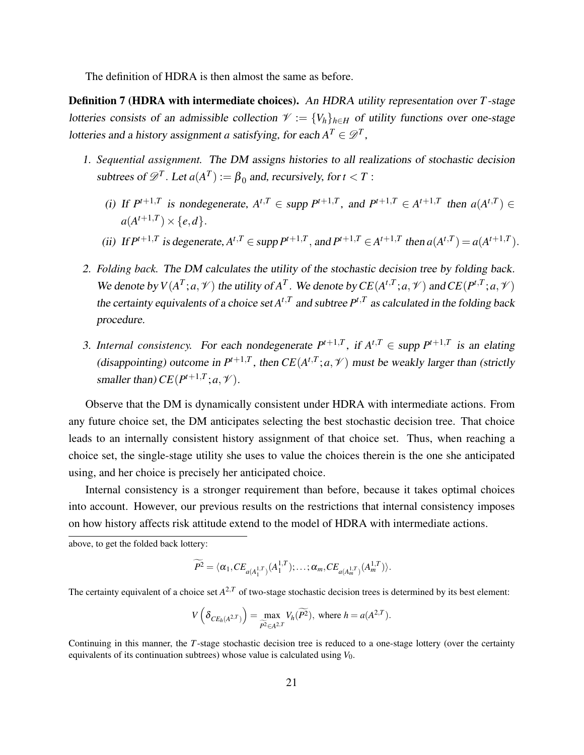The definition of HDRA is then almost the same as before.

**Definition 7 (HDRA with intermediate choices).** *An HDRA utility representation over $T$-stage lotteries consists of an admissible collection $\mathscr{V} := \{V_h\}_{h \in H}$ of utility functions over one-stage lotteries and a history assignment $a$ satisfying, for each $A^T \in \mathscr{D}^T$,*

1. *Sequential assignment.* The DM assigns histories to all realizations of stochastic decision subtrees of $\mathscr{D}^T$. Let $a(A^T) := \beta_0$ and, recursively, for $t < T$ :
   - (i) If $P^{t+1,T}$ is nondegenerate, $A^{t,T} \in \text{supp}\, P^{t+1,T}$, and $P^{t+1,T} \in A^{t+1,T}$ then $a(A^{t,T}) \in a(A^{t+1,T}) \times \{e,d\}$.
   - (ii) If $P^{t+1,T}$ is degenerate, $A^{t,T} \in \text{supp}\, P^{t+1,T}$, and $P^{t+1,T} \in A^{t+1,T}$ then $a(A^{t,T}) = a(A^{t+1,T})$.
2. *Folding back.* The DM calculates the utility of the stochastic decision tree by folding back. We denote by $V(A^T; a, \mathscr{V})$ the utility of $A^T$. We denote by $CE(A^{t,T}; a, \mathscr{V})$ and $CE(P^{t,T}; a, \mathscr{V})$ the certainty equivalents of a choice set $A^{t,T}$ and subtree $P^{t,T}$ as calculated in the folding back procedure.
3. *Internal consistency.* For each nondegenerate $P^{t+1,T}$, if $A^{t,T} \in \text{supp}\, P^{t+1,T}$ is an elating (disappointing) outcome in $P^{t+1,T}$, then $CE(A^{t,T}; a, \mathscr{V})$ must be weakly larger than (strictly smaller than) $CE(P^{t+1,T}; a, \mathscr{V})$.

Observe that the DM is dynamically consistent under HDRA with intermediate actions. From any future choice set, the DM anticipates selecting the best stochastic decision tree. That choice leads to an internally consistent history assignment of that choice set. Thus, when reaching a choice set, the single-stage utility she uses to value the choices therein is the one she anticipated using, and her choice is precisely her anticipated choice.

Internal consistency is a stronger requirement than before, because it takes optimal choices into account. However, our previous results on the restrictions that internal consistency imposes on how history affects risk attitude extend to the model of HDRA with intermediate actions.

---

above, to get the folded back lottery:

$$\widetilde{P^2} = \langle \alpha_1, CE_{a(A_1^{1,T})}(A_1^{1,T}); \ldots; \alpha_m, CE_{a(A_m^{1,T})}(A_m^{1,T}) \rangle.$$

The certainty equivalent of a choice set $A^{2,T}$ of two-stage stochastic decision trees is determined by its best element:

$$V\left(\delta_{CE_h(A^{2,T})}\right) = \max_{\widetilde{P^2} \in A^{2,T}} V_h(\widetilde{P^2}), \text{ where } h = a(A^{2,T}).$$

Continuing in this manner, the $T$-stage stochastic decision tree is reduced to a one-stage lottery (over the certainty equivalents of its continuation subtrees) whose value is calculated using $V_0$.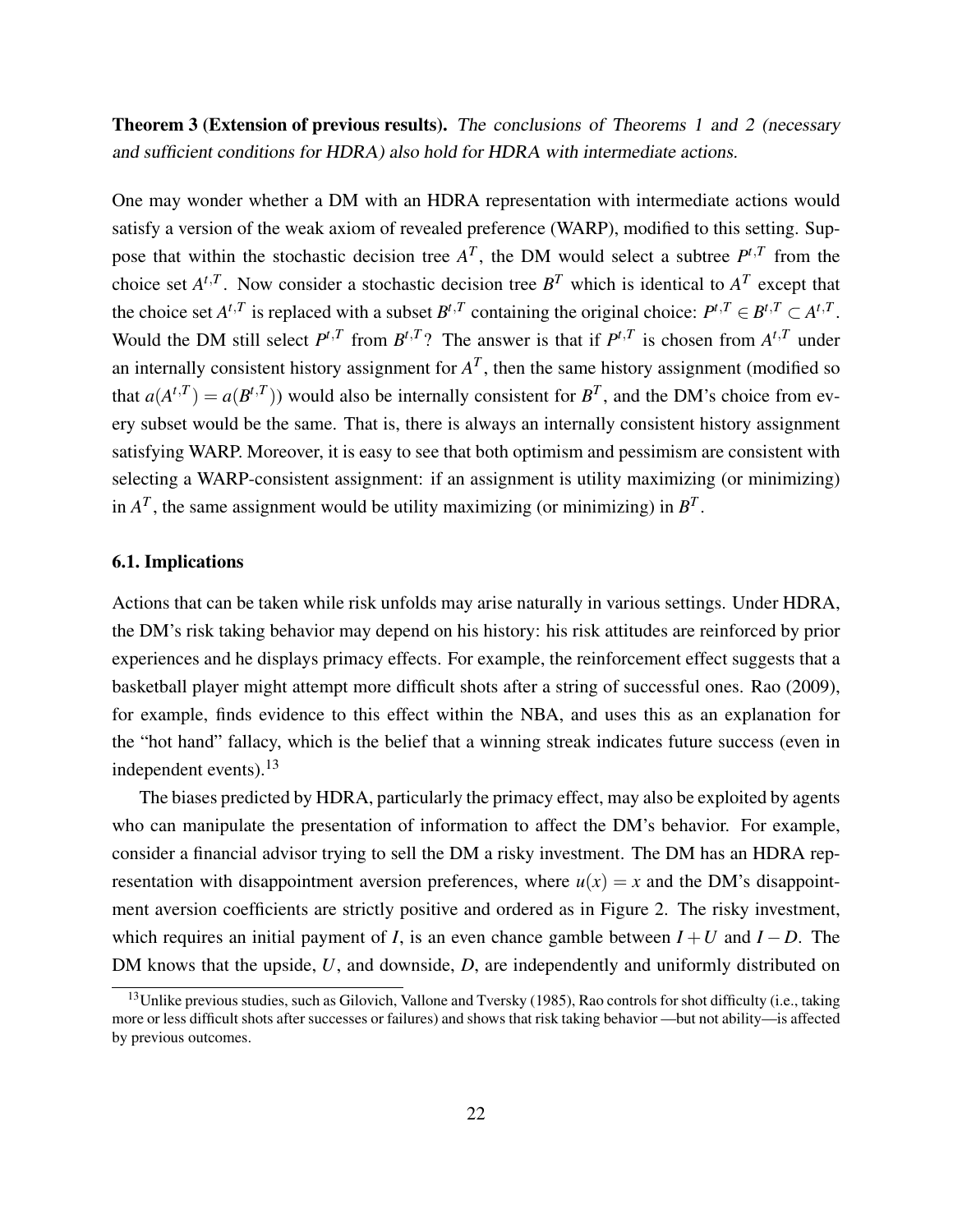**Theorem 3 (Extension of previous results).** *The conclusions of Theorems 1 and 2 (necessary and sufficient conditions for HDRA) also hold for HDRA with intermediate actions.*

One may wonder whether a DM with an HDRA representation with intermediate actions would satisfy a version of the weak axiom of revealed preference (WARP), modified to this setting. Suppose that within the stochastic decision tree $A^T$, the DM would select a subtree $P^{t,T}$ from the choice set $A^{t,T}$. Now consider a stochastic decision tree $B^T$ which is identical to $A^T$ except that the choice set $A^{t,T}$ is replaced with a subset $B^{t,T}$ containing the original choice: $P^{t,T} \in B^{t,T} \subset A^{t,T}$. Would the DM still select $P^{t,T}$ from $B^{t,T}$? The answer is that if $P^{t,T}$ is chosen from $A^{t,T}$ under an internally consistent history assignment for $A^T$, then the same history assignment (modified so that $a(A^{t,T}) = a(B^{t,T})$) would also be internally consistent for $B^T$, and the DM's choice from every subset would be the same. That is, there is always an internally consistent history assignment satisfying WARP. Moreover, it is easy to see that both optimism and pessimism are consistent with selecting a WARP-consistent assignment: if an assignment is utility maximizing (or minimizing) in $A^T$, the same assignment would be utility maximizing (or minimizing) in $B^T$.

### 6.1. Implications

Actions that can be taken while risk unfolds may arise naturally in various settings. Under HDRA, the DM's risk taking behavior may depend on his history: his risk attitudes are reinforced by prior experiences and he displays primacy effects. For example, the reinforcement effect suggests that a basketball player might attempt more difficult shots after a string of successful ones. Rao (2009), for example, finds evidence to this effect within the NBA, and uses this as an explanation for the "hot hand" fallacy, which is the belief that a winning streak indicates future success (even in independent events).[13]

The biases predicted by HDRA, particularly the primacy effect, may also be exploited by agents who can manipulate the presentation of information to affect the DM's behavior. For example, consider a financial advisor trying to sell the DM a risky investment. The DM has an HDRA representation with disappointment aversion preferences, where $u(x) = x$ and the DM's disappointment aversion coefficients are strictly positive and ordered as in Figure 2. The risky investment, which requires an initial payment of $I$, is an even chance gamble between $I+U$ and $I-D$. The DM knows that the upside, $U$, and downside, $D$, are independently and uniformly distributed on

[13] Unlike previous studies, such as Gilovich, Vallone and Tversky (1985), Rao controls for shot difficulty (i.e., taking more or less difficult shots after successes or failures) and shows that risk taking behavior —but not ability—is affected by previous outcomes.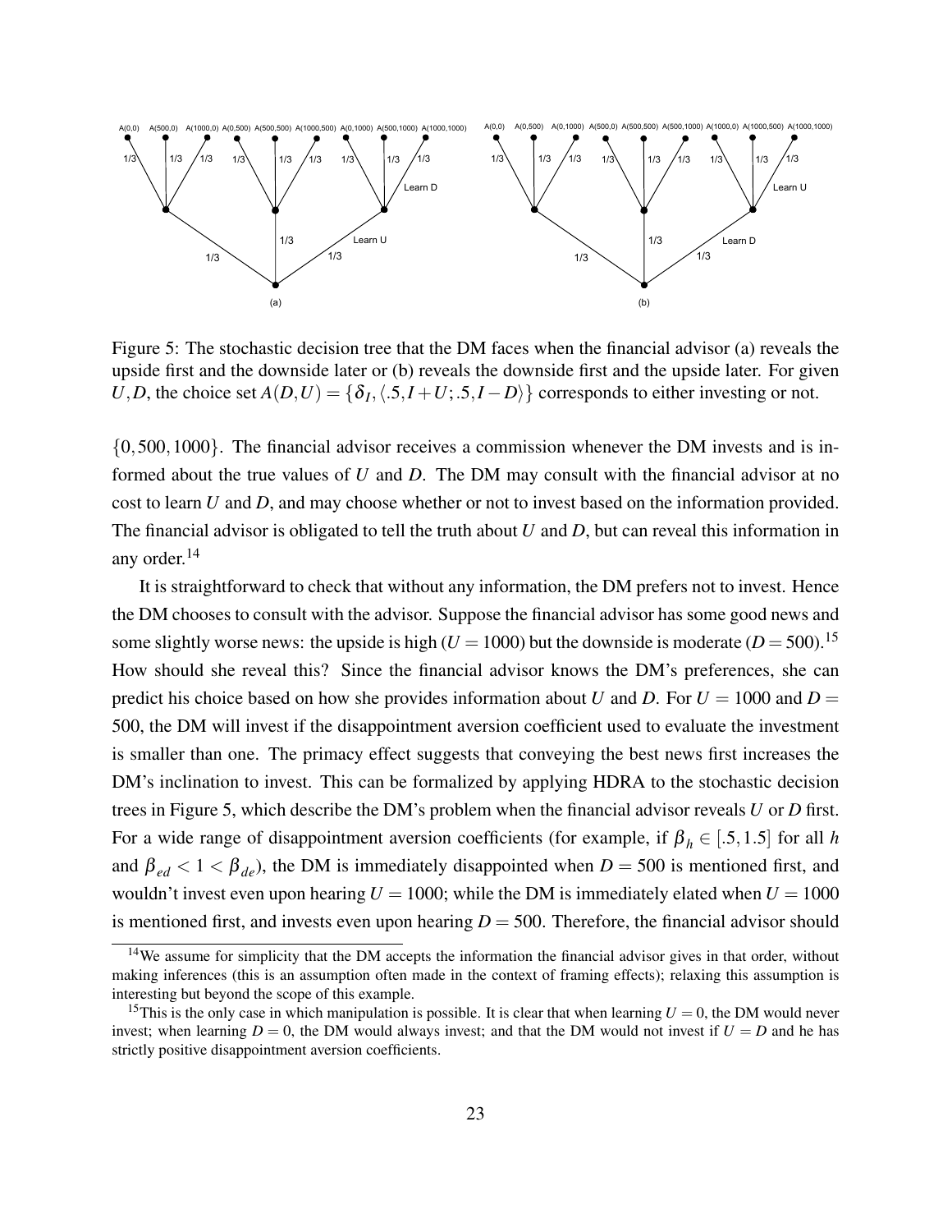Figure 5: The stochastic decision tree that the DM faces when the financial advisor (a) reveals the upside first and the downside later or (b) reveals the downside first and the upside later. For given $U, D$, the choice set $A(D,U) = \{\delta_I, \langle .5, I+U; .5, I-D \rangle\}$ corresponds to either investing or not.

$\{0, 500, 1000\}$. The financial advisor receives a commission whenever the DM invests and is informed about the true values of $U$ and $D$. The DM may consult with the financial advisor at no cost to learn $U$ and $D$, and may choose whether or not to invest based on the information provided. The financial advisor is obligated to tell the truth about $U$ and $D$, but can reveal this information in any order.[14]

It is straightforward to check that without any information, the DM prefers not to invest. Hence the DM chooses to consult with the advisor. Suppose the financial advisor has some good news and some slightly worse news: the upside is high ($U = 1000$) but the downside is moderate ($D = 500$).[15] How should she reveal this? Since the financial advisor knows the DM's preferences, she can predict his choice based on how she provides information about $U$ and $D$. For $U = 1000$ and $D = 500$, the DM will invest if the disappointment aversion coefficient used to evaluate the investment is smaller than one. The primacy effect suggests that conveying the best news first increases the DM's inclination to invest. This can be formalized by applying HDRA to the stochastic decision trees in Figure 5, which describe the DM's problem when the financial advisor reveals $U$ or $D$ first. For a wide range of disappointment aversion coefficients (for example, if $\beta_h \in [.5, 1.5]$ for all $h$ and $\beta_{ed} < 1 < \beta_{de}$), the DM is immediately disappointed when $D = 500$ is mentioned first, and wouldn't invest even upon hearing $U = 1000$; while the DM is immediately elated when $U = 1000$ is mentioned first, and invests even upon hearing $D = 500$. Therefore, the financial advisor should

[14] We assume for simplicity that the DM accepts the information the financial advisor gives in that order, without making inferences (this is an assumption often made in the context of framing effects); relaxing this assumption is interesting but beyond the scope of this example.

[15] This is the only case in which manipulation is possible. It is clear that when learning $U = 0$, the DM would never invest; when learning $D = 0$, the DM would always invest; and that the DM would not invest if $U = D$ and he has strictly positive disappointment aversion coefficients.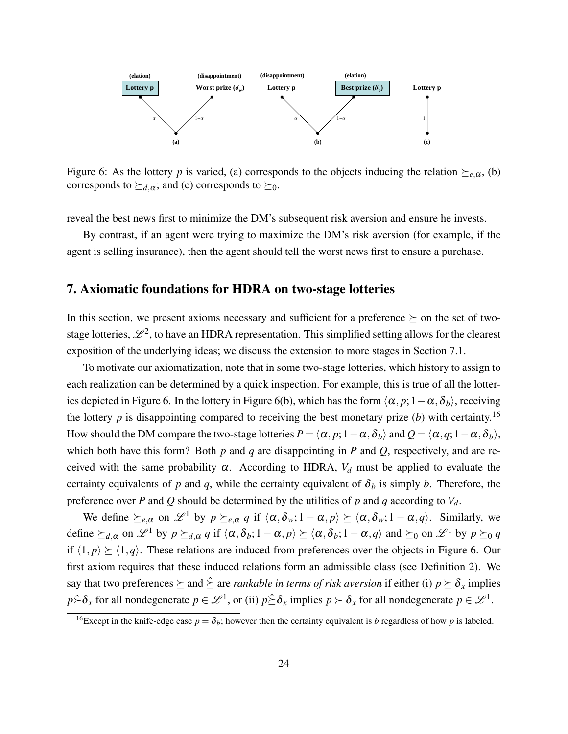(elation) (disappointment) (disappointment) (elation)

Lottery p — Worst prize ($\delta_w$) — Lottery p — Best prize ($\delta_b$) — Lottery p

$\alpha$ $1-\alpha$ $\alpha$ $1-\alpha$ 1

(a) (b) (c)

Figure 6: As the lottery $p$ is varied, (a) corresponds to the objects inducing the relation $\succeq_{e,\alpha}$, (b) corresponds to $\succeq_{d,\alpha}$; and (c) corresponds to $\succeq_0$.

reveal the best news first to minimize the DM's subsequent risk aversion and ensure he invests.

By contrast, if an agent were trying to maximize the DM's risk aversion (for example, if the agent is selling insurance), then the agent should tell the worst news first to ensure a purchase.

## 7. Axiomatic foundations for HDRA on two-stage lotteries

In this section, we present axioms necessary and sufficient for a preference $\succeq$ on the set of two-stage lotteries, $\mathscr{L}^2$, to have an HDRA representation. This simplified setting allows for the clearest exposition of the underlying ideas; we discuss the extension to more stages in Section 7.1.

To motivate our axiomatization, note that in some two-stage lotteries, which history to assign to each realization can be determined by a quick inspection. For example, this is true of all the lotteries depicted in Figure 6. In the lottery in Figure 6(b), which has the form $\langle \alpha, p; 1-\alpha, \delta_b \rangle$, receiving the lottery $p$ is disappointing compared to receiving the best monetary prize ($b$) with certainty.[16] How should the DM compare the two-stage lotteries $P = \langle \alpha, p; 1-\alpha, \delta_b \rangle$ and $Q = \langle \alpha, q; 1-\alpha, \delta_b \rangle$, which both have this form? Both $p$ and $q$ are disappointing in $P$ and $Q$, respectively, and are received with the same probability $\alpha$. According to HDRA, $V_d$ must be applied to evaluate the certainty equivalents of $p$ and $q$, while the certainty equivalent of $\delta_b$ is simply $b$. Therefore, the preference over $P$ and $Q$ should be determined by the utilities of $p$ and $q$ according to $V_d$.

We define $\succeq_{e,\alpha}$ on $\mathscr{L}^1$ by $p \succeq_{e,\alpha} q$ if $\langle \alpha, \delta_w; 1-\alpha, p \rangle \succeq \langle \alpha, \delta_w; 1-\alpha, q \rangle$. Similarly, we define $\succeq_{d,\alpha}$ on $\mathscr{L}^1$ by $p \succeq_{d,\alpha} q$ if $\langle \alpha, \delta_b; 1-\alpha, p \rangle \succeq \langle \alpha, \delta_b; 1-\alpha, q \rangle$ and $\succeq_0$ on $\mathscr{L}^1$ by $p \succeq_0 q$ if $\langle 1, p \rangle \succeq \langle 1, q \rangle$. These relations are induced from preferences over the objects in Figure 6. Our first axiom requires that these induced relations form an admissible class (see Definition 2). We say that two preferences $\succeq$ and $\hat{\succeq}$ are *rankable in terms of risk aversion* if either (i) $p \succeq \delta_x$ implies $p \hat{\succ} \delta_x$ for all nondegenerate $p \in \mathscr{L}^1$, or (ii) $p \hat{\succeq} \delta_x$ implies $p \succ \delta_x$ for all nondegenerate $p \in \mathscr{L}^1$.

[16] Except in the knife-edge case $p = \delta_b$; however then the certainty equivalent is $b$ regardless of how $p$ is labeled.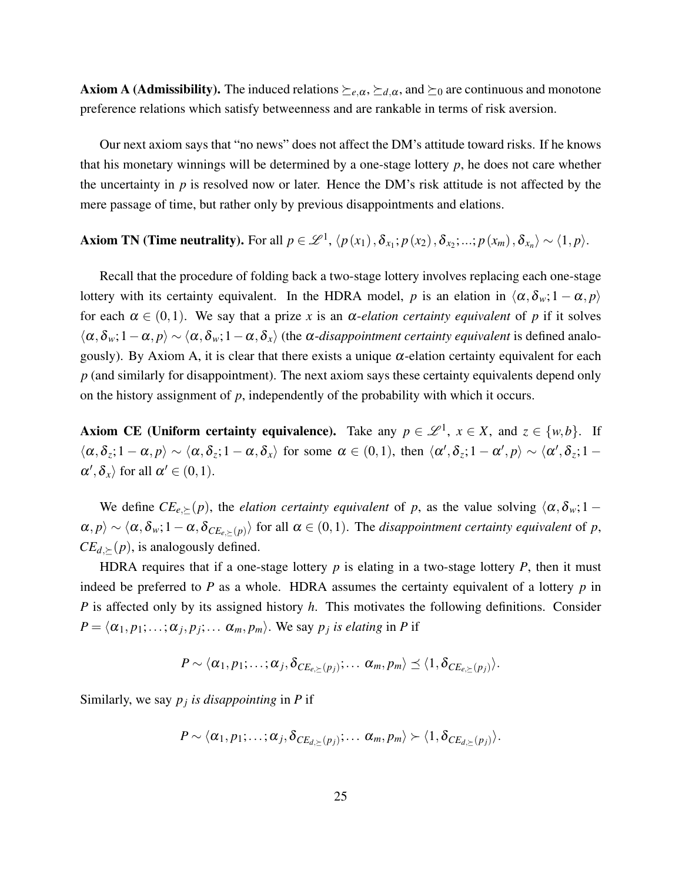**Axiom A (Admissibility).** The induced relations $\succeq_{e,\alpha}$, $\succeq_{d,\alpha}$, and $\succeq_0$ are continuous and monotone preference relations which satisfy betweenness and are rankable in terms of risk aversion.

Our next axiom says that "no news" does not affect the DM's attitude toward risks. If he knows that his monetary winnings will be determined by a one-stage lottery $p$, he does not care whether the uncertainty in $p$ is resolved now or later. Hence the DM's risk attitude is not affected by the mere passage of time, but rather only by previous disappointments and elations.

**Axiom TN (Time neutrality).** For all $p \in \mathscr{L}^1$, $\langle p(x_1), \delta_{x_1}; p(x_2), \delta_{x_2}; ...; p(x_m), \delta_{x_n} \rangle \sim \langle 1, p \rangle$.

Recall that the procedure of folding back a two-stage lottery involves replacing each one-stage lottery with its certainty equivalent. In the HDRA model, $p$ is an elation in $\langle \alpha, \delta_w; 1-\alpha, p \rangle$ for each $\alpha \in (0,1)$. We say that a prize $x$ is an *$\alpha$-elation certainty equivalent* of $p$ if it solves $\langle \alpha, \delta_w; 1-\alpha, p \rangle \sim \langle \alpha, \delta_w; 1-\alpha, \delta_x \rangle$ (the *$\alpha$-disappointment certainty equivalent* is defined analogously). By Axiom A, it is clear that there exists a unique $\alpha$-elation certainty equivalent for each $p$ (and similarly for disappointment). The next axiom says these certainty equivalents depend only on the history assignment of $p$, independently of the probability with which it occurs.

**Axiom CE (Uniform certainty equivalence).** Take any $p \in \mathscr{L}^1$, $x \in X$, and $z \in \{w, b\}$. If $\langle \alpha, \delta_z; 1-\alpha, p \rangle \sim \langle \alpha, \delta_z; 1-\alpha, \delta_x \rangle$ for some $\alpha \in (0,1)$, then $\langle \alpha', \delta_z; 1-\alpha', p \rangle \sim \langle \alpha', \delta_z; 1-\alpha', \delta_x \rangle$ for all $\alpha' \in (0,1)$.

We define $CE_{e,\succeq}(p)$, the *elation certainty equivalent* of $p$, as the value solving $\langle \alpha, \delta_w; 1-\alpha, p \rangle \sim \langle \alpha, \delta_w; 1-\alpha, \delta_{CE_{e,\succeq}(p)} \rangle$ for all $\alpha \in (0,1)$. The *disappointment certainty equivalent* of $p$, $CE_{d,\succeq}(p)$, is analogously defined.

HDRA requires that if a one-stage lottery $p$ is elating in a two-stage lottery $P$, then it must indeed be preferred to $P$ as a whole. HDRA assumes the certainty equivalent of a lottery $p$ in $P$ is affected only by its assigned history $h$. This motivates the following definitions. Consider $P = \langle \alpha_1, p_1; \ldots; \alpha_j, p_j; \ldots \alpha_m, p_m \rangle$. We say $p_j$ *is elating* in $P$ if

$$P \sim \langle \alpha_1, p_1; \ldots; \alpha_j, \delta_{CE_{e,\succeq}(p_j)}; \ldots \alpha_m, p_m \rangle \preceq \langle 1, \delta_{CE_{e,\succeq}(p_j)} \rangle.$$

Similarly, we say $p_j$ *is disappointing* in $P$ if

$$P \sim \langle \alpha_1, p_1; \ldots; \alpha_j, \delta_{CE_{d,\succeq}(p_j)}; \ldots \alpha_m, p_m \rangle \succ \langle 1, \delta_{CE_{d,\succeq}(p_j)} \rangle.$$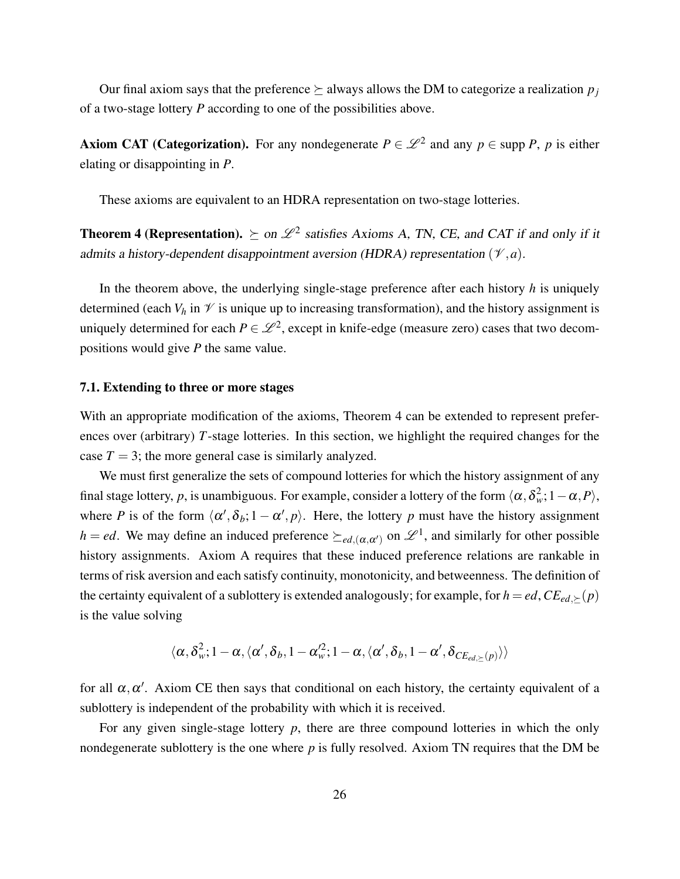Our final axiom says that the preference $\succeq$ always allows the DM to categorize a realization $p_j$ of a two-stage lottery $P$ according to one of the possibilities above.

**Axiom CAT (Categorization).** For any nondegenerate $P \in \mathscr{L}^2$ and any $p \in \text{supp}\, P$, $p$ is either elating or disappointing in $P$.

These axioms are equivalent to an HDRA representation on two-stage lotteries.

**Theorem 4 (Representation).** *$\succeq$ on $\mathscr{L}^2$ satisfies Axioms A, TN, CE, and CAT if and only if it admits a history-dependent disappointment aversion (HDRA) representation $(\mathscr{V}, a)$.*

In the theorem above, the underlying single-stage preference after each history $h$ is uniquely determined (each $V_h$ in $\mathscr{V}$ is unique up to increasing transformation), and the history assignment is uniquely determined for each $P \in \mathscr{L}^2$, except in knife-edge (measure zero) cases that two decompositions would give $P$ the same value.

### 7.1. Extending to three or more stages

With an appropriate modification of the axioms, Theorem 4 can be extended to represent preferences over (arbitrary) $T$-stage lotteries. In this section, we highlight the required changes for the case $T = 3$; the more general case is similarly analyzed.

We must first generalize the sets of compound lotteries for which the history assignment of any final stage lottery, $p$, is unambiguous. For example, consider a lottery of the form $\langle \alpha, \delta_w^2; 1-\alpha, P \rangle$, where $P$ is of the form $\langle \alpha', \delta_b; 1-\alpha', p \rangle$. Here, the lottery $p$ must have the history assignment $h = ed$. We may define an induced preference $\succeq_{ed,(\alpha,\alpha')}$ on $\mathscr{L}^1$, and similarly for other possible history assignments. Axiom A requires that these induced preference relations are rankable in terms of risk aversion and each satisfy continuity, monotonicity, and betweenness. The definition of the certainty equivalent of a sublottery is extended analogously; for example, for $h = ed$, $CE_{ed,\succeq}(p)$ is the value solving

$$\langle \alpha, \delta_w^2; 1-\alpha, \langle \alpha', \delta_b, 1-\alpha_w'^2; 1-\alpha, \langle \alpha', \delta_b, 1-\alpha', \delta_{CE_{ed,\succeq}(p)} \rangle \rangle$$

for all $\alpha, \alpha'$. Axiom CE then says that conditional on each history, the certainty equivalent of a sublottery is independent of the probability with which it is received.

For any given single-stage lottery $p$, there are three compound lotteries in which the only nondegenerate sublottery is the one where $p$ is fully resolved. Axiom TN requires that the DM be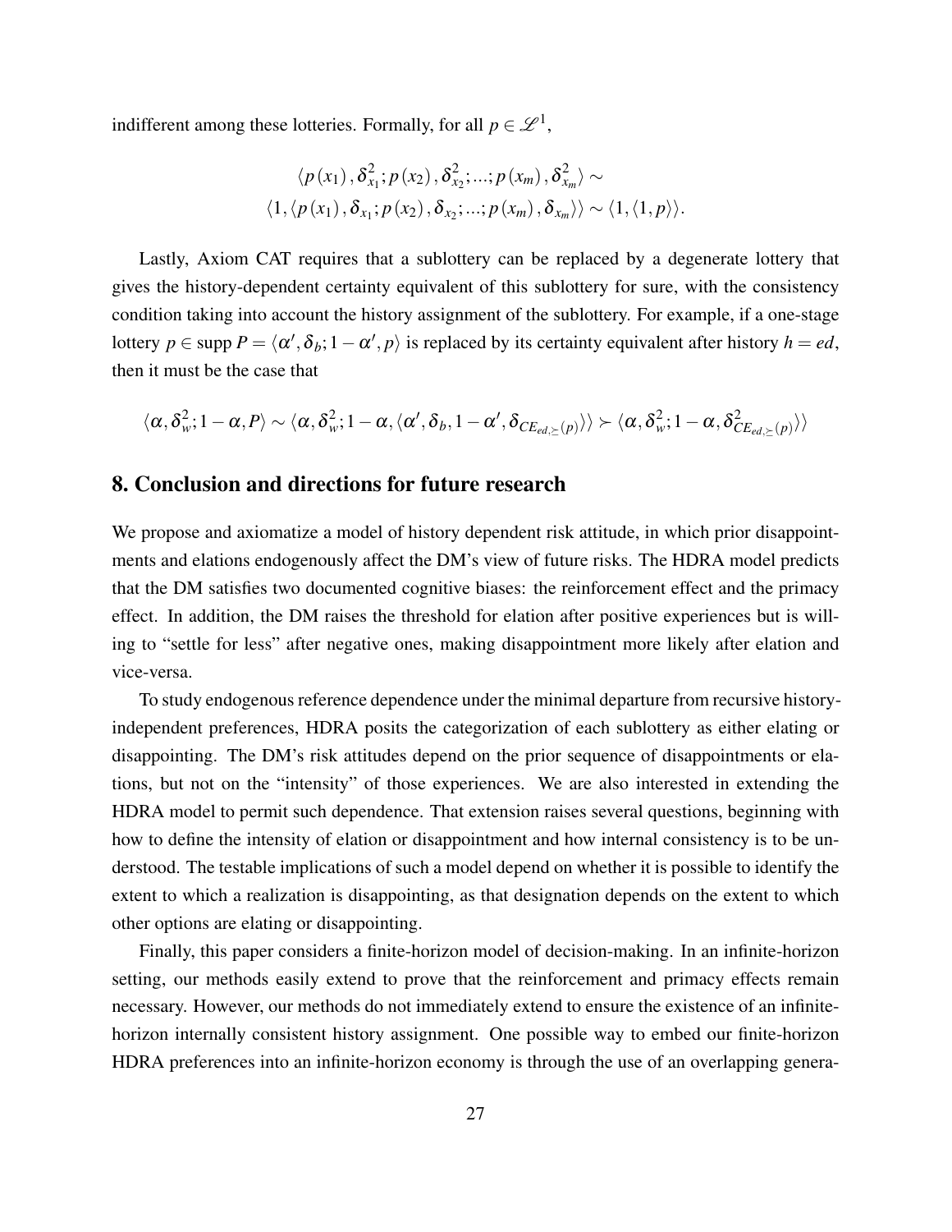indifferent among these lotteries. Formally, for all $p \in \mathscr{L}^1$,

$$\langle p(x_1), \delta^2_{x_1}; p(x_2), \delta^2_{x_2}; ...; p(x_m), \delta^2_{x_m} \rangle \sim$$
$$\langle 1, \langle p(x_1), \delta_{x_1}; p(x_2), \delta_{x_2}; ...; p(x_m), \delta_{x_m} \rangle \rangle \sim \langle 1, \langle 1, p \rangle \rangle.$$

Lastly, Axiom CAT requires that a sublottery can be replaced by a degenerate lottery that gives the history-dependent certainty equivalent of this sublottery for sure, with the consistency condition taking into account the history assignment of the sublottery. For example, if a one-stage lottery $p \in \operatorname{supp} P = \langle \alpha', \delta_b; 1-\alpha', p \rangle$ is replaced by its certainty equivalent after history $h = ed$, then it must be the case that

$$\langle \alpha, \delta^2_w; 1-\alpha, P \rangle \sim \langle \alpha, \delta^2_w; 1-\alpha, \langle \alpha', \delta_b, 1-\alpha', \delta_{CE_{ed,\succeq}(p)} \rangle \rangle \succ \langle \alpha, \delta^2_w; 1-\alpha, \delta^2_{CE_{ed,\succeq}(p)} \rangle \rangle$$

## 8. Conclusion and directions for future research

We propose and axiomatize a model of history dependent risk attitude, in which prior disappointments and elations endogenously affect the DM's view of future risks. The HDRA model predicts that the DM satisfies two documented cognitive biases: the reinforcement effect and the primacy effect. In addition, the DM raises the threshold for elation after positive experiences but is willing to "settle for less" after negative ones, making disappointment more likely after elation and vice-versa.

To study endogenous reference dependence under the minimal departure from recursive history-independent preferences, HDRA posits the categorization of each sublottery as either elating or disappointing. The DM's risk attitudes depend on the prior sequence of disappointments or elations, but not on the "intensity" of those experiences. We are also interested in extending the HDRA model to permit such dependence. That extension raises several questions, beginning with how to define the intensity of elation or disappointment and how internal consistency is to be understood. The testable implications of such a model depend on whether it is possible to identify the extent to which a realization is disappointing, as that designation depends on the extent to which other options are elating or disappointing.

Finally, this paper considers a finite-horizon model of decision-making. In an infinite-horizon setting, our methods easily extend to prove that the reinforcement and primacy effects remain necessary. However, our methods do not immediately extend to ensure the existence of an infinite-horizon internally consistent history assignment. One possible way to embed our finite-horizon HDRA preferences into an infinite-horizon economy is through the use of an overlapping genera-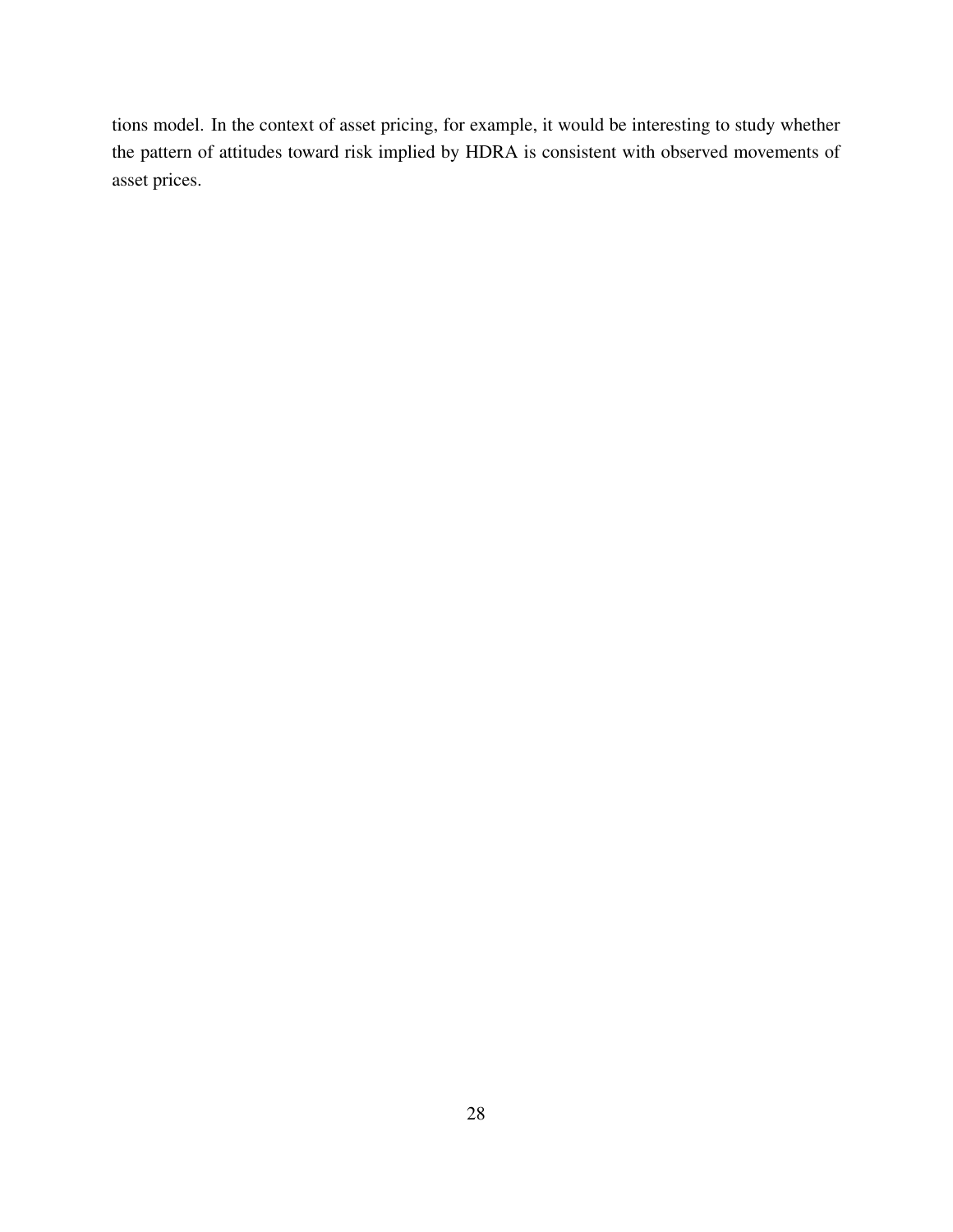tions model. In the context of asset pricing, for example, it would be interesting to study whether the pattern of attitudes toward risk implied by HDRA is consistent with observed movements of asset prices.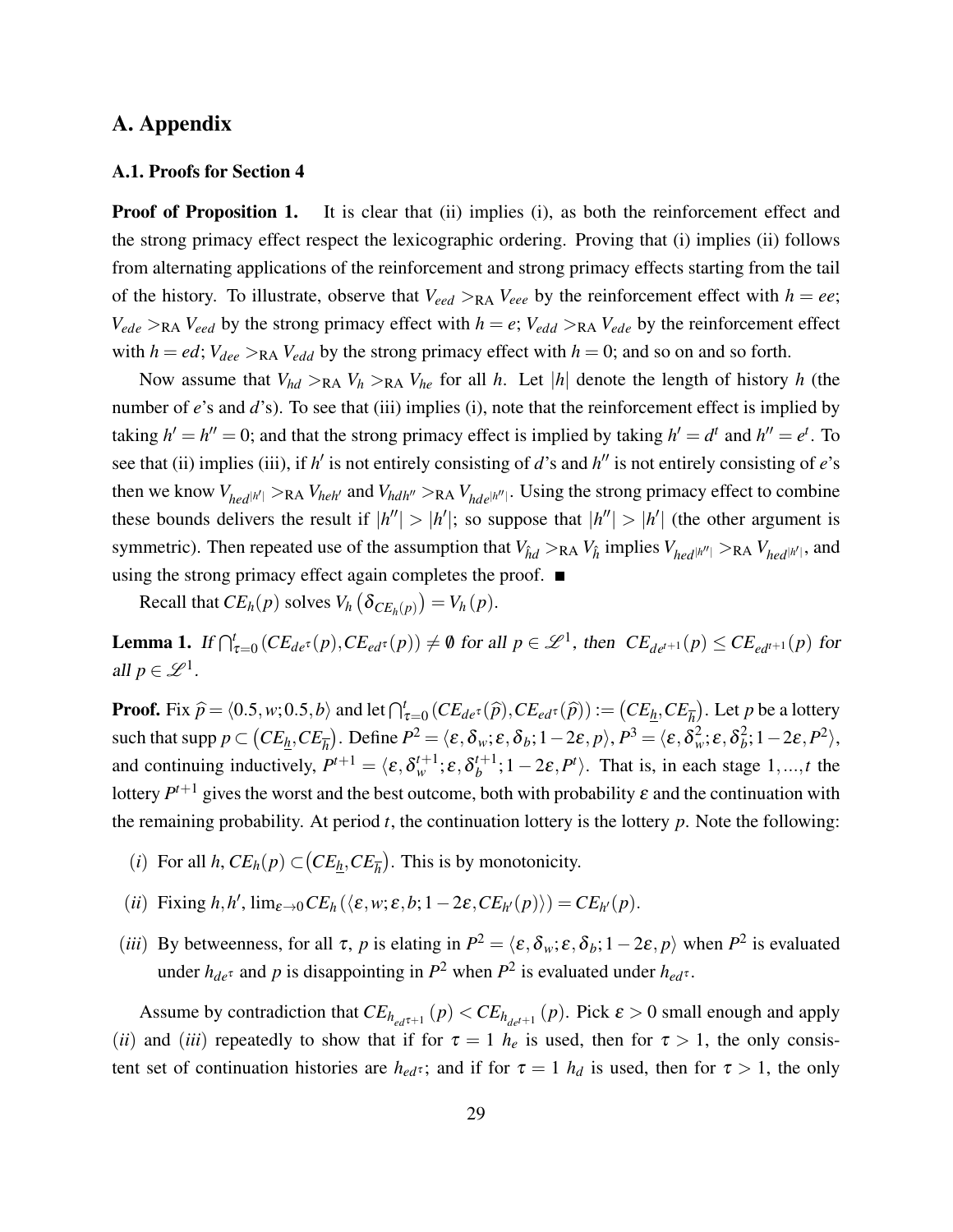# A. Appendix

## A.1. Proofs for Section 4

**Proof of Proposition 1.** It is clear that (ii) implies (i), as both the reinforcement effect and the strong primacy effect respect the lexicographic ordering. Proving that (i) implies (ii) follows from alternating applications of the reinforcement and strong primacy effects starting from the tail of the history. To illustrate, observe that $V_{eed} >_{\text{RA}} V_{eee}$ by the reinforcement effect with $h = ee$; $V_{ede} >_{\text{RA}} V_{eed}$ by the strong primacy effect with $h = e$; $V_{edd} >_{\text{RA}} V_{ede}$ by the reinforcement effect with $h = ed$; $V_{dee} >_{\text{RA}} V_{edd}$ by the strong primacy effect with $h = 0$; and so on and so forth.

Now assume that $V_{hd} >_{\text{RA}} V_h >_{\text{RA}} V_{he}$ for all $h$. Let $|h|$ denote the length of history $h$ (the number of $e$'s and $d$'s). To see that (iii) implies (i), note that the reinforcement effect is implied by taking $h' = h'' = 0$; and that the strong primacy effect is implied by taking $h' = d^t$ and $h'' = e^t$. To see that (ii) implies (iii), if $h'$ is not entirely consisting of $d$'s and $h''$ is not entirely consisting of $e$'s then we know $V_{hed^{|h'|}} >_{\text{RA}} V_{heh'}$ and $V_{hdh''} >_{\text{RA}} V_{hde^{|h''|}}$. Using the strong primacy effect to combine these bounds delivers the result if $|h''| > |h'|$; so suppose that $|h''| > |h'|$ (the other argument is symmetric). Then repeated use of the assumption that $V_{\hat{h}d} >_{\text{RA}} V_{\hat{h}}$ implies $V_{hed^{|h''|}} >_{\text{RA}} V_{hed^{|h'|}}$, and using the strong primacy effect again completes the proof. ■

Recall that $CE_h(p)$ solves $V_h\left(\delta_{CE_h(p)}\right) = V_h(p)$.

**Lemma 1.** *If $\bigcap_{\tau=0}^{t} (CE_{de^{\tau}}(p), CE_{ed^{\tau}}(p)) \neq \emptyset$ for all $p \in \mathscr{L}^1$, then $CE_{de^{t+1}}(p) \leq CE_{ed^{t+1}}(p)$ for all $p \in \mathscr{L}^1$.*

**Proof.** Fix $\widehat{p} = \langle 0.5, w; 0.5, b \rangle$ and let $\bigcap_{\tau=0}^{t} (CE_{de^{\tau}}(\widehat{p}), CE_{ed^{\tau}}(\widehat{p})) := \left(CE_{\underline{h}}, CE_{\overline{h}}\right)$. Let $p$ be a lottery such that supp $p \subset \left(CE_{\underline{h}}, CE_{\overline{h}}\right)$. Define $P^2 = \langle \varepsilon, \delta_w; \varepsilon, \delta_b; 1-2\varepsilon, p \rangle$, $P^3 = \langle \varepsilon, \delta_w^2; \varepsilon, \delta_b^2; 1-2\varepsilon, P^2 \rangle$, and continuing inductively, $P^{t+1} = \langle \varepsilon, \delta_w^{t+1}; \varepsilon, \delta_b^{t+1}; 1-2\varepsilon, P^t \rangle$. That is, in each stage $1, ..., t$ the lottery $P^{t+1}$ gives the worst and the best outcome, both with probability $\varepsilon$ and the continuation with the remaining probability. At period $t$, the continuation lottery is the lottery $p$. Note the following:

($i$) For all $h$, $CE_h(p) \subset \left(CE_{\underline{h}}, CE_{\overline{h}}\right)$. This is by monotonicity.

($ii$) Fixing $h, h'$, $\lim_{\varepsilon \to 0} CE_h\left(\langle \varepsilon, w; \varepsilon, b; 1-2\varepsilon, CE_{h'}(p) \rangle\right) = CE_{h'}(p)$.

($iii$) By betweenness, for all $\tau$, $p$ is elating in $P^2 = \langle \varepsilon, \delta_w; \varepsilon, \delta_b; 1-2\varepsilon, p \rangle$ when $P^2$ is evaluated under $h_{de^{\tau}}$ and $p$ is disappointing in $P^2$ when $P^2$ is evaluated under $h_{ed^{\tau}}$.

Assume by contradiction that $CE_{h_{ed^{\tau+1}}}(p) < CE_{h_{de^{t+1}}}(p)$. Pick $\varepsilon > 0$ small enough and apply ($ii$) and ($iii$) repeatedly to show that if for $\tau = 1$ $h_e$ is used, then for $\tau > 1$, the only consistent set of continuation histories are $h_{ed^{\tau}}$; and if for $\tau = 1$ $h_d$ is used, then for $\tau > 1$, the only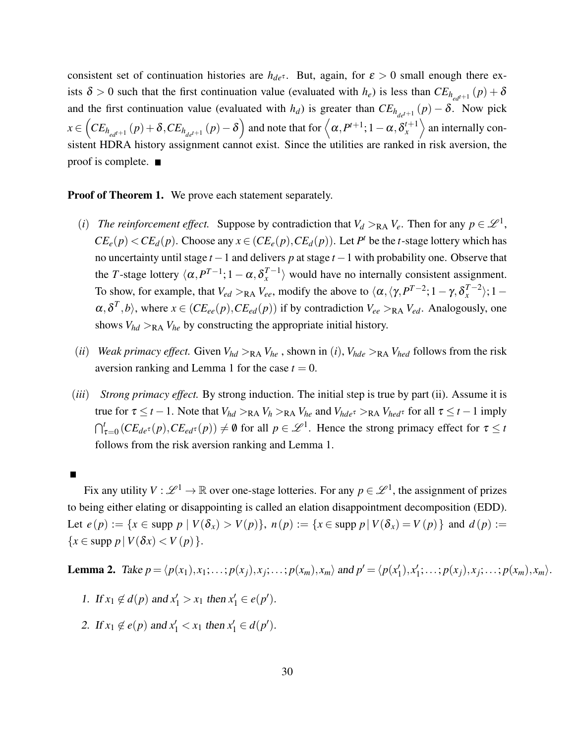consistent set of continuation histories are $h_{de^\tau}$. But, again, for $\varepsilon > 0$ small enough there exists $\delta > 0$ such that the first continuation value (evaluated with $h_e$) is less than $CE_{h_{ed^{t+1}}}(p) + \delta$ and the first continuation value (evaluated with $h_d$) is greater than $CE_{h_{de^{t+1}}}(p) - \delta$. Now pick $x \in \left(CE_{h_{ed^{t+1}}}(p) + \delta, CE_{h_{de^{t+1}}}(p) - \delta\right)$ and note that for $\left\langle \alpha, P^{t+1}; 1-\alpha, \delta_x^{t+1} \right\rangle$ an internally consistent HDRA history assignment cannot exist. Since the utilities are ranked in risk aversion, the proof is complete. ■

**Proof of Theorem 1.** We prove each statement separately.

- $(i)$ *The reinforcement effect.* Suppose by contradiction that $V_d >_{\text{RA}} V_e$. Then for any $p \in \mathscr{L}^1$, $CE_e(p) < CE_d(p)$. Choose any $x \in (CE_e(p), CE_d(p))$. Let $P^t$ be the $t$-stage lottery which has no uncertainty until stage $t-1$ and delivers $p$ at stage $t-1$ with probability one. Observe that the $T$-stage lottery $\langle \alpha, P^{T-1}; 1-\alpha, \delta_x^{T-1} \rangle$ would have no internally consistent assignment. To show, for example, that $V_{ed} >_{\text{RA}} V_{ee}$, modify the above to $\langle \alpha, \langle \gamma, P^{T-2}; 1-\gamma, \delta_x^{T-2} \rangle; 1-\alpha, \delta^T, b \rangle$, where $x \in (CE_{ee}(p), CE_{ed}(p))$ if by contradiction $V_{ee} >_{\text{RA}} V_{ed}$. Analogously, one shows $V_{hd} >_{\text{RA}} V_{he}$ by constructing the appropriate initial history.

- $(ii)$ *Weak primacy effect.* Given $V_{hd} >_{\text{RA}} V_{he}$ , shown in $(i)$, $V_{hde} >_{\text{RA}} V_{hed}$ follows from the risk aversion ranking and Lemma 1 for the case $t = 0$.

- $(iii)$ *Strong primacy effect.* By strong induction. The initial step is true by part (ii). Assume it is true for $\tau \leq t-1$. Note that $V_{hd} >_{\text{RA}} V_h >_{\text{RA}} V_{he}$ and $V_{hde^\tau} >_{\text{RA}} V_{hed^\tau}$ for all $\tau \leq t-1$ imply $\bigcap_{\tau=0}^{t} (CE_{de^\tau}(p), CE_{ed^\tau}(p)) \neq \emptyset$ for all $p \in \mathscr{L}^1$. Hence the strong primacy effect for $\tau \leq t$ follows from the risk aversion ranking and Lemma 1.

■

Fix any utility $V : \mathscr{L}^1 \to \mathbb{R}$ over one-stage lotteries. For any $p \in \mathscr{L}^1$, the assignment of prizes to being either elating or disappointing is called an elation disappointment decomposition (EDD). Let $e(p) := \{x \in \text{supp } p \mid V(\delta_x) > V(p)\}$, $n(p) := \{x \in \text{supp } p \mid V(\delta_x) = V(p)\}$ and $d(p) := \{x \in \text{supp } p \mid V(\delta x) < V(p)\}$.

**Lemma 2.** *Take* $p = \langle p(x_1), x_1; \ldots; p(x_j), x_j; \ldots; p(x_m), x_m \rangle$ *and* $p' = \langle p(x_1'), x_1'; \ldots; p(x_j), x_j; \ldots; p(x_m), x_m \rangle$.

1. *If* $x_1 \notin d(p)$ *and* $x_1' > x_1$ *then* $x_1' \in e(p')$.
2. *If* $x_1 \notin e(p)$ *and* $x_1' < x_1$ *then* $x_1' \in d(p')$.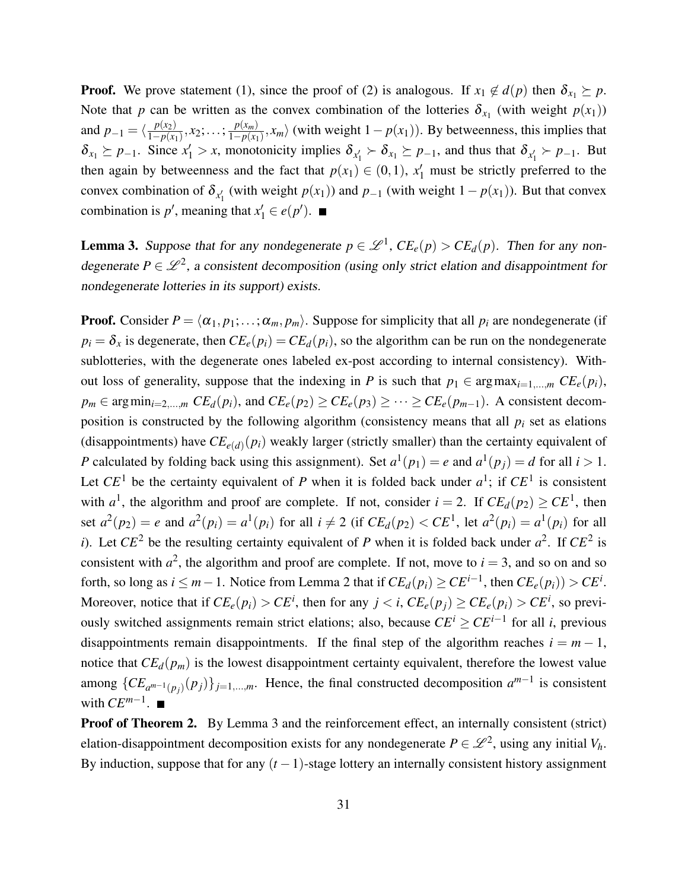**Proof.** We prove statement (1), since the proof of (2) is analogous. If $x_1 \notin d(p)$ then $\delta_{x_1} \succeq p$. Note that $p$ can be written as the convex combination of the lotteries $\delta_{x_1}$ (with weight $p(x_1)$) and $p_{-1} = \langle \frac{p(x_2)}{1-p(x_1)}, x_2; \ldots ; \frac{p(x_m)}{1-p(x_1)}, x_m \rangle$ (with weight $1 - p(x_1)$). By betweenness, this implies that $\delta_{x_1} \succeq p_{-1}$. Since $x_1' > x$, monotonicity implies $\delta_{x_1'} \succ \delta_{x_1} \succeq p_{-1}$, and thus that $\delta_{x_1'} \succ p_{-1}$. But then again by betweenness and the fact that $p(x_1) \in (0,1)$, $x_1'$ must be strictly preferred to the convex combination of $\delta_{x_1'}$ (with weight $p(x_1)$) and $p_{-1}$ (with weight $1 - p(x_1)$). But that convex combination is $p'$, meaning that $x_1' \in e(p')$. ■

**Lemma 3.** *Suppose that for any nondegenerate $p \in \mathscr{L}^1$, $CE_e(p) > CE_d(p)$. Then for any nondegenerate $P \in \mathscr{L}^2$, a consistent decomposition (using only strict elation and disappointment for nondegenerate lotteries in its support) exists.*

**Proof.** Consider $P = \langle \alpha_1, p_1; \ldots ; \alpha_m, p_m \rangle$. Suppose for simplicity that all $p_i$ are nondegenerate (if $p_i = \delta_x$ is degenerate, then $CE_e(p_i) = CE_d(p_i)$, so the algorithm can be run on the nondegenerate sublotteries, with the degenerate ones labeled ex-post according to internal consistency). Without loss of generality, suppose that the indexing in $P$ is such that $p_1 \in \arg\max_{i=1,\ldots,m} CE_e(p_i)$, $p_m \in \arg\min_{i=2,\ldots,m} CE_d(p_i)$, and $CE_e(p_2) \geq CE_e(p_3) \geq \cdots \geq CE_e(p_{m-1})$. A consistent decomposition is constructed by the following algorithm (consistency means that all $p_i$ set as elations (disappointments) have $CE_{e(d)}(p_i)$ weakly larger (strictly smaller) than the certainty equivalent of $P$ calculated by folding back using this assignment). Set $a^1(p_1) = e$ and $a^1(p_j) = d$ for all $i > 1$. Let $CE^1$ be the certainty equivalent of $P$ when it is folded back under $a^1$; if $CE^1$ is consistent with $a^1$, the algorithm and proof are complete. If not, consider $i = 2$. If $CE_d(p_2) \geq CE^1$, then set $a^2(p_2) = e$ and $a^2(p_i) = a^1(p_i)$ for all $i \neq 2$ (if $CE_d(p_2) < CE^1$, let $a^2(p_i) = a^1(p_i)$ for all $i$). Let $CE^2$ be the resulting certainty equivalent of $P$ when it is folded back under $a^2$. If $CE^2$ is consistent with $a^2$, the algorithm and proof are complete. If not, move to $i = 3$, and so on and so forth, so long as $i \leq m - 1$. Notice from Lemma 2 that if $CE_d(p_i) \geq CE^{i-1}$, then $CE_e(p_i)) > CE^i$. Moreover, notice that if $CE_e(p_i) > CE^i$, then for any $j < i$, $CE_e(p_j) \geq CE_e(p_i) > CE^i$, so previously switched assignments remain strict elations; also, because $CE^i \geq CE^{i-1}$ for all $i$, previous disappointments remain disappointments. If the final step of the algorithm reaches $i = m - 1$, notice that $CE_d(p_m)$ is the lowest disappointment certainty equivalent, therefore the lowest value among $\{CE_{a^{m-1}(p_j)}(p_j)\}_{j=1,\ldots,m}$. Hence, the final constructed decomposition $a^{m-1}$ is consistent with $CE^{m-1}$. ■

**Proof of Theorem 2.** By Lemma 3 and the reinforcement effect, an internally consistent (strict) elation-disappointment decomposition exists for any nondegenerate $P \in \mathscr{L}^2$, using any initial $V_h$. By induction, suppose that for any $(t-1)$-stage lottery an internally consistent history assignment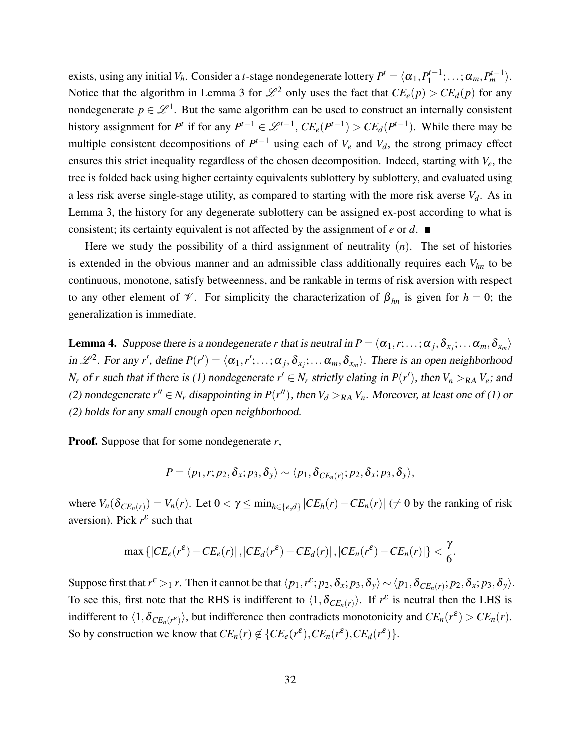exists, using any initial $V_h$. Consider a $t$-stage nondegenerate lottery $P^t = \langle \alpha_1, P_1^{t-1}; \ldots; \alpha_m, P_m^{t-1} \rangle$. Notice that the algorithm in Lemma 3 for $\mathscr{L}^2$ only uses the fact that $CE_e(p) > CE_d(p)$ for any nondegenerate $p \in \mathscr{L}^1$. But the same algorithm can be used to construct an internally consistent history assignment for $P^t$ if for any $P^{t-1} \in \mathscr{L}^{t-1}$, $CE_e(P^{t-1}) > CE_d(P^{t-1})$. While there may be multiple consistent decompositions of $P^{t-1}$ using each of $V_e$ and $V_d$, the strong primacy effect ensures this strict inequality regardless of the chosen decomposition. Indeed, starting with $V_e$, the tree is folded back using higher certainty equivalents sublottery by sublottery, and evaluated using a less risk averse single-stage utility, as compared to starting with the more risk averse $V_d$. As in Lemma 3, the history for any degenerate sublottery can be assigned ex-post according to what is consistent; its certainty equivalent is not affected by the assignment of $e$ or $d$. ■

Here we study the possibility of a third assignment of neutrality ($n$). The set of histories is extended in the obvious manner and an admissible class additionally requires each $V_{hn}$ to be continuous, monotone, satisfy betweenness, and be rankable in terms of risk aversion with respect to any other element of $\mathscr{V}$. For simplicity the characterization of $\beta_{hn}$ is given for $h = 0$; the generalization is immediate.

**Lemma 4.** *Suppose there is a nondegenerate $r$ that is neutral in $P = \langle \alpha_1, r; \ldots; \alpha_j, \delta_{x_j}; \ldots \alpha_m, \delta_{x_m} \rangle$ in $\mathscr{L}^2$. For any $r'$, define $P(r') = \langle \alpha_1, r'; \ldots; \alpha_j, \delta_{x_j}; \ldots \alpha_m, \delta_{x_m} \rangle$. There is an open neighborhood $N_r$ of $r$ such that if there is (1) nondegenerate $r' \in N_r$ strictly elating in $P(r')$, then $V_n >_{RA} V_e$; and (2) nondegenerate $r'' \in N_r$ disappointing in $P(r'')$, then $V_d >_{RA} V_n$. Moreover, at least one of (1) or (2) holds for any small enough open neighborhood.*

**Proof.** Suppose that for some nondegenerate $r$,

$$P = \langle p_1, r; p_2, \delta_x; p_3, \delta_y \rangle \sim \langle p_1, \delta_{CE_n(r)}; p_2, \delta_x; p_3, \delta_y \rangle,$$

where $V_n(\delta_{CE_n(r)}) = V_n(r)$. Let $0 < \gamma \leq \min_{h \in \{e,d\}} |CE_h(r) - CE_n(r)|$ ($\neq 0$ by the ranking of risk aversion). Pick $r^\varepsilon$ such that

$$\max \{ |CE_e(r^\varepsilon) - CE_e(r)|, |CE_d(r^\varepsilon) - CE_d(r)|, |CE_n(r^\varepsilon) - CE_n(r)| \} < \frac{\gamma}{6}.$$

Suppose first that $r^\varepsilon >_1 r$. Then it cannot be that $\langle p_1, r^\varepsilon; p_2, \delta_x; p_3, \delta_y \rangle \sim \langle p_1, \delta_{CE_n(r)}; p_2, \delta_x; p_3, \delta_y \rangle$. To see this, first note that the RHS is indifferent to $\langle 1, \delta_{CE_n(r)} \rangle$. If $r^\varepsilon$ is neutral then the LHS is indifferent to $\langle 1, \delta_{CE_n(r^\varepsilon)} \rangle$, but indifference then contradicts monotonicity and $CE_n(r^\varepsilon) > CE_n(r)$. So by construction we know that $CE_n(r) \notin \{CE_e(r^\varepsilon), CE_n(r^\varepsilon), CE_d(r^\varepsilon)\}$.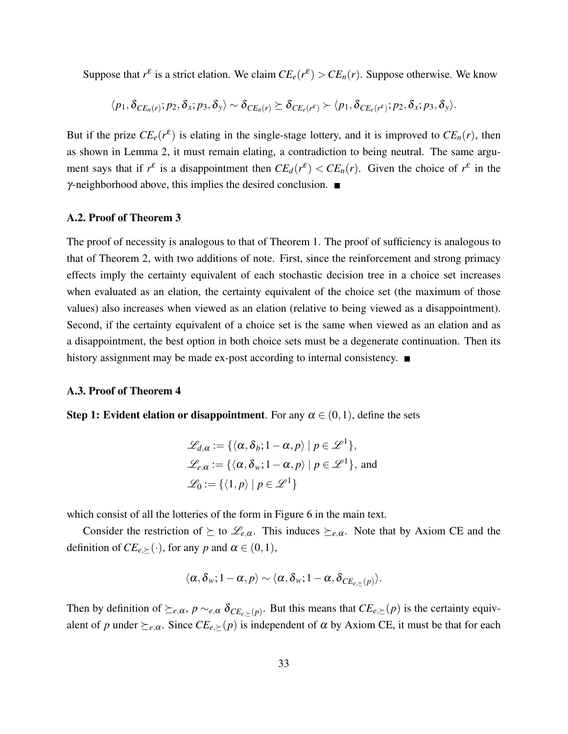Suppose that $r^\varepsilon$ is a strict elation. We claim $CE_e(r^\varepsilon) > CE_n(r)$. Suppose otherwise. We know

$$\langle p_1, \delta_{CE_n(r)}; p_2, \delta_x; p_3, \delta_y \rangle \sim \delta_{CE_n(r)} \succeq \delta_{CE_e(r^\varepsilon)} \succ \langle p_1, \delta_{CE_e(r^\varepsilon)}; p_2, \delta_x; p_3, \delta_y \rangle.$$

But if the prize $CE_e(r^\varepsilon)$ is elating in the single-stage lottery, and it is improved to $CE_n(r)$, then as shown in Lemma 2, it must remain elating, a contradiction to being neutral. The same argument says that if $r^\varepsilon$ is a disappointment then $CE_d(r^\varepsilon) < CE_n(r)$. Given the choice of $r^\varepsilon$ in the $\gamma$-neighborhood above, this implies the desired conclusion. ■

### A.2. Proof of Theorem 3

The proof of necessity is analogous to that of Theorem 1. The proof of sufficiency is analogous to that of Theorem 2, with two additions of note. First, since the reinforcement and strong primacy effects imply the certainty equivalent of each stochastic decision tree in a choice set increases when evaluated as an elation, the certainty equivalent of the choice set (the maximum of those values) also increases when viewed as an elation (relative to being viewed as a disappointment). Second, if the certainty equivalent of a choice set is the same when viewed as an elation and as a disappointment, the best option in both choice sets must be a degenerate continuation. Then its history assignment may be made ex-post according to internal consistency. ■

### A.3. Proof of Theorem 4

**Step 1: Evident elation or disappointment**. For any $\alpha \in (0,1)$, define the sets

$$\mathscr{L}_{d,\alpha} := \{\langle \alpha, \delta_b; 1-\alpha, p \rangle \mid p \in \mathscr{L}^1\},$$
$$\mathscr{L}_{e,\alpha} := \{\langle \alpha, \delta_w; 1-\alpha, p \rangle \mid p \in \mathscr{L}^1\}, \text{ and}$$
$$\mathscr{L}_0 := \{\langle 1, p \rangle \mid p \in \mathscr{L}^1\}$$

which consist of all the lotteries of the form in Figure 6 in the main text.

Consider the restriction of $\succeq$ to $\mathscr{L}_{e,\alpha}$. This induces $\succeq_{e,\alpha}$. Note that by Axiom CE and the definition of $CE_{e,\succeq}(\cdot)$, for any $p$ and $\alpha \in (0,1)$,

$$\langle \alpha, \delta_w; 1-\alpha, p \rangle \sim \langle \alpha, \delta_w; 1-\alpha, \delta_{CE_{e,\succeq}(p)} \rangle.$$

Then by definition of $\succeq_{e,\alpha}$, $p \sim_{e,\alpha} \delta_{CE_{e,\succeq}(p)}$. But this means that $CE_{e,\succeq}(p)$ is the certainty equivalent of $p$ under $\succeq_{e,\alpha}$. Since $CE_{e,\succeq}(p)$ is independent of $\alpha$ by Axiom CE, it must be that for each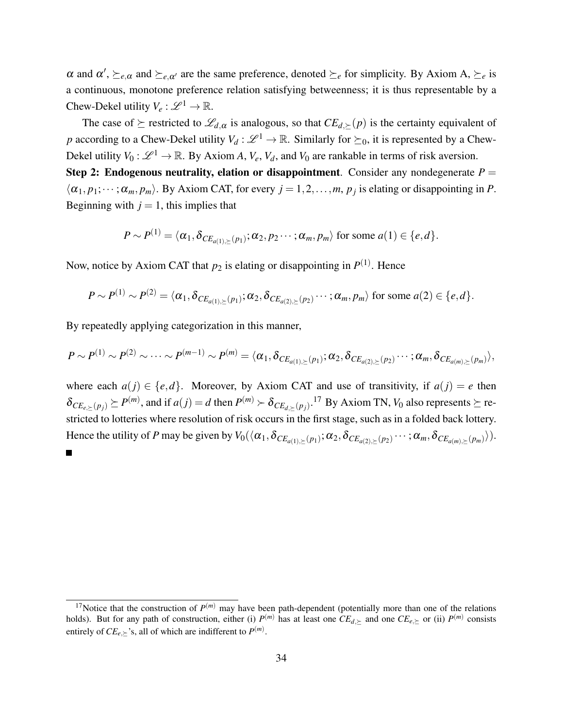$\alpha$ and $\alpha'$, $\succeq_{e,\alpha}$ and $\succeq_{e,\alpha'}$ are the same preference, denoted $\succeq_e$ for simplicity. By Axiom A, $\succeq_e$ is a continuous, monotone preference relation satisfying betweenness; it is thus representable by a Chew-Dekel utility $V_e : \mathscr{L}^1 \to \mathbb{R}$.

The case of $\succeq$ restricted to $\mathscr{L}_{d,\alpha}$ is analogous, so that $CE_{d,\succeq}(p)$ is the certainty equivalent of $p$ according to a Chew-Dekel utility $V_d : \mathscr{L}^1 \to \mathbb{R}$. Similarly for $\succeq_0$, it is represented by a Chew-Dekel utility $V_0 : \mathscr{L}^1 \to \mathbb{R}$. By Axiom *A*, $V_e$, $V_d$, and $V_0$ are rankable in terms of risk aversion.

**Step 2: Endogenous neutrality, elation or disappointment**. Consider any nondegenerate $P = \langle \alpha_1, p_1; \cdots; \alpha_m, p_m \rangle$. By Axiom CAT, for every $j = 1, 2, \ldots, m$, $p_j$ is elating or disappointing in $P$. Beginning with $j = 1$, this implies that

$$P \sim P^{(1)} = \langle \alpha_1, \delta_{CE_{a(1),\succeq}(p_1)}; \alpha_2, p_2 \cdots; \alpha_m, p_m \rangle \text{ for some } a(1) \in \{e, d\}.$$

Now, notice by Axiom CAT that $p_2$ is elating or disappointing in $P^{(1)}$. Hence

$$P \sim P^{(1)} \sim P^{(2)} = \langle \alpha_1, \delta_{CE_{a(1),\succeq}(p_1)}; \alpha_2, \delta_{CE_{a(2),\succeq}(p_2)} \cdots; \alpha_m, p_m \rangle \text{ for some } a(2) \in \{e, d\}.$$

By repeatedly applying categorization in this manner,

$$P \sim P^{(1)} \sim P^{(2)} \sim \cdots \sim P^{(m-1)} \sim P^{(m)} = \langle \alpha_1, \delta_{CE_{a(1),\succeq}(p_1)}; \alpha_2, \delta_{CE_{a(2),\succeq}(p_2)} \cdots; \alpha_m, \delta_{CE_{a(m),\succeq}(p_m)} \rangle,$$

where each $a(j) \in \{e, d\}$. Moreover, by Axiom CAT and use of transitivity, if $a(j) = e$ then $\delta_{CE_{e,\succeq}(p_j)} \succeq P^{(m)}$, and if $a(j) = d$ then $P^{(m)} \succ \delta_{CE_{d,\succeq}(p_j)}$.[17] By Axiom TN, $V_0$ also represents $\succeq$ restricted to lotteries where resolution of risk occurs in the first stage, such as in a folded back lottery. Hence the utility of $P$ may be given by $V_0(\langle \alpha_1, \delta_{CE_{a(1),\succeq}(p_1)}; \alpha_2, \delta_{CE_{a(2),\succeq}(p_2)} \cdots; \alpha_m, \delta_{CE_{a(m),\succeq}(p_m)} \rangle)$. ■

[17]Notice that the construction of $P^{(m)}$ may have been path-dependent (potentially more than one of the relations holds). But for any path of construction, either (i) $P^{(m)}$ has at least one $CE_{d,\succeq}$ and one $CE_{e,\succeq}$ or (ii) $P^{(m)}$ consists entirely of $CE_{e,\succeq}$'s, all of which are indifferent to $P^{(m)}$.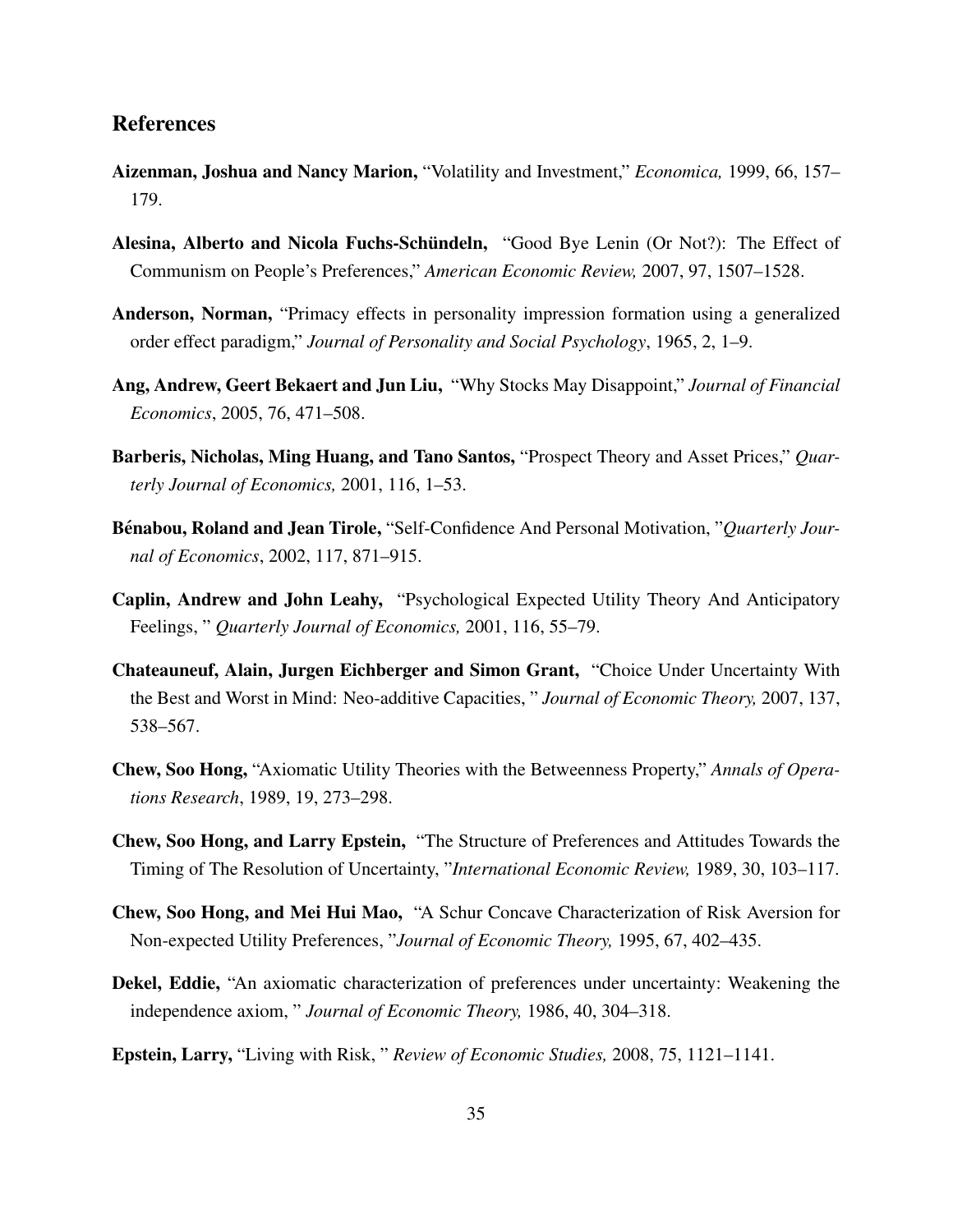## References

**Aizenman, Joshua and Nancy Marion,** "Volatility and Investment," *Economica,* 1999, 66, 157–179.

**Alesina, Alberto and Nicola Fuchs-Schündeln,** "Good Bye Lenin (Or Not?): The Effect of Communism on People's Preferences," *American Economic Review,* 2007, 97, 1507–1528.

**Anderson, Norman,** "Primacy effects in personality impression formation using a generalized order effect paradigm," *Journal of Personality and Social Psychology*, 1965, 2, 1–9.

**Ang, Andrew, Geert Bekaert and Jun Liu,** "Why Stocks May Disappoint," *Journal of Financial Economics*, 2005, 76, 471–508.

**Barberis, Nicholas, Ming Huang, and Tano Santos,** "Prospect Theory and Asset Prices," *Quarterly Journal of Economics,* 2001, 116, 1–53.

**Bénabou, Roland and Jean Tirole,** "Self-Confidence And Personal Motivation, "*Quarterly Journal of Economics*, 2002, 117, 871–915.

**Caplin, Andrew and John Leahy,** "Psychological Expected Utility Theory And Anticipatory Feelings, " *Quarterly Journal of Economics,* 2001, 116, 55–79.

**Chateauneuf, Alain, Jurgen Eichberger and Simon Grant,** "Choice Under Uncertainty With the Best and Worst in Mind: Neo-additive Capacities, " *Journal of Economic Theory,* 2007, 137, 538–567.

**Chew, Soo Hong,** "Axiomatic Utility Theories with the Betweenness Property," *Annals of Operations Research*, 1989, 19, 273–298.

**Chew, Soo Hong, and Larry Epstein,** "The Structure of Preferences and Attitudes Towards the Timing of The Resolution of Uncertainty, "*International Economic Review,* 1989, 30, 103–117.

**Chew, Soo Hong, and Mei Hui Mao,** "A Schur Concave Characterization of Risk Aversion for Non-expected Utility Preferences, "*Journal of Economic Theory,* 1995, 67, 402–435.

**Dekel, Eddie,** "An axiomatic characterization of preferences under uncertainty: Weakening the independence axiom, " *Journal of Economic Theory,* 1986, 40, 304–318.

**Epstein, Larry,** "Living with Risk, " *Review of Economic Studies,* 2008, 75, 1121–1141.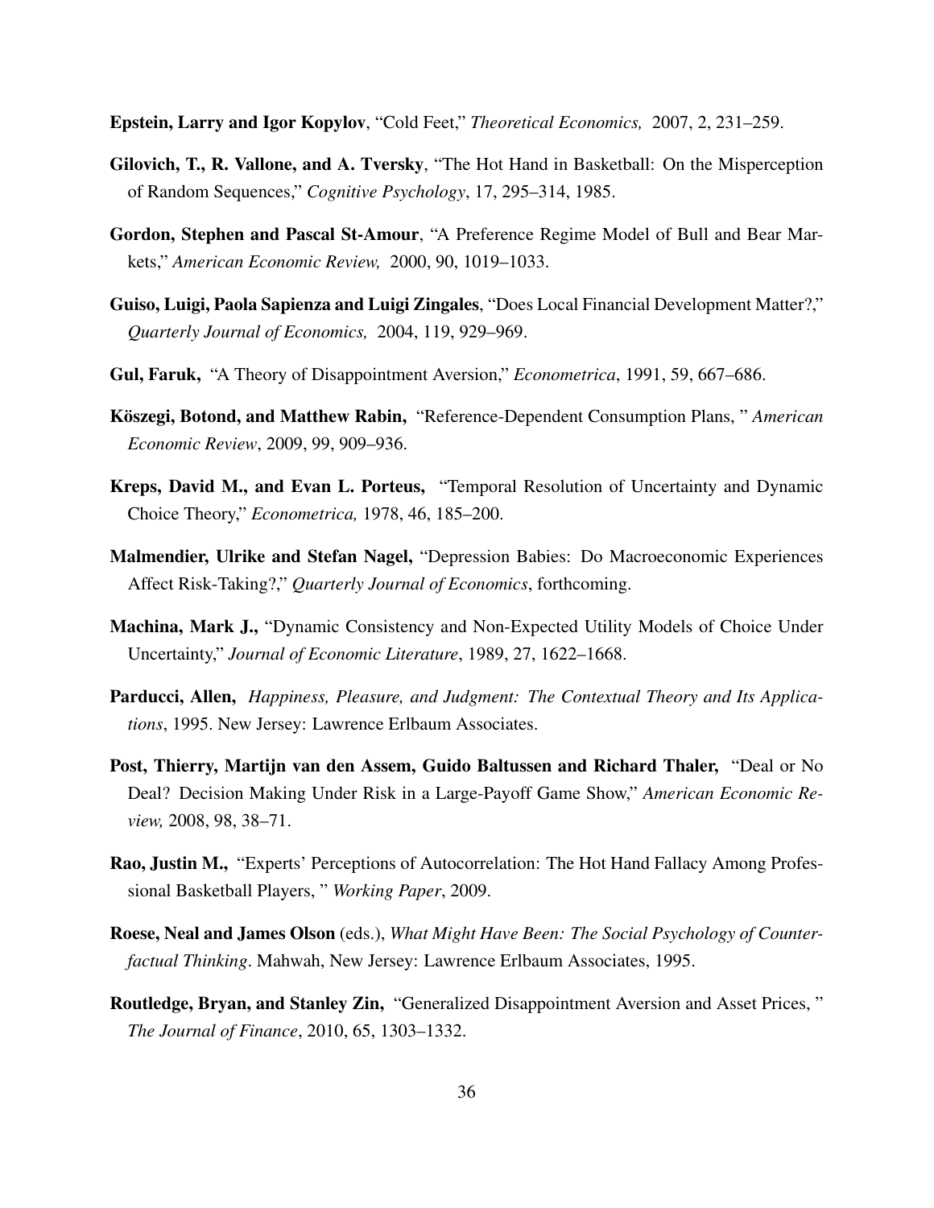**Epstein, Larry and Igor Kopylov**, "Cold Feet," *Theoretical Economics,* 2007, 2, 231–259.

**Gilovich, T., R. Vallone, and A. Tversky**, "The Hot Hand in Basketball: On the Misperception of Random Sequences," *Cognitive Psychology*, 17, 295–314, 1985.

**Gordon, Stephen and Pascal St-Amour**, "A Preference Regime Model of Bull and Bear Markets," *American Economic Review,* 2000, 90, 1019–1033.

**Guiso, Luigi, Paola Sapienza and Luigi Zingales**, "Does Local Financial Development Matter?," *Quarterly Journal of Economics,* 2004, 119, 929–969.

**Gul, Faruk,** "A Theory of Disappointment Aversion," *Econometrica*, 1991, 59, 667–686.

**Köszegi, Botond, and Matthew Rabin,** "Reference-Dependent Consumption Plans, " *American Economic Review*, 2009, 99, 909–936.

**Kreps, David M., and Evan L. Porteus,** "Temporal Resolution of Uncertainty and Dynamic Choice Theory," *Econometrica,* 1978, 46, 185–200.

**Malmendier, Ulrike and Stefan Nagel,** "Depression Babies: Do Macroeconomic Experiences Affect Risk-Taking?," *Quarterly Journal of Economics*, forthcoming.

**Machina, Mark J.,** "Dynamic Consistency and Non-Expected Utility Models of Choice Under Uncertainty," *Journal of Economic Literature*, 1989, 27, 1622–1668.

**Parducci, Allen,** *Happiness, Pleasure, and Judgment: The Contextual Theory and Its Applications*, 1995. New Jersey: Lawrence Erlbaum Associates.

**Post, Thierry, Martijn van den Assem, Guido Baltussen and Richard Thaler,** "Deal or No Deal? Decision Making Under Risk in a Large-Payoff Game Show," *American Economic Review,* 2008, 98, 38–71.

**Rao, Justin M.,** "Experts' Perceptions of Autocorrelation: The Hot Hand Fallacy Among Professional Basketball Players, " *Working Paper*, 2009.

**Roese, Neal and James Olson** (eds.), *What Might Have Been: The Social Psychology of Counterfactual Thinking*. Mahwah, New Jersey: Lawrence Erlbaum Associates, 1995.

**Routledge, Bryan, and Stanley Zin,** "Generalized Disappointment Aversion and Asset Prices, " *The Journal of Finance*, 2010, 65, 1303–1332.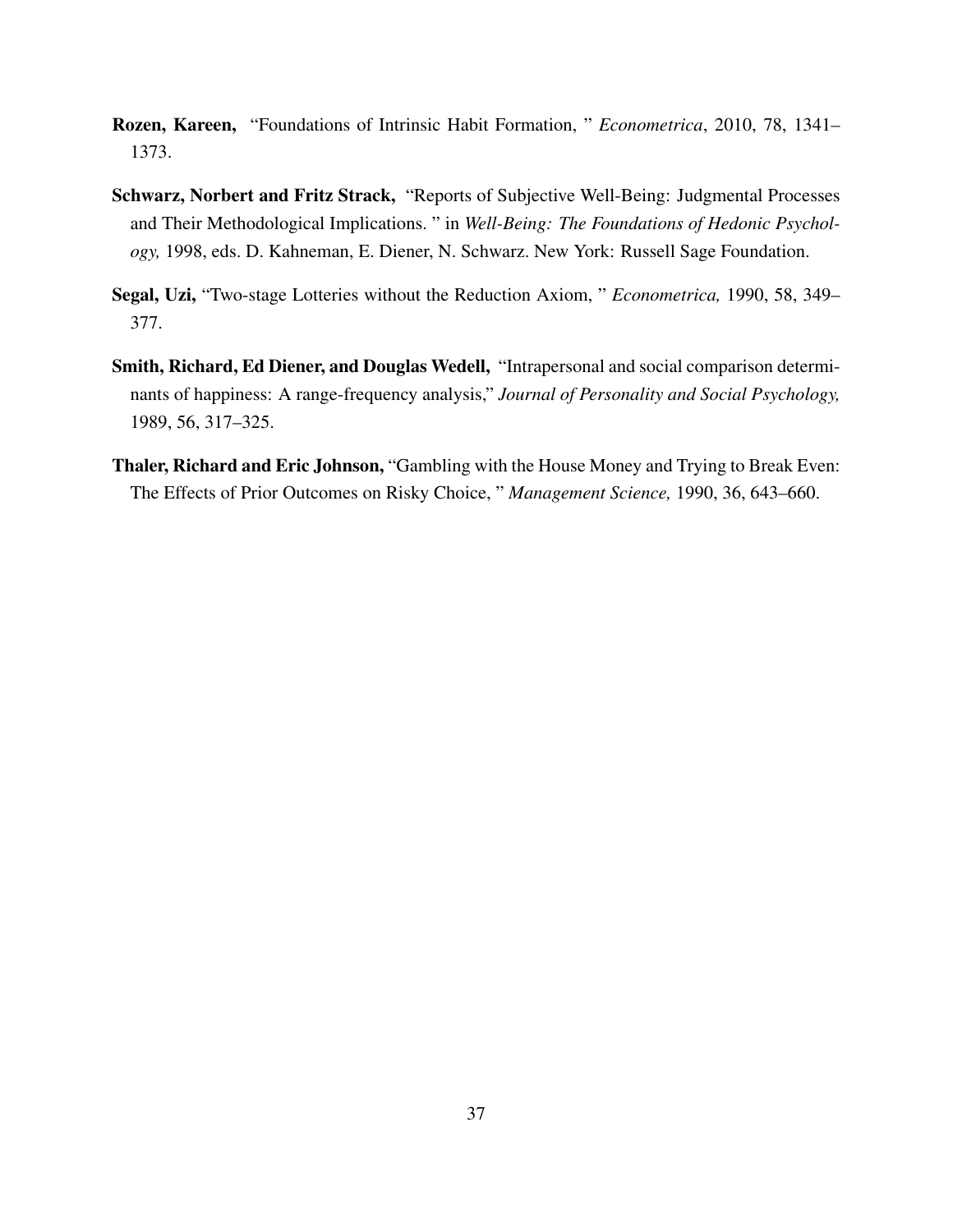**Rozen, Kareen,** "Foundations of Intrinsic Habit Formation, " *Econometrica*, 2010, 78, 1341–1373.

**Schwarz, Norbert and Fritz Strack,** "Reports of Subjective Well-Being: Judgmental Processes and Their Methodological Implications. " in *Well-Being: The Foundations of Hedonic Psychology,* 1998, eds. D. Kahneman, E. Diener, N. Schwarz. New York: Russell Sage Foundation.

**Segal, Uzi,** "Two-stage Lotteries without the Reduction Axiom, " *Econometrica,* 1990, 58, 349–377.

**Smith, Richard, Ed Diener, and Douglas Wedell,** "Intrapersonal and social comparison determinants of happiness: A range-frequency analysis," *Journal of Personality and Social Psychology,* 1989, 56, 317–325.

**Thaler, Richard and Eric Johnson,** "Gambling with the House Money and Trying to Break Even: The Effects of Prior Outcomes on Risky Choice, " *Management Science,* 1990, 36, 643–660.